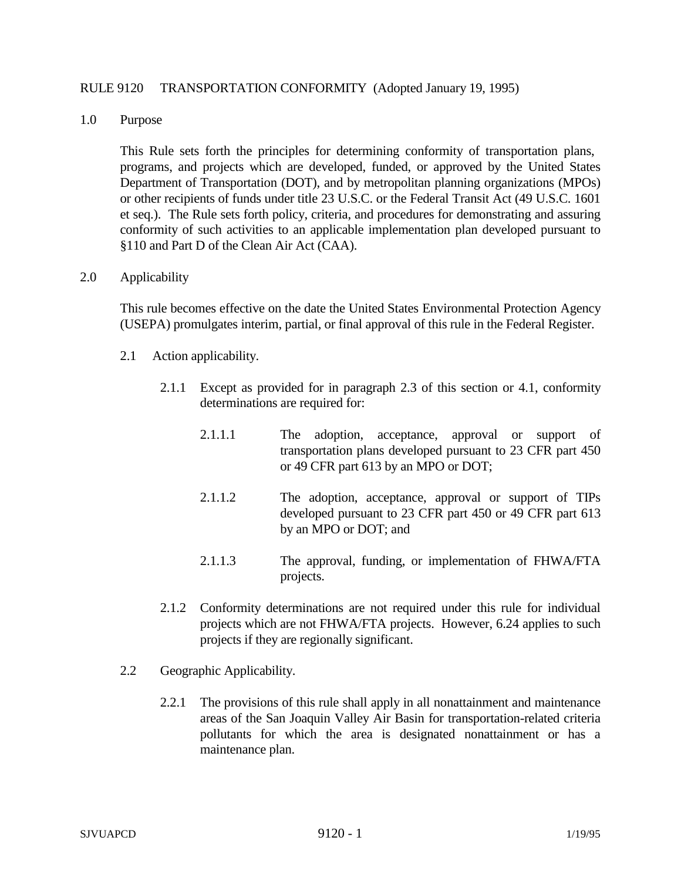# RULE 9120 TRANSPORTATION CONFORMITY (Adopted January 19, 1995)

## 1.0 Purpose

This Rule sets forth the principles for determining conformity of transportation plans, programs, and projects which are developed, funded, or approved by the United States Department of Transportation (DOT), and by metropolitan planning organizations (MPOs) or other recipients of funds under title 23 U.S.C. or the Federal Transit Act (49 U.S.C. 1601 et seq.). The Rule sets forth policy, criteria, and procedures for demonstrating and assuring conformity of such activities to an applicable implementation plan developed pursuant to §110 and Part D of the Clean Air Act (CAA).

## 2.0 Applicability

This rule becomes effective on the date the United States Environmental Protection Agency (USEPA) promulgates interim, partial, or final approval of this rule in the Federal Register.

2.1 Action applicability.

2.1.1 Except as provided for in paragraph 2.3 of this section or 4.1, conformity determinations are required for:

2.1.1.1 The adoption, acceptance, approval or support of transportation plans developed pursuant to 23 CFR part 450 or 49 CFR part 613 by an MPO or DOT;

2.1.1.2 The adoption, acceptance, approval or support of TIPs developed pursuant to 23 CFR part 450 or 49 CFR part 613 by an MPO or DOT; and

2.1.1.3 The approval, funding, or implementation of FHWA/FTA projects.

2.1.2 Conformity determinations are not required under this rule for individual projects which are not FHWA/FTA projects. However, 6.24 applies to such projects if they are regionally significant.

2.2 Geographic Applicability.

2.2.1 The provisions of this rule shall apply in all nonattainment and maintenance areas of the San Joaquin Valley Air Basin for transportation-related criteria pollutants for which the area is designated nonattainment or has a maintenance plan.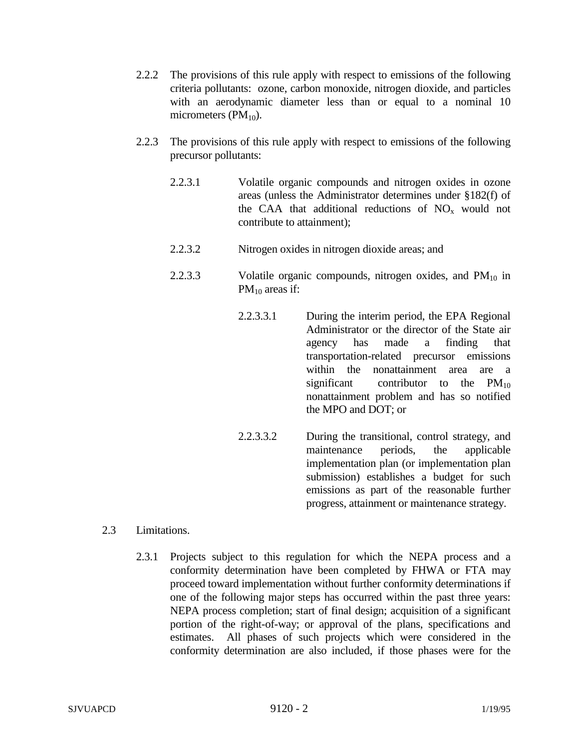2.2.2 The provisions of this rule apply with respect to emissions of the following criteria pollutants: ozone, carbon monoxide, nitrogen dioxide, and particles with an aerodynamic diameter less than or equal to a nominal 10 micrometers ($PM_{10}$).

2.2.3 The provisions of this rule apply with respect to emissions of the following precursor pollutants:

2.2.3.1 Volatile organic compounds and nitrogen oxides in ozone areas (unless the Administrator determines under §182(f) of the CAA that additional reductions of $NO_x$ would not contribute to attainment);

2.2.3.2 Nitrogen oxides in nitrogen dioxide areas; and

2.2.3.3 Volatile organic compounds, nitrogen oxides, and $PM_{10}$ in $PM_{10}$ areas if:

2.2.3.3.1 During the interim period, the EPA Regional Administrator or the director of the State air agency has made a finding that transportation-related precursor emissions within the nonattainment area are a significant contributor to the $PM_{10}$ nonattainment problem and has so notified the MPO and DOT; or

2.2.3.3.2 During the transitional, control strategy, and maintenance periods, the applicable implementation plan (or implementation plan submission) establishes a budget for such emissions as part of the reasonable further progress, attainment or maintenance strategy.

2.3 Limitations.

2.3.1 Projects subject to this regulation for which the NEPA process and a conformity determination have been completed by FHWA or FTA may proceed toward implementation without further conformity determinations if one of the following major steps has occurred within the past three years: NEPA process completion; start of final design; acquisition of a significant portion of the right-of-way; or approval of the plans, specifications and estimates. All phases of such projects which were considered in the conformity determination are also included, if those phases were for the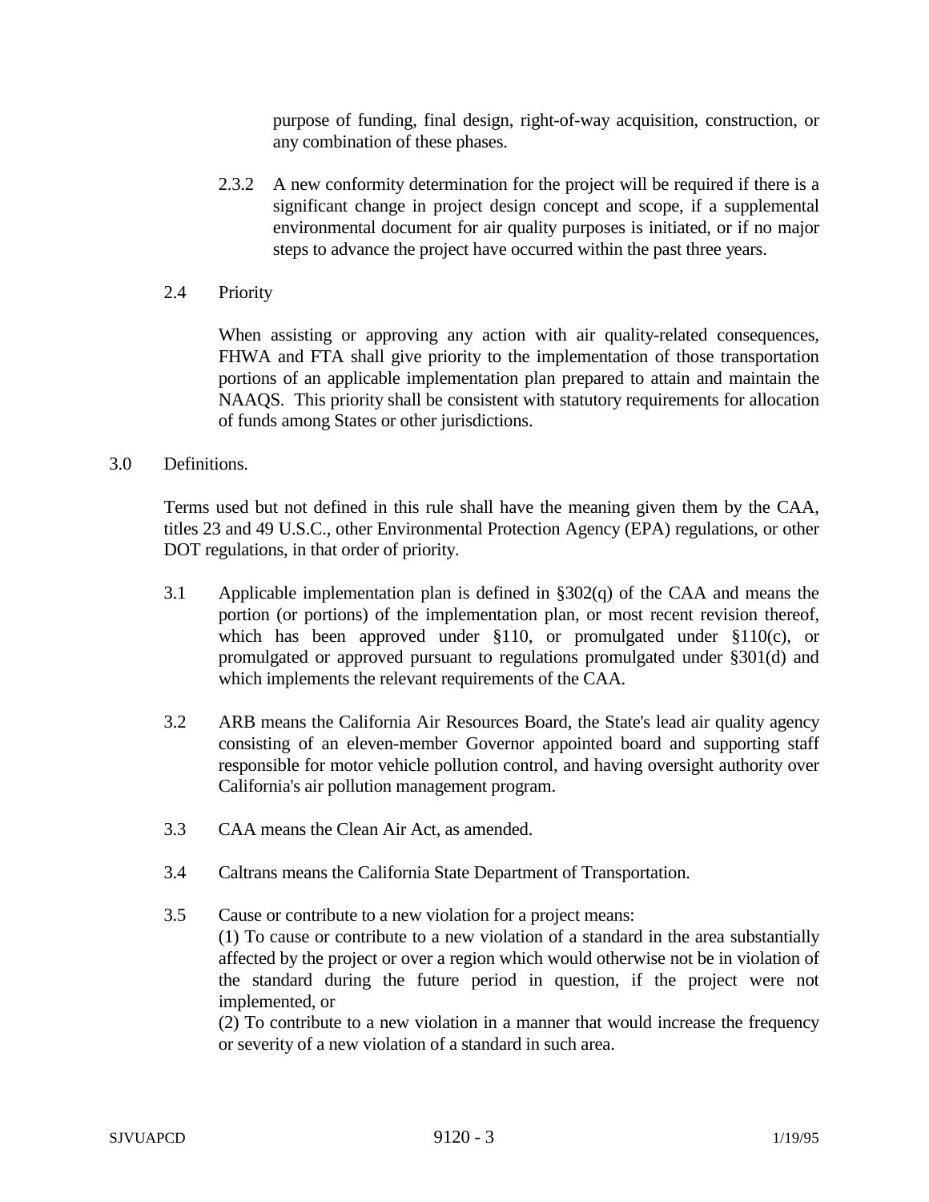purpose of funding, final design, right-of-way acquisition, construction, or any combination of these phases.

2.3.2 A new conformity determination for the project will be required if there is a significant change in project design concept and scope, if a supplemental environmental document for air quality purposes is initiated, or if no major steps to advance the project have occurred within the past three years.

2.4 Priority

When assisting or approving any action with air quality-related consequences, FHWA and FTA shall give priority to the implementation of those transportation portions of an applicable implementation plan prepared to attain and maintain the NAAQS. This priority shall be consistent with statutory requirements for allocation of funds among States or other jurisdictions.

## 3.0 Definitions.

Terms used but not defined in this rule shall have the meaning given them by the CAA, titles 23 and 49 U.S.C., other Environmental Protection Agency (EPA) regulations, or other DOT regulations, in that order of priority.

3.1 Applicable implementation plan is defined in §302(q) of the CAA and means the portion (or portions) of the implementation plan, or most recent revision thereof, which has been approved under §110, or promulgated under §110(c), or promulgated or approved pursuant to regulations promulgated under §301(d) and which implements the relevant requirements of the CAA.

3.2 ARB means the California Air Resources Board, the State's lead air quality agency consisting of an eleven-member Governor appointed board and supporting staff responsible for motor vehicle pollution control, and having oversight authority over California's air pollution management program.

3.3 CAA means the Clean Air Act, as amended.

3.4 Caltrans means the California State Department of Transportation.

3.5 Cause or contribute to a new violation for a project means:
(1) To cause or contribute to a new violation of a standard in the area substantially affected by the project or over a region which would otherwise not be in violation of the standard during the future period in question, if the project were not implemented, or
(2) To contribute to a new violation in a manner that would increase the frequency or severity of a new violation of a standard in such area.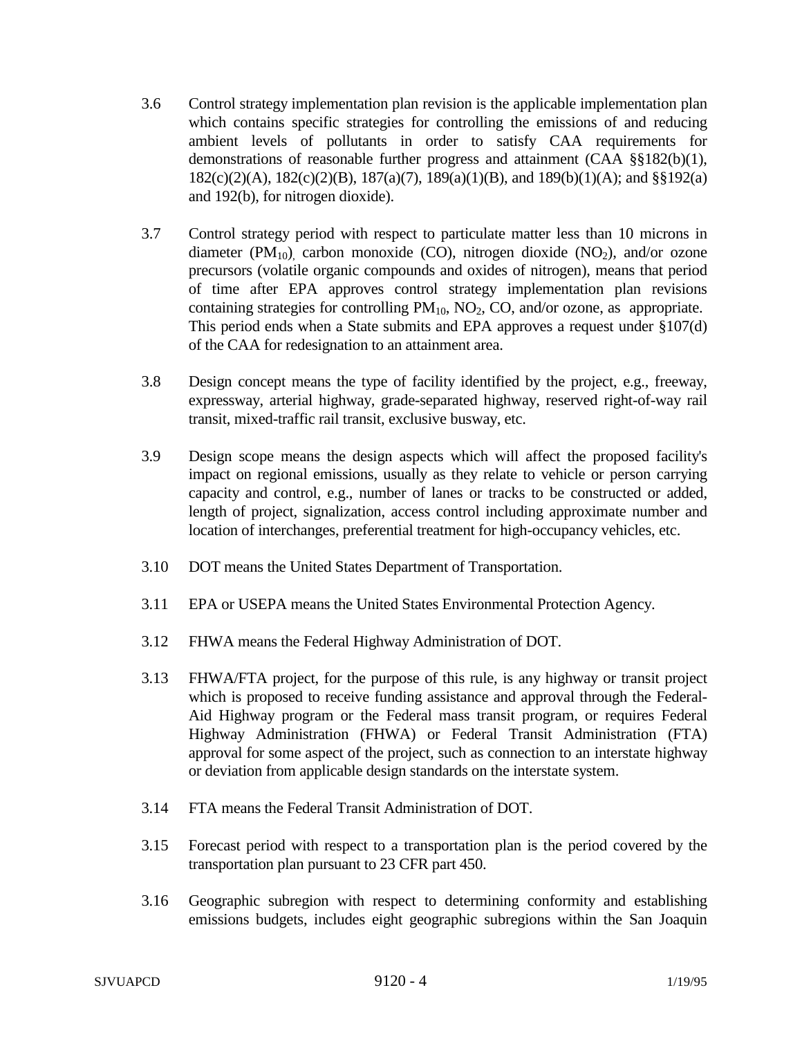3.6 Control strategy implementation plan revision is the applicable implementation plan which contains specific strategies for controlling the emissions of and reducing ambient levels of pollutants in order to satisfy CAA requirements for demonstrations of reasonable further progress and attainment (CAA §§182(b)(1), 182(c)(2)(A), 182(c)(2)(B), 187(a)(7), 189(a)(1)(B), and 189(b)(1)(A); and §§192(a) and 192(b), for nitrogen dioxide).

3.7 Control strategy period with respect to particulate matter less than 10 microns in diameter ($PM_{10}$), carbon monoxide (CO), nitrogen dioxide ($NO_2$), and/or ozone precursors (volatile organic compounds and oxides of nitrogen), means that period of time after EPA approves control strategy implementation plan revisions containing strategies for controlling $PM_{10}$, $NO_2$, CO, and/or ozone, as appropriate. This period ends when a State submits and EPA approves a request under §107(d) of the CAA for redesignation to an attainment area.

3.8 Design concept means the type of facility identified by the project, e.g., freeway, expressway, arterial highway, grade-separated highway, reserved right-of-way rail transit, mixed-traffic rail transit, exclusive busway, etc.

3.9 Design scope means the design aspects which will affect the proposed facility's impact on regional emissions, usually as they relate to vehicle or person carrying capacity and control, e.g., number of lanes or tracks to be constructed or added, length of project, signalization, access control including approximate number and location of interchanges, preferential treatment for high-occupancy vehicles, etc.

3.10 DOT means the United States Department of Transportation.

3.11 EPA or USEPA means the United States Environmental Protection Agency.

3.12 FHWA means the Federal Highway Administration of DOT.

3.13 FHWA/FTA project, for the purpose of this rule, is any highway or transit project which is proposed to receive funding assistance and approval through the Federal-Aid Highway program or the Federal mass transit program, or requires Federal Highway Administration (FHWA) or Federal Transit Administration (FTA) approval for some aspect of the project, such as connection to an interstate highway or deviation from applicable design standards on the interstate system.

3.14 FTA means the Federal Transit Administration of DOT.

3.15 Forecast period with respect to a transportation plan is the period covered by the transportation plan pursuant to 23 CFR part 450.

3.16 Geographic subregion with respect to determining conformity and establishing emissions budgets, includes eight geographic subregions within the San Joaquin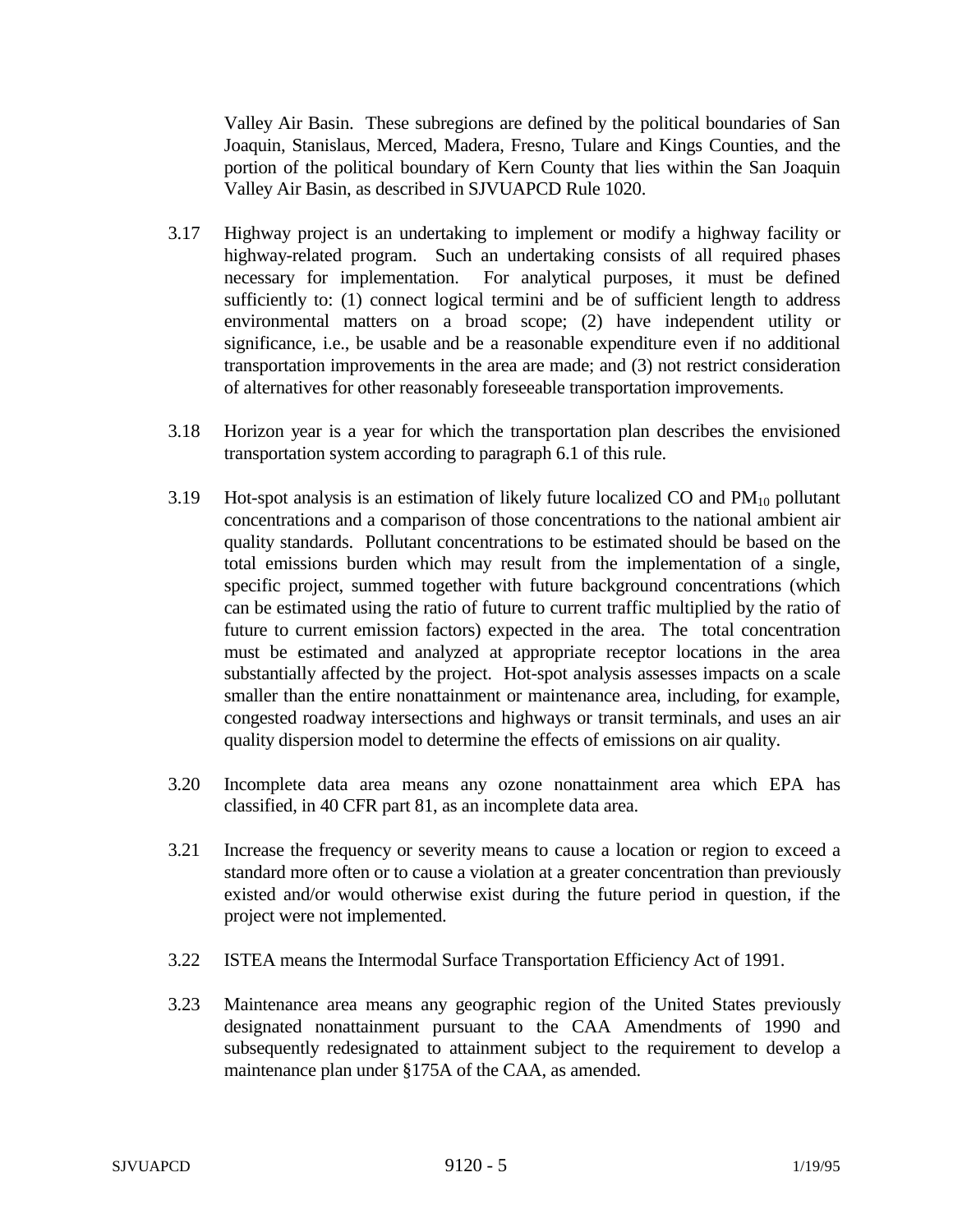Valley Air Basin. These subregions are defined by the political boundaries of San Joaquin, Stanislaus, Merced, Madera, Fresno, Tulare and Kings Counties, and the portion of the political boundary of Kern County that lies within the San Joaquin Valley Air Basin, as described in SJVUAPCD Rule 1020.

3.17 Highway project is an undertaking to implement or modify a highway facility or highway-related program. Such an undertaking consists of all required phases necessary for implementation. For analytical purposes, it must be defined sufficiently to: (1) connect logical termini and be of sufficient length to address environmental matters on a broad scope; (2) have independent utility or significance, i.e., be usable and be a reasonable expenditure even if no additional transportation improvements in the area are made; and (3) not restrict consideration of alternatives for other reasonably foreseeable transportation improvements.

3.18 Horizon year is a year for which the transportation plan describes the envisioned transportation system according to paragraph 6.1 of this rule.

3.19 Hot-spot analysis is an estimation of likely future localized CO and $PM_{10}$ pollutant concentrations and a comparison of those concentrations to the national ambient air quality standards. Pollutant concentrations to be estimated should be based on the total emissions burden which may result from the implementation of a single, specific project, summed together with future background concentrations (which can be estimated using the ratio of future to current traffic multiplied by the ratio of future to current emission factors) expected in the area. The total concentration must be estimated and analyzed at appropriate receptor locations in the area substantially affected by the project. Hot-spot analysis assesses impacts on a scale smaller than the entire nonattainment or maintenance area, including, for example, congested roadway intersections and highways or transit terminals, and uses an air quality dispersion model to determine the effects of emissions on air quality.

3.20 Incomplete data area means any ozone nonattainment area which EPA has classified, in 40 CFR part 81, as an incomplete data area.

3.21 Increase the frequency or severity means to cause a location or region to exceed a standard more often or to cause a violation at a greater concentration than previously existed and/or would otherwise exist during the future period in question, if the project were not implemented.

3.22 ISTEA means the Intermodal Surface Transportation Efficiency Act of 1991.

3.23 Maintenance area means any geographic region of the United States previously designated nonattainment pursuant to the CAA Amendments of 1990 and subsequently redesignated to attainment subject to the requirement to develop a maintenance plan under §175A of the CAA, as amended.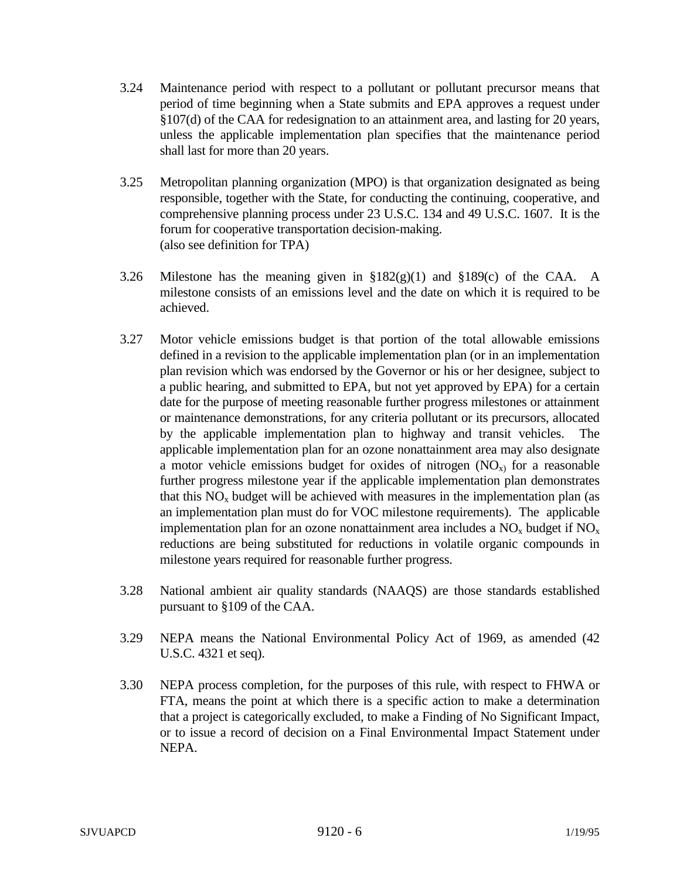3.24 Maintenance period with respect to a pollutant or pollutant precursor means that period of time beginning when a State submits and EPA approves a request under §107(d) of the CAA for redesignation to an attainment area, and lasting for 20 years, unless the applicable implementation plan specifies that the maintenance period shall last for more than 20 years.

3.25 Metropolitan planning organization (MPO) is that organization designated as being responsible, together with the State, for conducting the continuing, cooperative, and comprehensive planning process under 23 U.S.C. 134 and 49 U.S.C. 1607. It is the forum for cooperative transportation decision-making.
(also see definition for TPA)

3.26 Milestone has the meaning given in §182(g)(1) and §189(c) of the CAA. A milestone consists of an emissions level and the date on which it is required to be achieved.

3.27 Motor vehicle emissions budget is that portion of the total allowable emissions defined in a revision to the applicable implementation plan (or in an implementation plan revision which was endorsed by the Governor or his or her designee, subject to a public hearing, and submitted to EPA, but not yet approved by EPA) for a certain date for the purpose of meeting reasonable further progress milestones or attainment or maintenance demonstrations, for any criteria pollutant or its precursors, allocated by the applicable implementation plan to highway and transit vehicles. The applicable implementation plan for an ozone nonattainment area may also designate a motor vehicle emissions budget for oxides of nitrogen ($NO_x$) for a reasonable further progress milestone year if the applicable implementation plan demonstrates that this $NO_x$ budget will be achieved with measures in the implementation plan (as an implementation plan must do for VOC milestone requirements). The applicable implementation plan for an ozone nonattainment area includes a $NO_x$ budget if $NO_x$ reductions are being substituted for reductions in volatile organic compounds in milestone years required for reasonable further progress.

3.28 National ambient air quality standards (NAAQS) are those standards established pursuant to §109 of the CAA.

3.29 NEPA means the National Environmental Policy Act of 1969, as amended (42 U.S.C. 4321 et seq).

3.30 NEPA process completion, for the purposes of this rule, with respect to FHWA or FTA, means the point at which there is a specific action to make a determination that a project is categorically excluded, to make a Finding of No Significant Impact, or to issue a record of decision on a Final Environmental Impact Statement under NEPA.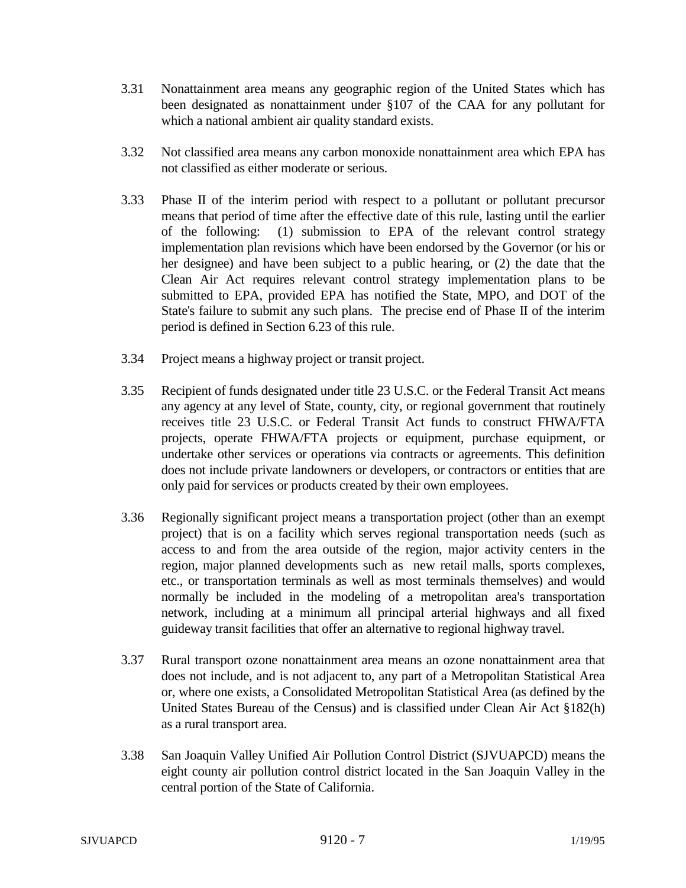3.31 Nonattainment area means any geographic region of the United States which has been designated as nonattainment under §107 of the CAA for any pollutant for which a national ambient air quality standard exists.

3.32 Not classified area means any carbon monoxide nonattainment area which EPA has not classified as either moderate or serious.

3.33 Phase II of the interim period with respect to a pollutant or pollutant precursor means that period of time after the effective date of this rule, lasting until the earlier of the following: (1) submission to EPA of the relevant control strategy implementation plan revisions which have been endorsed by the Governor (or his or her designee) and have been subject to a public hearing, or (2) the date that the Clean Air Act requires relevant control strategy implementation plans to be submitted to EPA, provided EPA has notified the State, MPO, and DOT of the State's failure to submit any such plans. The precise end of Phase II of the interim period is defined in Section 6.23 of this rule.

3.34 Project means a highway project or transit project.

3.35 Recipient of funds designated under title 23 U.S.C. or the Federal Transit Act means any agency at any level of State, county, city, or regional government that routinely receives title 23 U.S.C. or Federal Transit Act funds to construct FHWA/FTA projects, operate FHWA/FTA projects or equipment, purchase equipment, or undertake other services or operations via contracts or agreements. This definition does not include private landowners or developers, or contractors or entities that are only paid for services or products created by their own employees.

3.36 Regionally significant project means a transportation project (other than an exempt project) that is on a facility which serves regional transportation needs (such as access to and from the area outside of the region, major activity centers in the region, major planned developments such as new retail malls, sports complexes, etc., or transportation terminals as well as most terminals themselves) and would normally be included in the modeling of a metropolitan area's transportation network, including at a minimum all principal arterial highways and all fixed guideway transit facilities that offer an alternative to regional highway travel.

3.37 Rural transport ozone nonattainment area means an ozone nonattainment area that does not include, and is not adjacent to, any part of a Metropolitan Statistical Area or, where one exists, a Consolidated Metropolitan Statistical Area (as defined by the United States Bureau of the Census) and is classified under Clean Air Act §182(h) as a rural transport area.

3.38 San Joaquin Valley Unified Air Pollution Control District (SJVUAPCD) means the eight county air pollution control district located in the San Joaquin Valley in the central portion of the State of California.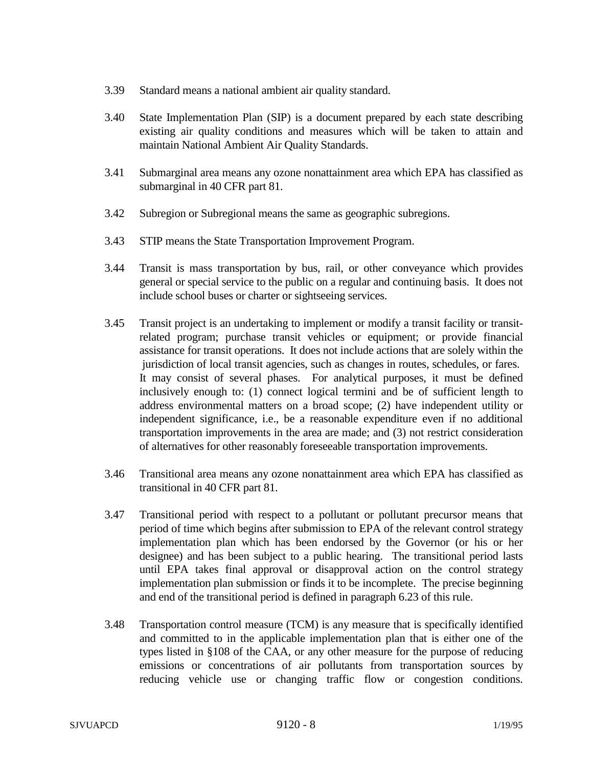3.39 Standard means a national ambient air quality standard.

3.40 State Implementation Plan (SIP) is a document prepared by each state describing existing air quality conditions and measures which will be taken to attain and maintain National Ambient Air Quality Standards.

3.41 Submarginal area means any ozone nonattainment area which EPA has classified as submarginal in 40 CFR part 81.

3.42 Subregion or Subregional means the same as geographic subregions.

3.43 STIP means the State Transportation Improvement Program.

3.44 Transit is mass transportation by bus, rail, or other conveyance which provides general or special service to the public on a regular and continuing basis. It does not include school buses or charter or sightseeing services.

3.45 Transit project is an undertaking to implement or modify a transit facility or transit-related program; purchase transit vehicles or equipment; or provide financial assistance for transit operations. It does not include actions that are solely within the jurisdiction of local transit agencies, such as changes in routes, schedules, or fares. It may consist of several phases. For analytical purposes, it must be defined inclusively enough to: (1) connect logical termini and be of sufficient length to address environmental matters on a broad scope; (2) have independent utility or independent significance, i.e., be a reasonable expenditure even if no additional transportation improvements in the area are made; and (3) not restrict consideration of alternatives for other reasonably foreseeable transportation improvements.

3.46 Transitional area means any ozone nonattainment area which EPA has classified as transitional in 40 CFR part 81.

3.47 Transitional period with respect to a pollutant or pollutant precursor means that period of time which begins after submission to EPA of the relevant control strategy implementation plan which has been endorsed by the Governor (or his or her designee) and has been subject to a public hearing. The transitional period lasts until EPA takes final approval or disapproval action on the control strategy implementation plan submission or finds it to be incomplete. The precise beginning and end of the transitional period is defined in paragraph 6.23 of this rule.

3.48 Transportation control measure (TCM) is any measure that is specifically identified and committed to in the applicable implementation plan that is either one of the types listed in §108 of the CAA, or any other measure for the purpose of reducing emissions or concentrations of air pollutants from transportation sources by reducing vehicle use or changing traffic flow or congestion conditions.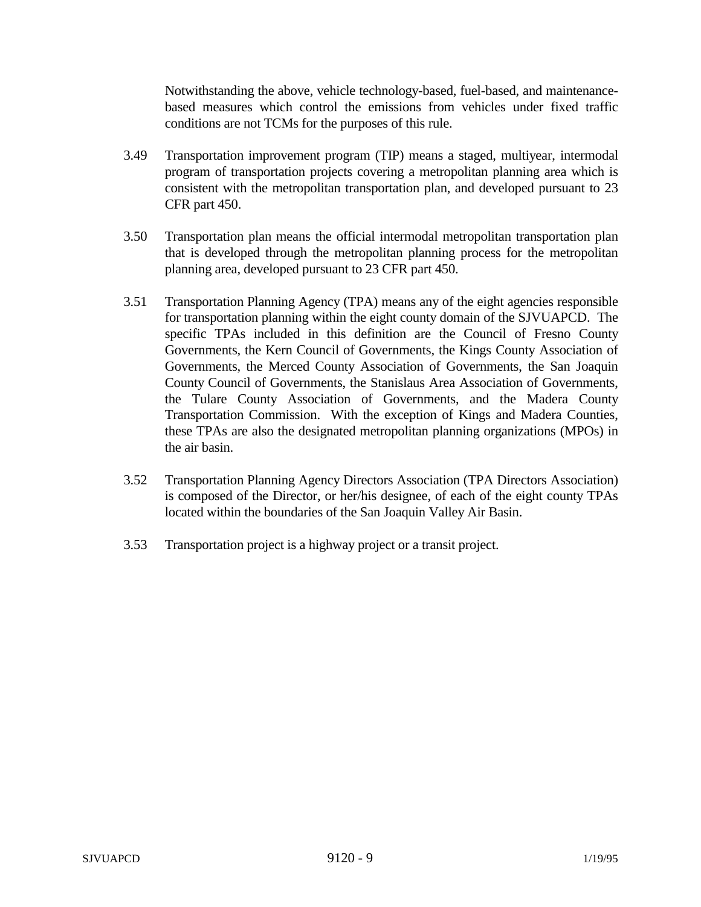Notwithstanding the above, vehicle technology-based, fuel-based, and maintenance-based measures which control the emissions from vehicles under fixed traffic conditions are not TCMs for the purposes of this rule.

3.49 Transportation improvement program (TIP) means a staged, multiyear, intermodal program of transportation projects covering a metropolitan planning area which is consistent with the metropolitan transportation plan, and developed pursuant to 23 CFR part 450.

3.50 Transportation plan means the official intermodal metropolitan transportation plan that is developed through the metropolitan planning process for the metropolitan planning area, developed pursuant to 23 CFR part 450.

3.51 Transportation Planning Agency (TPA) means any of the eight agencies responsible for transportation planning within the eight county domain of the SJVUAPCD. The specific TPAs included in this definition are the Council of Fresno County Governments, the Kern Council of Governments, the Kings County Association of Governments, the Merced County Association of Governments, the San Joaquin County Council of Governments, the Stanislaus Area Association of Governments, the Tulare County Association of Governments, and the Madera County Transportation Commission. With the exception of Kings and Madera Counties, these TPAs are also the designated metropolitan planning organizations (MPOs) in the air basin.

3.52 Transportation Planning Agency Directors Association (TPA Directors Association) is composed of the Director, or her/his designee, of each of the eight county TPAs located within the boundaries of the San Joaquin Valley Air Basin.

3.53 Transportation project is a highway project or a transit project.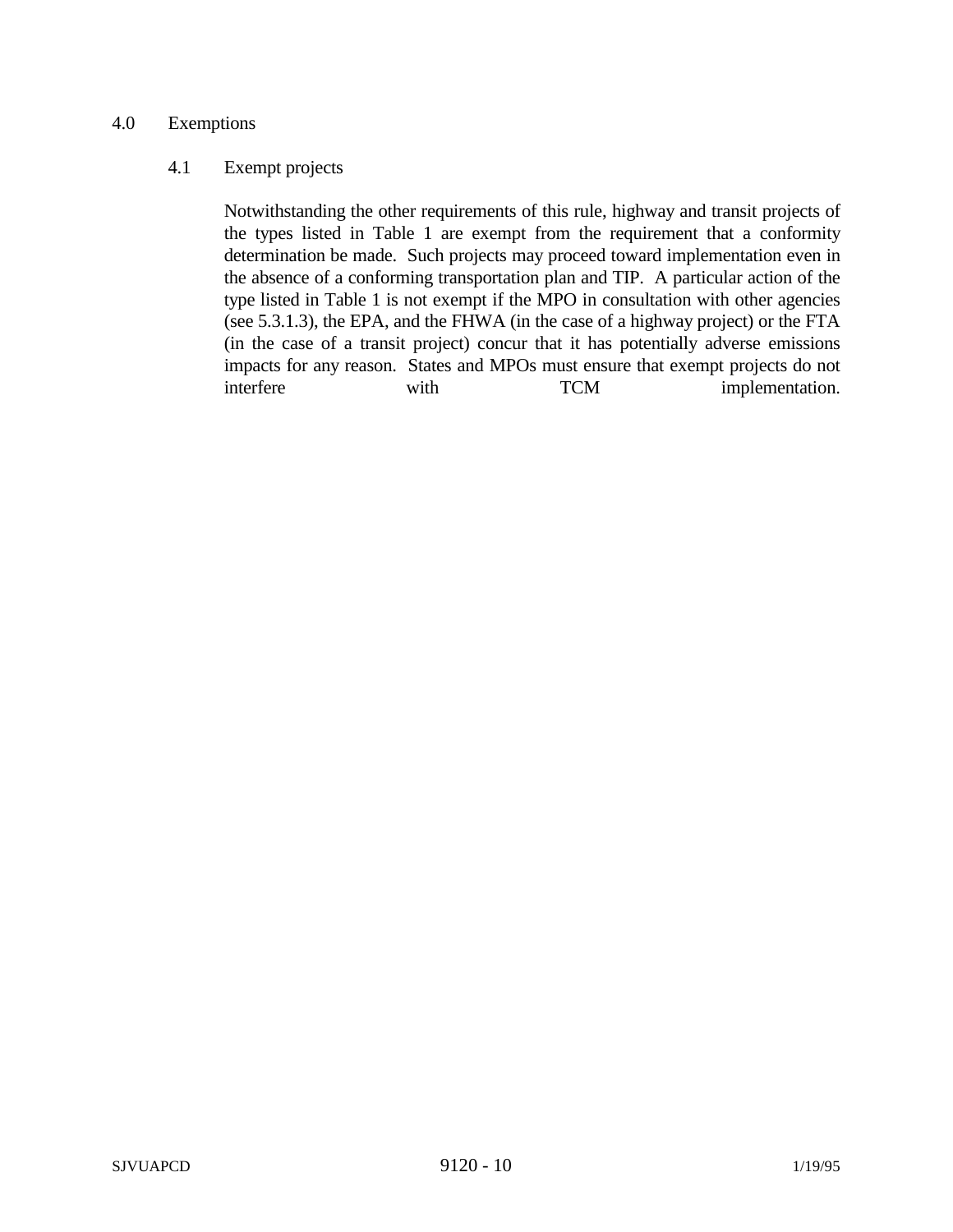## 4.0 Exemptions

### 4.1 Exempt projects

Notwithstanding the other requirements of this rule, highway and transit projects of the types listed in Table 1 are exempt from the requirement that a conformity determination be made. Such projects may proceed toward implementation even in the absence of a conforming transportation plan and TIP. A particular action of the type listed in Table 1 is not exempt if the MPO in consultation with other agencies (see 5.3.1.3), the EPA, and the FHWA (in the case of a highway project) or the FTA (in the case of a transit project) concur that it has potentially adverse emissions impacts for any reason. States and MPOs must ensure that exempt projects do not interfere with TCM implementation.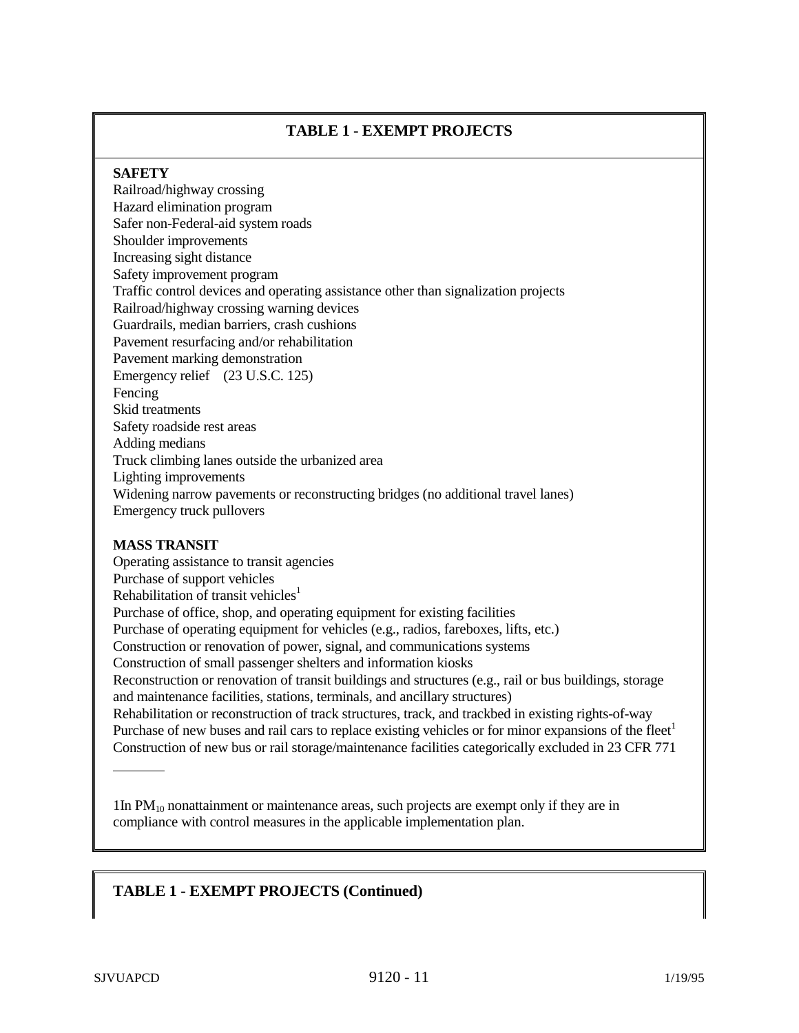## TABLE 1 - EXEMPT PROJECTS

**SAFETY**

Railroad/highway crossing
Hazard elimination program
Safer non-Federal-aid system roads
Shoulder improvements
Increasing sight distance
Safety improvement program
Traffic control devices and operating assistance other than signalization projects
Railroad/highway crossing warning devices
Guardrails, median barriers, crash cushions
Pavement resurfacing and/or rehabilitation
Pavement marking demonstration
Emergency relief (23 U.S.C. 125)
Fencing
Skid treatments
Safety roadside rest areas
Adding medians
Truck climbing lanes outside the urbanized area
Lighting improvements
Widening narrow pavements or reconstructing bridges (no additional travel lanes)
Emergency truck pullovers

**MASS TRANSIT**

Operating assistance to transit agencies
Purchase of support vehicles
Rehabilitation of transit vehicles[1]
Purchase of office, shop, and operating equipment for existing facilities
Purchase of operating equipment for vehicles (e.g., radios, fareboxes, lifts, etc.)
Construction or renovation of power, signal, and communications systems
Construction of small passenger shelters and information kiosks
Reconstruction or renovation of transit buildings and structures (e.g., rail or bus buildings, storage and maintenance facilities, stations, terminals, and ancillary structures)
Rehabilitation or reconstruction of track structures, track, and trackbed in existing rights-of-way
Purchase of new buses and rail cars to replace existing vehicles or for minor expansions of the fleet[1]
Construction of new bus or rail storage/maintenance facilities categorically excluded in 23 CFR 771

---

1In $PM_{10}$ nonattainment or maintenance areas, such projects are exempt only if they are in compliance with control measures in the applicable implementation plan.

## TABLE 1 - EXEMPT PROJECTS (Continued)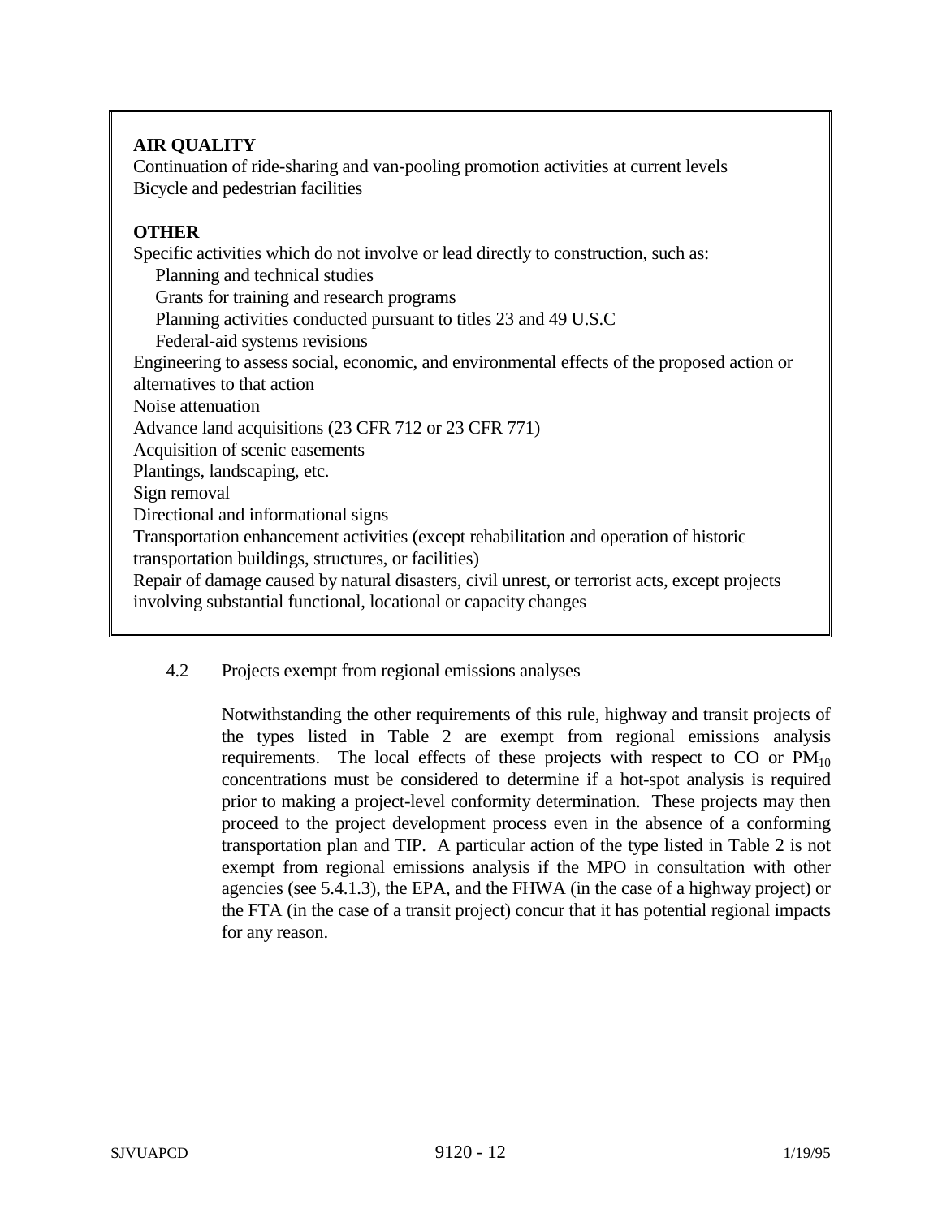**AIR QUALITY**

Continuation of ride-sharing and van-pooling promotion activities at current levels
Bicycle and pedestrian facilities

**OTHER**

Specific activities which do not involve or lead directly to construction, such as:
- Planning and technical studies
- Grants for training and research programs
- Planning activities conducted pursuant to titles 23 and 49 U.S.C
- Federal-aid systems revisions

Engineering to assess social, economic, and environmental effects of the proposed action or alternatives to that action
Noise attenuation
Advance land acquisitions (23 CFR 712 or 23 CFR 771)
Acquisition of scenic easements
Plantings, landscaping, etc.
Sign removal
Directional and informational signs
Transportation enhancement activities (except rehabilitation and operation of historic transportation buildings, structures, or facilities)
Repair of damage caused by natural disasters, civil unrest, or terrorist acts, except projects involving substantial functional, locational or capacity changes

4.2 Projects exempt from regional emissions analyses

Notwithstanding the other requirements of this rule, highway and transit projects of the types listed in Table 2 are exempt from regional emissions analysis requirements. The local effects of these projects with respect to CO or $PM_{10}$ concentrations must be considered to determine if a hot-spot analysis is required prior to making a project-level conformity determination. These projects may then proceed to the project development process even in the absence of a conforming transportation plan and TIP. A particular action of the type listed in Table 2 is not exempt from regional emissions analysis if the MPO in consultation with other agencies (see 5.4.1.3), the EPA, and the FHWA (in the case of a highway project) or the FTA (in the case of a transit project) concur that it has potential regional impacts for any reason.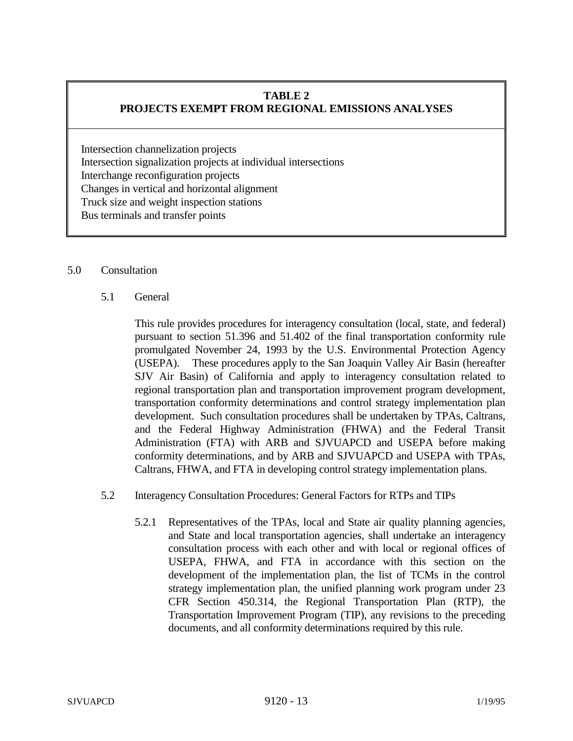| **TABLE 2**<br>**PROJECTS EXEMPT FROM REGIONAL EMISSIONS ANALYSES** |
|---|
| Intersection channelization projects<br>Intersection signalization projects at individual intersections<br>Interchange reconfiguration projects<br>Changes in vertical and horizontal alignment<br>Truck size and weight inspection stations<br>Bus terminals and transfer points |

## 5.0 Consultation

### 5.1 General

This rule provides procedures for interagency consultation (local, state, and federal) pursuant to section 51.396 and 51.402 of the final transportation conformity rule promulgated November 24, 1993 by the U.S. Environmental Protection Agency (USEPA). These procedures apply to the San Joaquin Valley Air Basin (hereafter SJV Air Basin) of California and apply to interagency consultation related to regional transportation plan and transportation improvement program development, transportation conformity determinations and control strategy implementation plan development. Such consultation procedures shall be undertaken by TPAs, Caltrans, and the Federal Highway Administration (FHWA) and the Federal Transit Administration (FTA) with ARB and SJVUAPCD and USEPA before making conformity determinations, and by ARB and SJVUAPCD and USEPA with TPAs, Caltrans, FHWA, and FTA in developing control strategy implementation plans.

### 5.2 Interagency Consultation Procedures: General Factors for RTPs and TIPs

5.2.1 Representatives of the TPAs, local and State air quality planning agencies, and State and local transportation agencies, shall undertake an interagency consultation process with each other and with local or regional offices of USEPA, FHWA, and FTA in accordance with this section on the development of the implementation plan, the list of TCMs in the control strategy implementation plan, the unified planning work program under 23 CFR Section 450.314, the Regional Transportation Plan (RTP), the Transportation Improvement Program (TIP), any revisions to the preceding documents, and all conformity determinations required by this rule.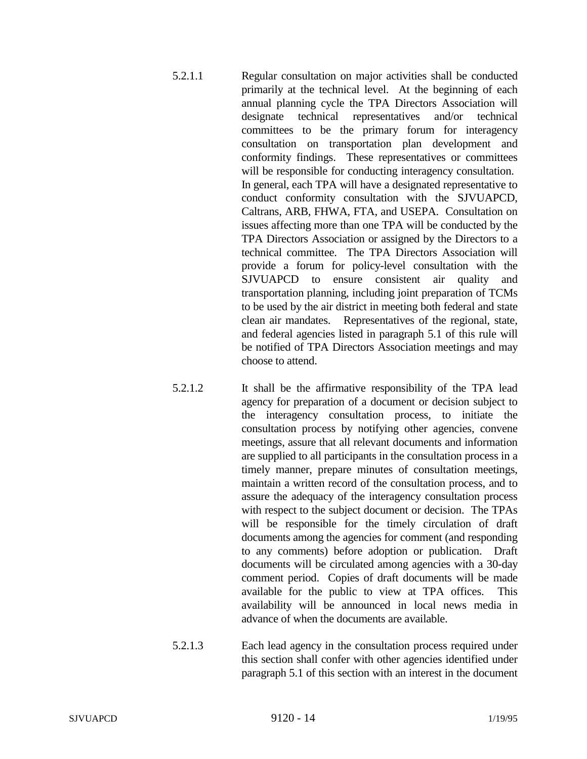5.2.1.1 Regular consultation on major activities shall be conducted primarily at the technical level. At the beginning of each annual planning cycle the TPA Directors Association will designate technical representatives and/or technical committees to be the primary forum for interagency consultation on transportation plan development and conformity findings. These representatives or committees will be responsible for conducting interagency consultation. In general, each TPA will have a designated representative to conduct conformity consultation with the SJVUAPCD, Caltrans, ARB, FHWA, FTA, and USEPA. Consultation on issues affecting more than one TPA will be conducted by the TPA Directors Association or assigned by the Directors to a technical committee. The TPA Directors Association will provide a forum for policy-level consultation with the SJVUAPCD to ensure consistent air quality and transportation planning, including joint preparation of TCMs to be used by the air district in meeting both federal and state clean air mandates. Representatives of the regional, state, and federal agencies listed in paragraph 5.1 of this rule will be notified of TPA Directors Association meetings and may choose to attend.

5.2.1.2 It shall be the affirmative responsibility of the TPA lead agency for preparation of a document or decision subject to the interagency consultation process, to initiate the consultation process by notifying other agencies, convene meetings, assure that all relevant documents and information are supplied to all participants in the consultation process in a timely manner, prepare minutes of consultation meetings, maintain a written record of the consultation process, and to assure the adequacy of the interagency consultation process with respect to the subject document or decision. The TPAs will be responsible for the timely circulation of draft documents among the agencies for comment (and responding to any comments) before adoption or publication. Draft documents will be circulated among agencies with a 30-day comment period. Copies of draft documents will be made available for the public to view at TPA offices. This availability will be announced in local news media in advance of when the documents are available.

5.2.1.3 Each lead agency in the consultation process required under this section shall confer with other agencies identified under paragraph 5.1 of this section with an interest in the document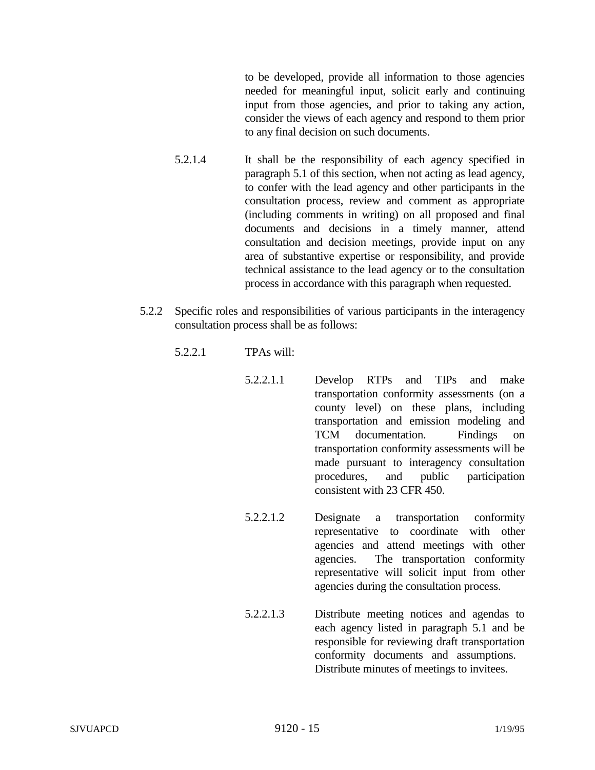to be developed, provide all information to those agencies needed for meaningful input, solicit early and continuing input from those agencies, and prior to taking any action, consider the views of each agency and respond to them prior to any final decision on such documents.

5.2.1.4 It shall be the responsibility of each agency specified in paragraph 5.1 of this section, when not acting as lead agency, to confer with the lead agency and other participants in the consultation process, review and comment as appropriate (including comments in writing) on all proposed and final documents and decisions in a timely manner, attend consultation and decision meetings, provide input on any area of substantive expertise or responsibility, and provide technical assistance to the lead agency or to the consultation process in accordance with this paragraph when requested.

5.2.2 Specific roles and responsibilities of various participants in the interagency consultation process shall be as follows:

5.2.2.1 TPAs will:

5.2.2.1.1 Develop RTPs and TIPs and make transportation conformity assessments (on a county level) on these plans, including transportation and emission modeling and TCM documentation. Findings on transportation conformity assessments will be made pursuant to interagency consultation procedures, and public participation consistent with 23 CFR 450.

5.2.2.1.2 Designate a transportation conformity representative to coordinate with other agencies and attend meetings with other agencies. The transportation conformity representative will solicit input from other agencies during the consultation process.

5.2.2.1.3 Distribute meeting notices and agendas to each agency listed in paragraph 5.1 and be responsible for reviewing draft transportation conformity documents and assumptions. Distribute minutes of meetings to invitees.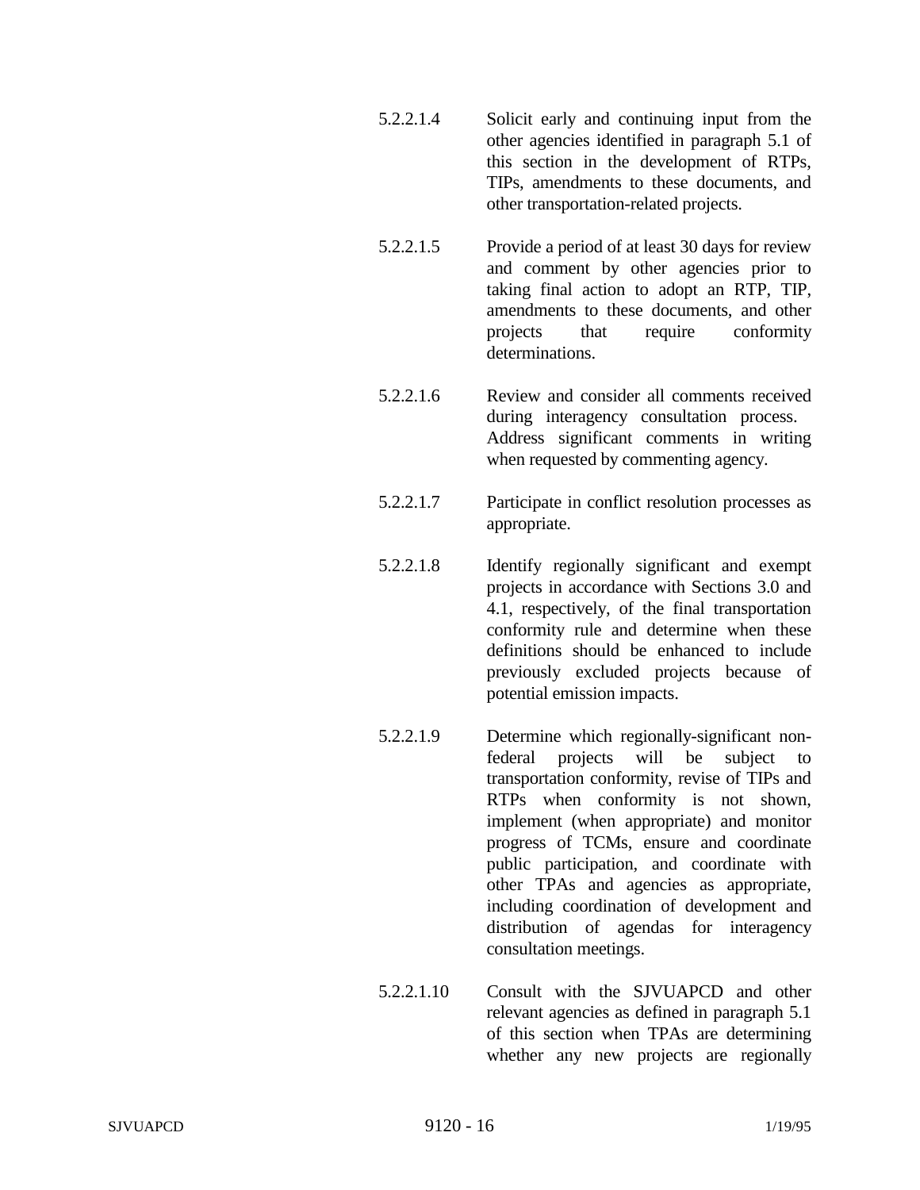5.2.2.1.4 Solicit early and continuing input from the other agencies identified in paragraph 5.1 of this section in the development of RTPs, TIPs, amendments to these documents, and other transportation-related projects.

5.2.2.1.5 Provide a period of at least 30 days for review and comment by other agencies prior to taking final action to adopt an RTP, TIP, amendments to these documents, and other projects that require conformity determinations.

5.2.2.1.6 Review and consider all comments received during interagency consultation process. Address significant comments in writing when requested by commenting agency.

5.2.2.1.7 Participate in conflict resolution processes as appropriate.

5.2.2.1.8 Identify regionally significant and exempt projects in accordance with Sections 3.0 and 4.1, respectively, of the final transportation conformity rule and determine when these definitions should be enhanced to include previously excluded projects because of potential emission impacts.

5.2.2.1.9 Determine which regionally-significant non-federal projects will be subject to transportation conformity, revise of TIPs and RTPs when conformity is not shown, implement (when appropriate) and monitor progress of TCMs, ensure and coordinate public participation, and coordinate with other TPAs and agencies as appropriate, including coordination of development and distribution of agendas for interagency consultation meetings.

5.2.2.1.10 Consult with the SJVUAPCD and other relevant agencies as defined in paragraph 5.1 of this section when TPAs are determining whether any new projects are regionally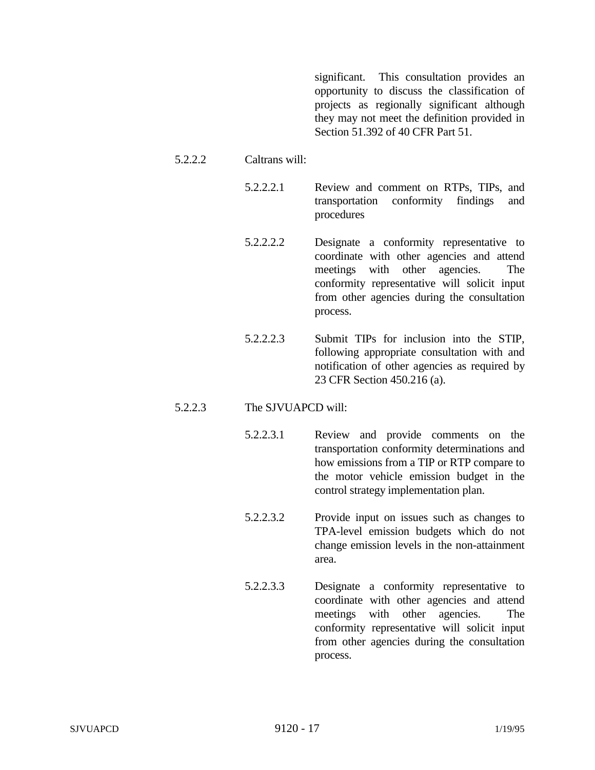significant. This consultation provides an opportunity to discuss the classification of projects as regionally significant although they may not meet the definition provided in Section 51.392 of 40 CFR Part 51.

5.2.2.2 Caltrans will:

5.2.2.2.1 Review and comment on RTPs, TIPs, and transportation conformity findings and procedures

5.2.2.2.2 Designate a conformity representative to coordinate with other agencies and attend meetings with other agencies. The conformity representative will solicit input from other agencies during the consultation process.

5.2.2.2.3 Submit TIPs for inclusion into the STIP, following appropriate consultation with and notification of other agencies as required by 23 CFR Section 450.216 (a).

5.2.2.3 The SJVUAPCD will:

5.2.2.3.1 Review and provide comments on the transportation conformity determinations and how emissions from a TIP or RTP compare to the motor vehicle emission budget in the control strategy implementation plan.

5.2.2.3.2 Provide input on issues such as changes to TPA-level emission budgets which do not change emission levels in the non-attainment area.

5.2.2.3.3 Designate a conformity representative to coordinate with other agencies and attend meetings with other agencies. The conformity representative will solicit input from other agencies during the consultation process.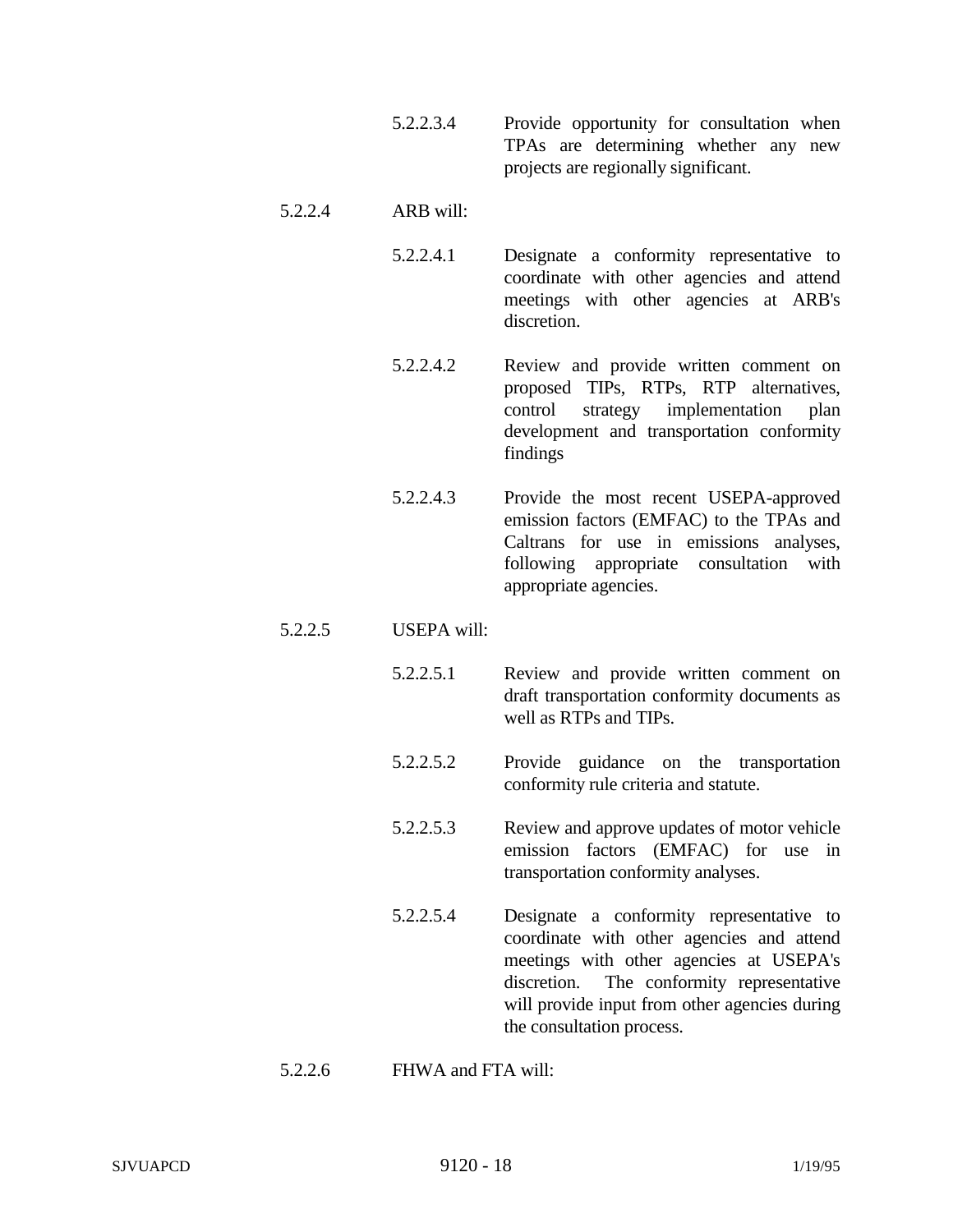5.2.2.3.4 Provide opportunity for consultation when TPAs are determining whether any new projects are regionally significant.

5.2.2.4 ARB will:

5.2.2.4.1 Designate a conformity representative to coordinate with other agencies and attend meetings with other agencies at ARB's discretion.

5.2.2.4.2 Review and provide written comment on proposed TIPs, RTPs, RTP alternatives, control strategy implementation plan development and transportation conformity findings

5.2.2.4.3 Provide the most recent USEPA-approved emission factors (EMFAC) to the TPAs and Caltrans for use in emissions analyses, following appropriate consultation with appropriate agencies.

5.2.2.5 USEPA will:

5.2.2.5.1 Review and provide written comment on draft transportation conformity documents as well as RTPs and TIPs.

5.2.2.5.2 Provide guidance on the transportation conformity rule criteria and statute.

5.2.2.5.3 Review and approve updates of motor vehicle emission factors (EMFAC) for use in transportation conformity analyses.

5.2.2.5.4 Designate a conformity representative to coordinate with other agencies and attend meetings with other agencies at USEPA's discretion. The conformity representative will provide input from other agencies during the consultation process.

5.2.2.6 FHWA and FTA will: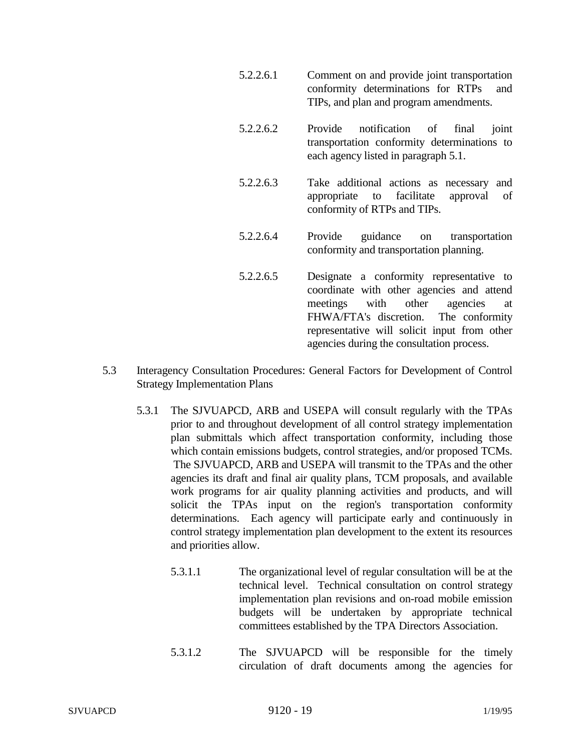5.2.2.6.1 Comment on and provide joint transportation conformity determinations for RTPs and TIPs, and plan and program amendments.

5.2.2.6.2 Provide notification of final joint transportation conformity determinations to each agency listed in paragraph 5.1.

5.2.2.6.3 Take additional actions as necessary and appropriate to facilitate approval of conformity of RTPs and TIPs.

5.2.2.6.4 Provide guidance on transportation conformity and transportation planning.

5.2.2.6.5 Designate a conformity representative to coordinate with other agencies and attend meetings with other agencies at FHWA/FTA's discretion. The conformity representative will solicit input from other agencies during the consultation process.

5.3 Interagency Consultation Procedures: General Factors for Development of Control Strategy Implementation Plans

5.3.1 The SJVUAPCD, ARB and USEPA will consult regularly with the TPAs prior to and throughout development of all control strategy implementation plan submittals which affect transportation conformity, including those which contain emissions budgets, control strategies, and/or proposed TCMs. The SJVUAPCD, ARB and USEPA will transmit to the TPAs and the other agencies its draft and final air quality plans, TCM proposals, and available work programs for air quality planning activities and products, and will solicit the TPAs input on the region's transportation conformity determinations. Each agency will participate early and continuously in control strategy implementation plan development to the extent its resources and priorities allow.

5.3.1.1 The organizational level of regular consultation will be at the technical level. Technical consultation on control strategy implementation plan revisions and on-road mobile emission budgets will be undertaken by appropriate technical committees established by the TPA Directors Association.

5.3.1.2 The SJVUAPCD will be responsible for the timely circulation of draft documents among the agencies for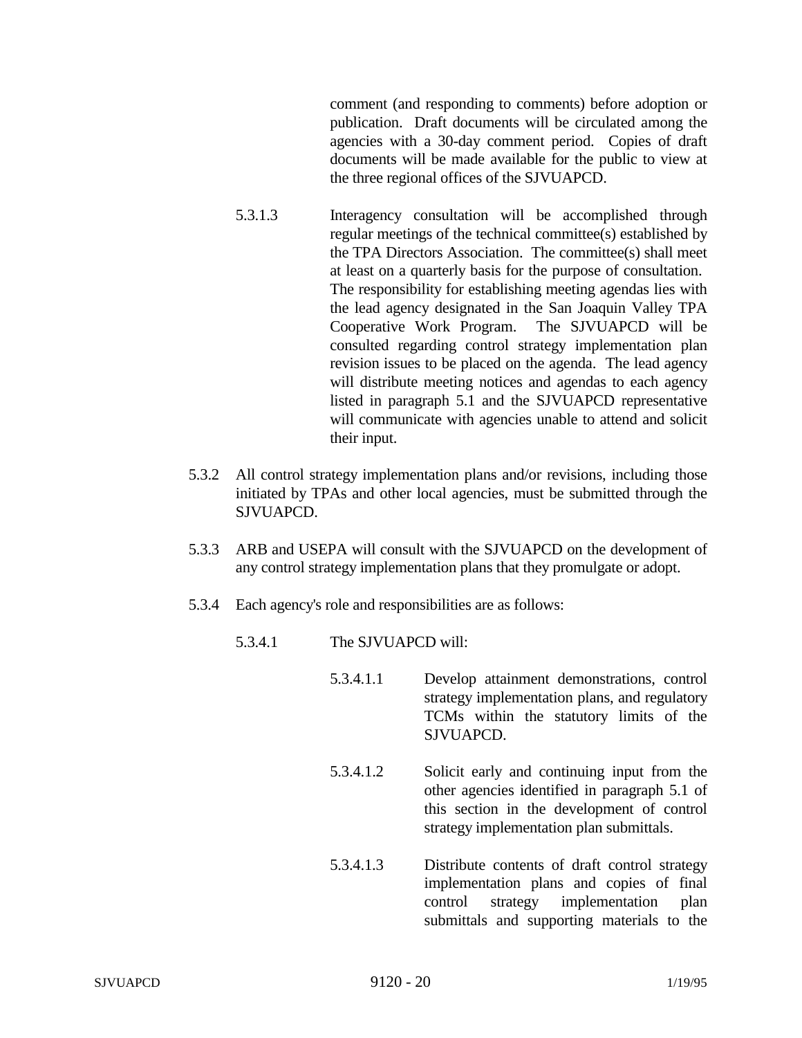comment (and responding to comments) before adoption or publication. Draft documents will be circulated among the agencies with a 30-day comment period. Copies of draft documents will be made available for the public to view at the three regional offices of the SJVUAPCD.

5.3.1.3 Interagency consultation will be accomplished through regular meetings of the technical committee(s) established by the TPA Directors Association. The committee(s) shall meet at least on a quarterly basis for the purpose of consultation. The responsibility for establishing meeting agendas lies with the lead agency designated in the San Joaquin Valley TPA Cooperative Work Program. The SJVUAPCD will be consulted regarding control strategy implementation plan revision issues to be placed on the agenda. The lead agency will distribute meeting notices and agendas to each agency listed in paragraph 5.1 and the SJVUAPCD representative will communicate with agencies unable to attend and solicit their input.

5.3.2 All control strategy implementation plans and/or revisions, including those initiated by TPAs and other local agencies, must be submitted through the SJVUAPCD.

5.3.3 ARB and USEPA will consult with the SJVUAPCD on the development of any control strategy implementation plans that they promulgate or adopt.

5.3.4 Each agency's role and responsibilities are as follows:

5.3.4.1 The SJVUAPCD will:

5.3.4.1.1 Develop attainment demonstrations, control strategy implementation plans, and regulatory TCMs within the statutory limits of the SJVUAPCD.

5.3.4.1.2 Solicit early and continuing input from the other agencies identified in paragraph 5.1 of this section in the development of control strategy implementation plan submittals.

5.3.4.1.3 Distribute contents of draft control strategy implementation plans and copies of final control strategy implementation plan submittals and supporting materials to the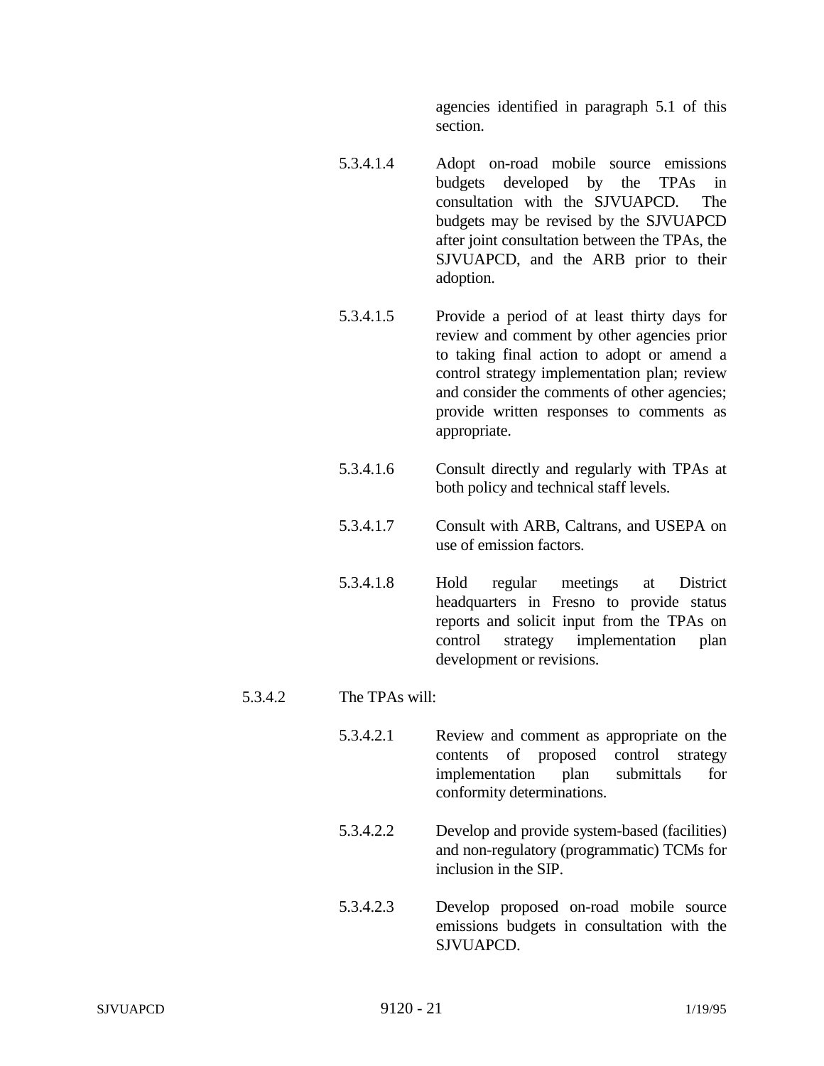agencies identified in paragraph 5.1 of this section.

5.3.4.1.4 Adopt on-road mobile source emissions budgets developed by the TPAs in consultation with the SJVUAPCD. The budgets may be revised by the SJVUAPCD after joint consultation between the TPAs, the SJVUAPCD, and the ARB prior to their adoption.

5.3.4.1.5 Provide a period of at least thirty days for review and comment by other agencies prior to taking final action to adopt or amend a control strategy implementation plan; review and consider the comments of other agencies; provide written responses to comments as appropriate.

5.3.4.1.6 Consult directly and regularly with TPAs at both policy and technical staff levels.

5.3.4.1.7 Consult with ARB, Caltrans, and USEPA on use of emission factors.

5.3.4.1.8 Hold regular meetings at District headquarters in Fresno to provide status reports and solicit input from the TPAs on control strategy implementation plan development or revisions.

5.3.4.2 The TPAs will:

5.3.4.2.1 Review and comment as appropriate on the contents of proposed control strategy implementation plan submittals for conformity determinations.

5.3.4.2.2 Develop and provide system-based (facilities) and non-regulatory (programmatic) TCMs for inclusion in the SIP.

5.3.4.2.3 Develop proposed on-road mobile source emissions budgets in consultation with the SJVUAPCD.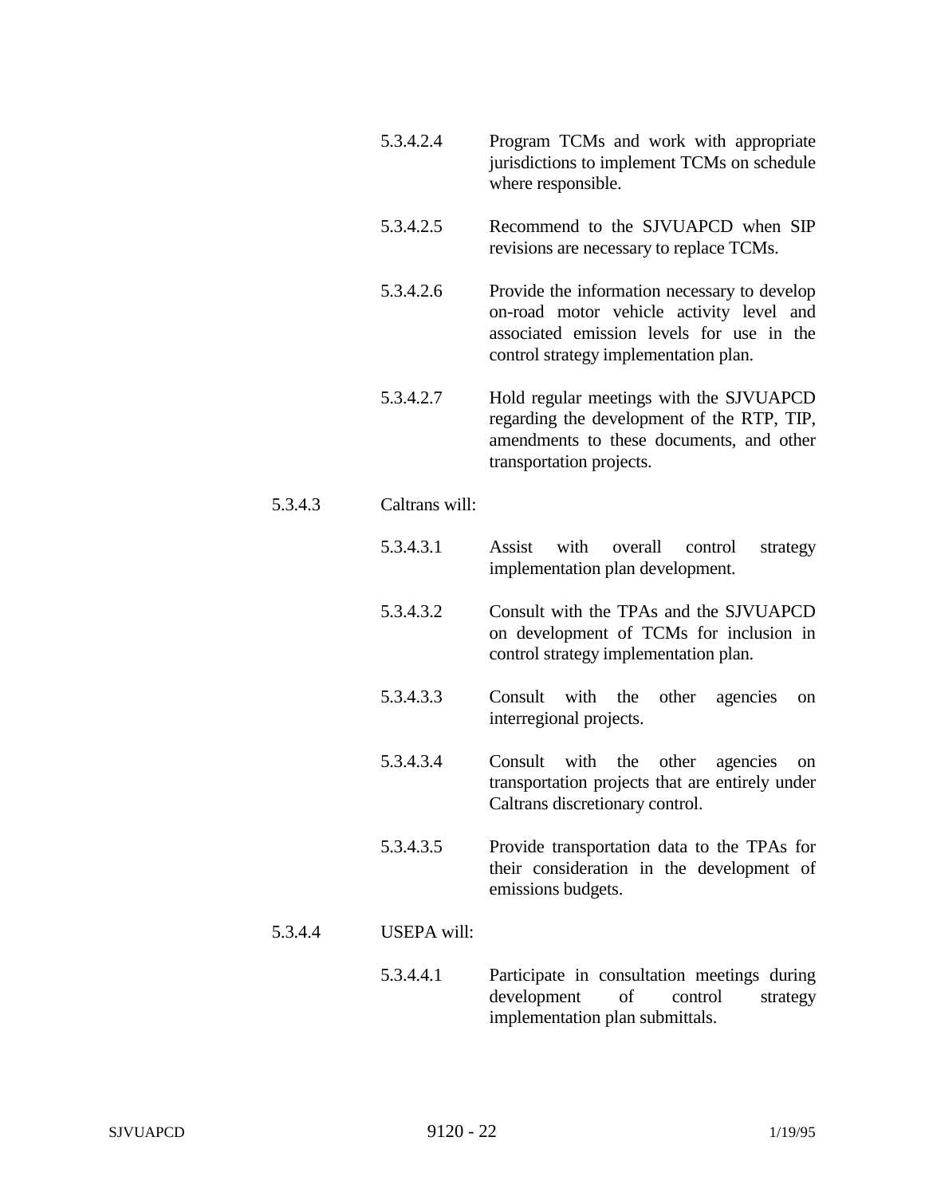5.3.4.2.4 Program TCMs and work with appropriate jurisdictions to implement TCMs on schedule where responsible.

5.3.4.2.5 Recommend to the SJVUAPCD when SIP revisions are necessary to replace TCMs.

5.3.4.2.6 Provide the information necessary to develop on-road motor vehicle activity level and associated emission levels for use in the control strategy implementation plan.

5.3.4.2.7 Hold regular meetings with the SJVUAPCD regarding the development of the RTP, TIP, amendments to these documents, and other transportation projects.

5.3.4.3 Caltrans will:

5.3.4.3.1 Assist with overall control strategy implementation plan development.

5.3.4.3.2 Consult with the TPAs and the SJVUAPCD on development of TCMs for inclusion in control strategy implementation plan.

5.3.4.3.3 Consult with the other agencies on interregional projects.

5.3.4.3.4 Consult with the other agencies on transportation projects that are entirely under Caltrans discretionary control.

5.3.4.3.5 Provide transportation data to the TPAs for their consideration in the development of emissions budgets.

5.3.4.4 USEPA will:

5.3.4.4.1 Participate in consultation meetings during development of control strategy implementation plan submittals.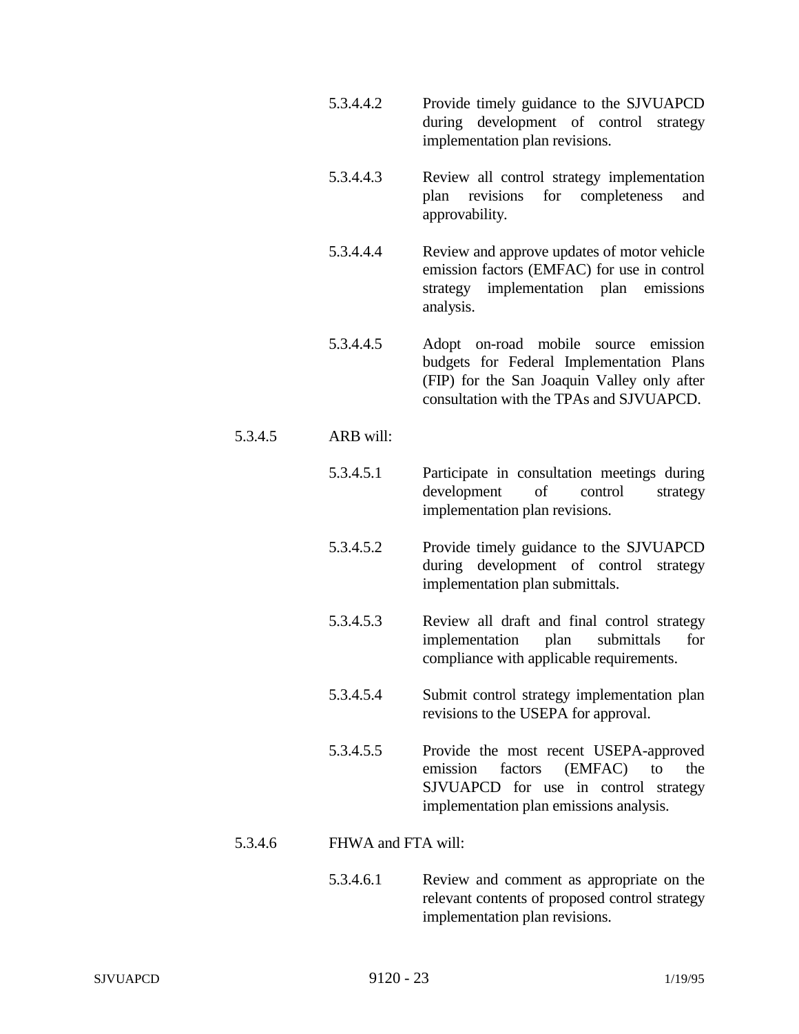5.3.4.4.2 Provide timely guidance to the SJVUAPCD during development of control strategy implementation plan revisions.

5.3.4.4.3 Review all control strategy implementation plan revisions for completeness and approvability.

5.3.4.4.4 Review and approve updates of motor vehicle emission factors (EMFAC) for use in control strategy implementation plan emissions analysis.

5.3.4.4.5 Adopt on-road mobile source emission budgets for Federal Implementation Plans (FIP) for the San Joaquin Valley only after consultation with the TPAs and SJVUAPCD.

5.3.4.5 ARB will:

5.3.4.5.1 Participate in consultation meetings during development of control strategy implementation plan revisions.

5.3.4.5.2 Provide timely guidance to the SJVUAPCD during development of control strategy implementation plan submittals.

5.3.4.5.3 Review all draft and final control strategy implementation plan submittals for compliance with applicable requirements.

5.3.4.5.4 Submit control strategy implementation plan revisions to the USEPA for approval.

5.3.4.5.5 Provide the most recent USEPA-approved emission factors (EMFAC) to the SJVUAPCD for use in control strategy implementation plan emissions analysis.

5.3.4.6 FHWA and FTA will:

5.3.4.6.1 Review and comment as appropriate on the relevant contents of proposed control strategy implementation plan revisions.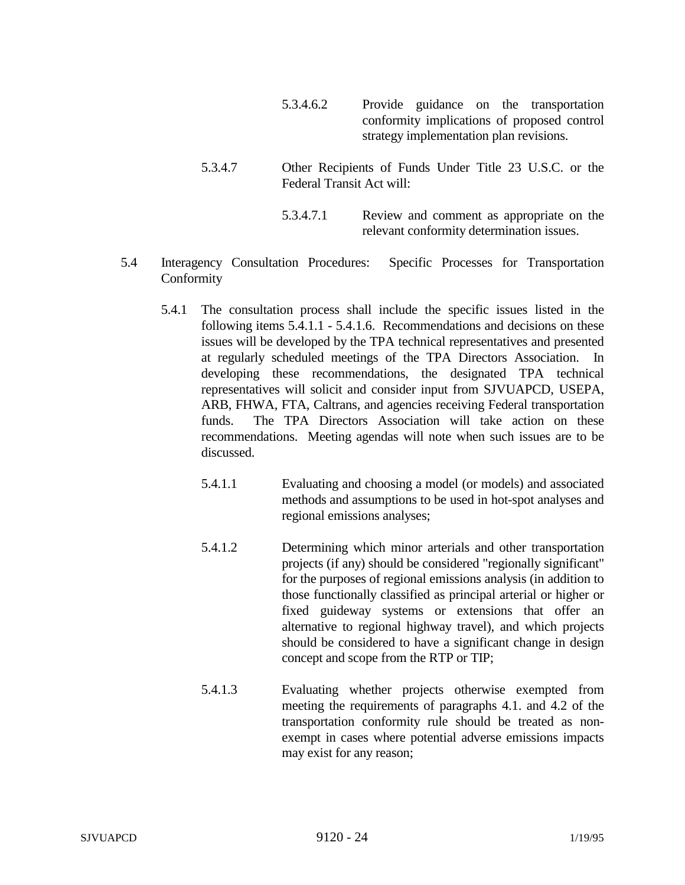5.3.4.6.2 Provide guidance on the transportation conformity implications of proposed control strategy implementation plan revisions.

5.3.4.7 Other Recipients of Funds Under Title 23 U.S.C. or the Federal Transit Act will:

5.3.4.7.1 Review and comment as appropriate on the relevant conformity determination issues.

5.4 Interagency Consultation Procedures: Specific Processes for Transportation Conformity

5.4.1 The consultation process shall include the specific issues listed in the following items 5.4.1.1 - 5.4.1.6. Recommendations and decisions on these issues will be developed by the TPA technical representatives and presented at regularly scheduled meetings of the TPA Directors Association. In developing these recommendations, the designated TPA technical representatives will solicit and consider input from SJVUAPCD, USEPA, ARB, FHWA, FTA, Caltrans, and agencies receiving Federal transportation funds. The TPA Directors Association will take action on these recommendations. Meeting agendas will note when such issues are to be discussed.

5.4.1.1 Evaluating and choosing a model (or models) and associated methods and assumptions to be used in hot-spot analyses and regional emissions analyses;

5.4.1.2 Determining which minor arterials and other transportation projects (if any) should be considered "regionally significant" for the purposes of regional emissions analysis (in addition to those functionally classified as principal arterial or higher or fixed guideway systems or extensions that offer an alternative to regional highway travel), and which projects should be considered to have a significant change in design concept and scope from the RTP or TIP;

5.4.1.3 Evaluating whether projects otherwise exempted from meeting the requirements of paragraphs 4.1. and 4.2 of the transportation conformity rule should be treated as non-exempt in cases where potential adverse emissions impacts may exist for any reason;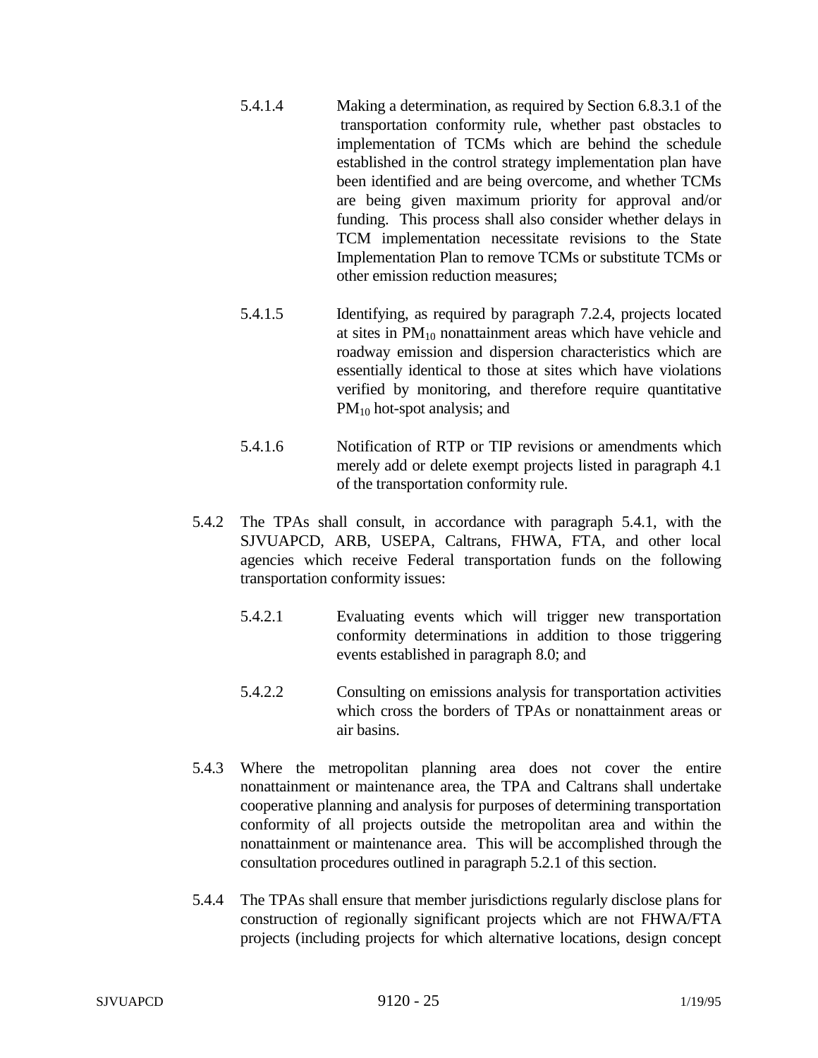5.4.1.4 Making a determination, as required by Section 6.8.3.1 of the transportation conformity rule, whether past obstacles to implementation of TCMs which are behind the schedule established in the control strategy implementation plan have been identified and are being overcome, and whether TCMs are being given maximum priority for approval and/or funding. This process shall also consider whether delays in TCM implementation necessitate revisions to the State Implementation Plan to remove TCMs or substitute TCMs or other emission reduction measures;

5.4.1.5 Identifying, as required by paragraph 7.2.4, projects located at sites in $PM_{10}$ nonattainment areas which have vehicle and roadway emission and dispersion characteristics which are essentially identical to those at sites which have violations verified by monitoring, and therefore require quantitative $PM_{10}$ hot-spot analysis; and

5.4.1.6 Notification of RTP or TIP revisions or amendments which merely add or delete exempt projects listed in paragraph 4.1 of the transportation conformity rule.

5.4.2 The TPAs shall consult, in accordance with paragraph 5.4.1, with the SJVUAPCD, ARB, USEPA, Caltrans, FHWA, FTA, and other local agencies which receive Federal transportation funds on the following transportation conformity issues:

5.4.2.1 Evaluating events which will trigger new transportation conformity determinations in addition to those triggering events established in paragraph 8.0; and

5.4.2.2 Consulting on emissions analysis for transportation activities which cross the borders of TPAs or nonattainment areas or air basins.

5.4.3 Where the metropolitan planning area does not cover the entire nonattainment or maintenance area, the TPA and Caltrans shall undertake cooperative planning and analysis for purposes of determining transportation conformity of all projects outside the metropolitan area and within the nonattainment or maintenance area. This will be accomplished through the consultation procedures outlined in paragraph 5.2.1 of this section.

5.4.4 The TPAs shall ensure that member jurisdictions regularly disclose plans for construction of regionally significant projects which are not FHWA/FTA projects (including projects for which alternative locations, design concept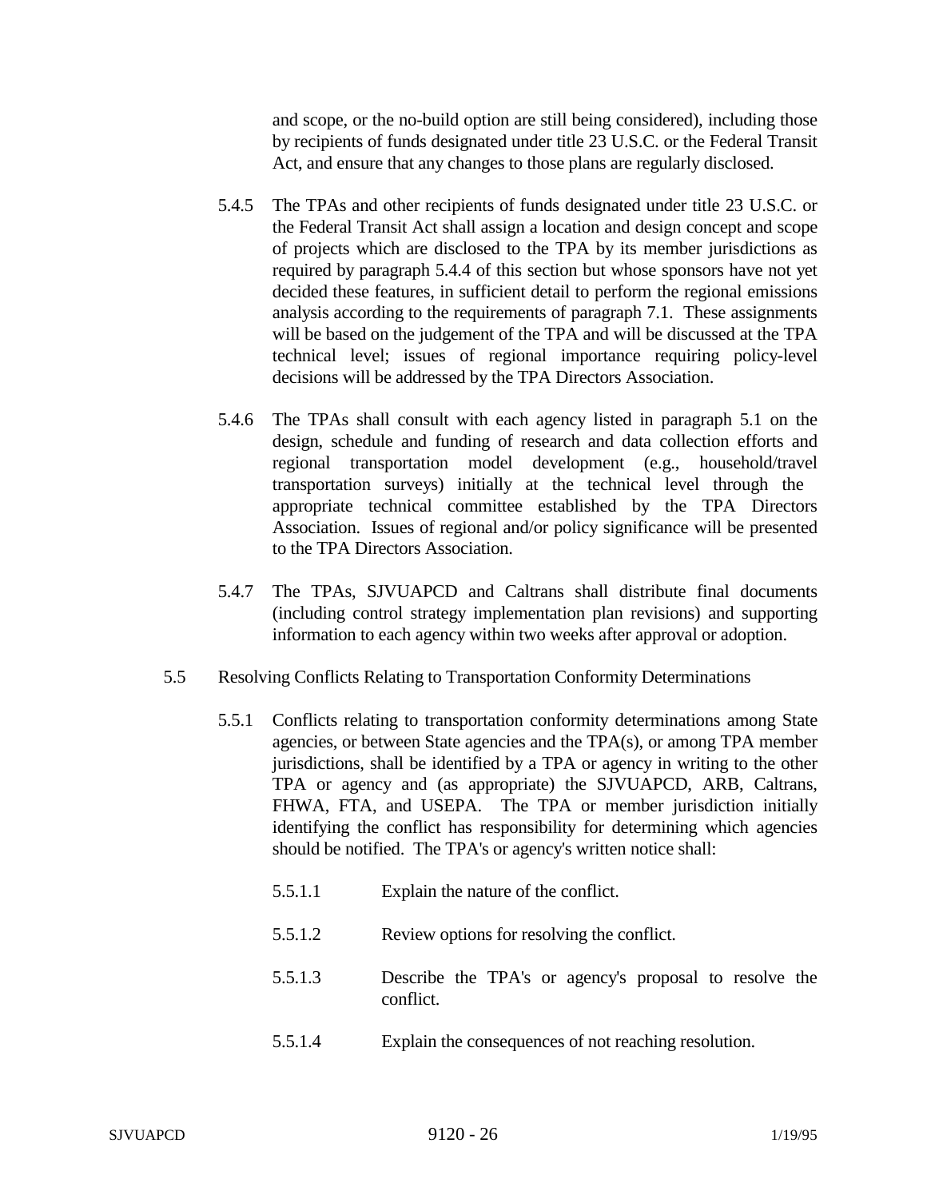and scope, or the no-build option are still being considered), including those by recipients of funds designated under title 23 U.S.C. or the Federal Transit Act, and ensure that any changes to those plans are regularly disclosed.

5.4.5 The TPAs and other recipients of funds designated under title 23 U.S.C. or the Federal Transit Act shall assign a location and design concept and scope of projects which are disclosed to the TPA by its member jurisdictions as required by paragraph 5.4.4 of this section but whose sponsors have not yet decided these features, in sufficient detail to perform the regional emissions analysis according to the requirements of paragraph 7.1. These assignments will be based on the judgement of the TPA and will be discussed at the TPA technical level; issues of regional importance requiring policy-level decisions will be addressed by the TPA Directors Association.

5.4.6 The TPAs shall consult with each agency listed in paragraph 5.1 on the design, schedule and funding of research and data collection efforts and regional transportation model development (e.g., household/travel transportation surveys) initially at the technical level through the appropriate technical committee established by the TPA Directors Association. Issues of regional and/or policy significance will be presented to the TPA Directors Association.

5.4.7 The TPAs, SJVUAPCD and Caltrans shall distribute final documents (including control strategy implementation plan revisions) and supporting information to each agency within two weeks after approval or adoption.

5.5 Resolving Conflicts Relating to Transportation Conformity Determinations

5.5.1 Conflicts relating to transportation conformity determinations among State agencies, or between State agencies and the TPA(s), or among TPA member jurisdictions, shall be identified by a TPA or agency in writing to the other TPA or agency and (as appropriate) the SJVUAPCD, ARB, Caltrans, FHWA, FTA, and USEPA. The TPA or member jurisdiction initially identifying the conflict has responsibility for determining which agencies should be notified. The TPA's or agency's written notice shall:

5.5.1.1 Explain the nature of the conflict.

5.5.1.2 Review options for resolving the conflict.

5.5.1.3 Describe the TPA's or agency's proposal to resolve the conflict.

5.5.1.4 Explain the consequences of not reaching resolution.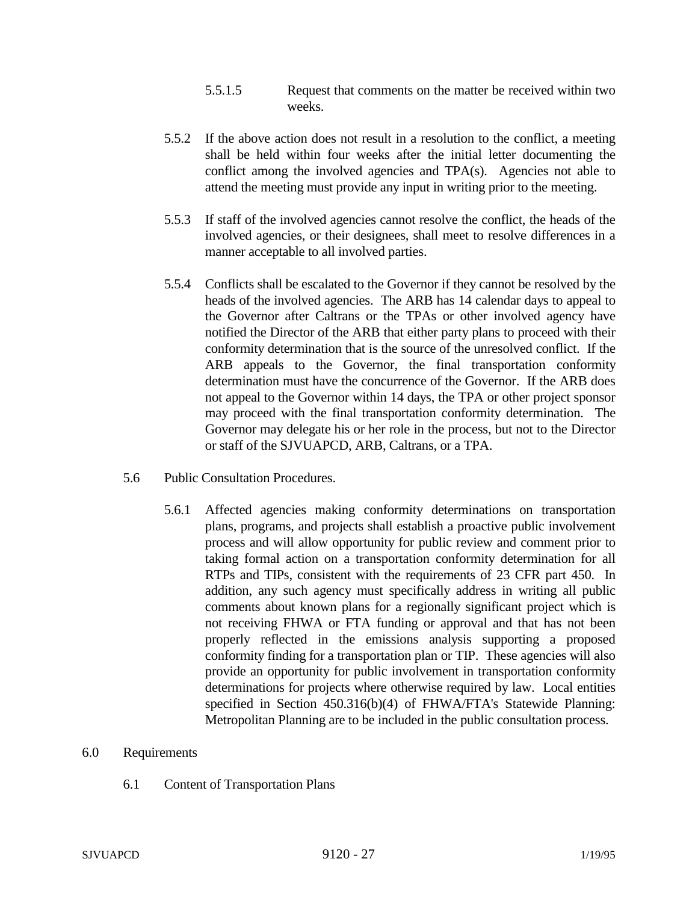5.5.1.5 Request that comments on the matter be received within two weeks.

5.5.2 If the above action does not result in a resolution to the conflict, a meeting shall be held within four weeks after the initial letter documenting the conflict among the involved agencies and TPA(s). Agencies not able to attend the meeting must provide any input in writing prior to the meeting.

5.5.3 If staff of the involved agencies cannot resolve the conflict, the heads of the involved agencies, or their designees, shall meet to resolve differences in a manner acceptable to all involved parties.

5.5.4 Conflicts shall be escalated to the Governor if they cannot be resolved by the heads of the involved agencies. The ARB has 14 calendar days to appeal to the Governor after Caltrans or the TPAs or other involved agency have notified the Director of the ARB that either party plans to proceed with their conformity determination that is the source of the unresolved conflict. If the ARB appeals to the Governor, the final transportation conformity determination must have the concurrence of the Governor. If the ARB does not appeal to the Governor within 14 days, the TPA or other project sponsor may proceed with the final transportation conformity determination. The Governor may delegate his or her role in the process, but not to the Director or staff of the SJVUAPCD, ARB, Caltrans, or a TPA.

5.6 Public Consultation Procedures.

5.6.1 Affected agencies making conformity determinations on transportation plans, programs, and projects shall establish a proactive public involvement process and will allow opportunity for public review and comment prior to taking formal action on a transportation conformity determination for all RTPs and TIPs, consistent with the requirements of 23 CFR part 450. In addition, any such agency must specifically address in writing all public comments about known plans for a regionally significant project which is not receiving FHWA or FTA funding or approval and that has not been properly reflected in the emissions analysis supporting a proposed conformity finding for a transportation plan or TIP. These agencies will also provide an opportunity for public involvement in transportation conformity determinations for projects where otherwise required by law. Local entities specified in Section 450.316(b)(4) of FHWA/FTA's Statewide Planning: Metropolitan Planning are to be included in the public consultation process.

6.0 Requirements

6.1 Content of Transportation Plans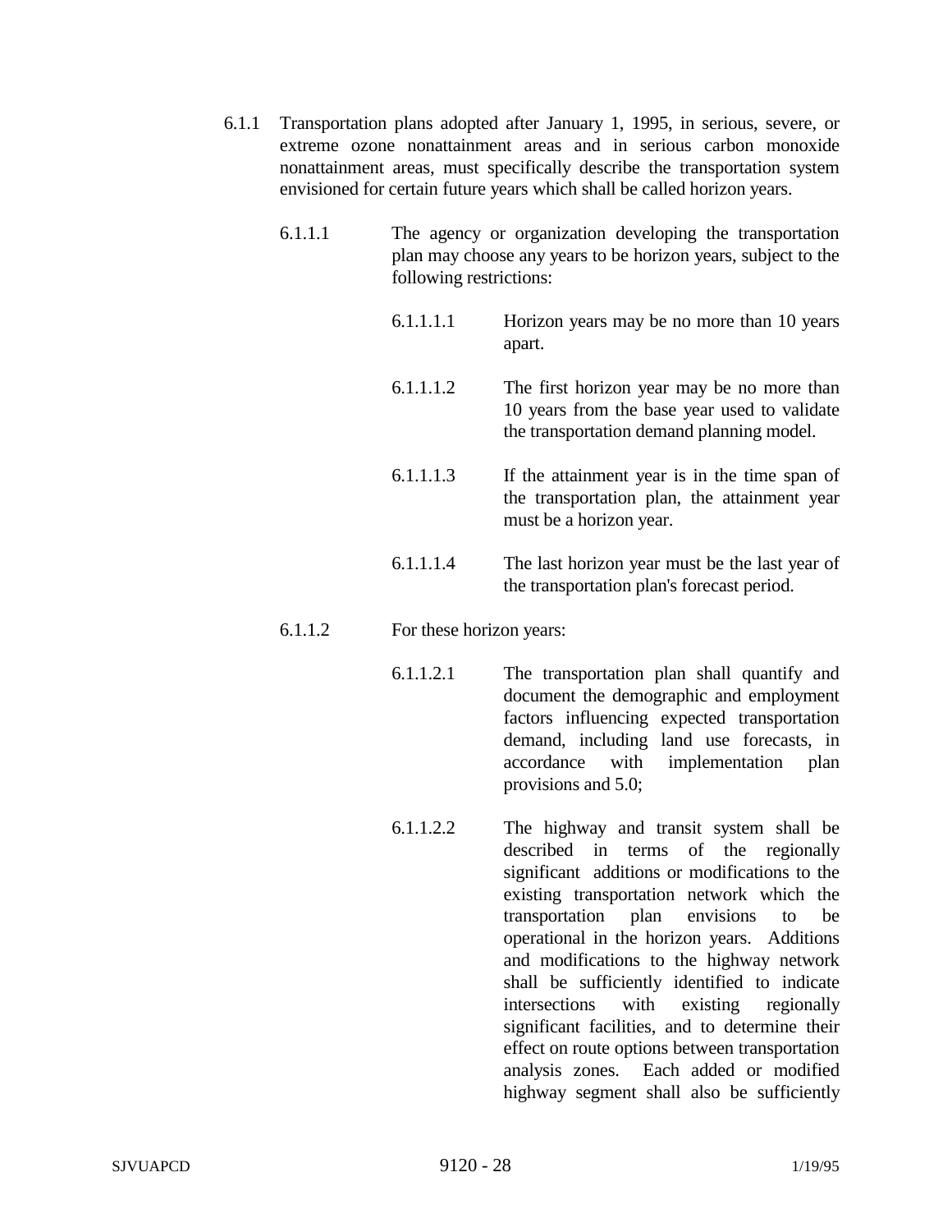6.1.1 Transportation plans adopted after January 1, 1995, in serious, severe, or extreme ozone nonattainment areas and in serious carbon monoxide nonattainment areas, must specifically describe the transportation system envisioned for certain future years which shall be called horizon years.

6.1.1.1 The agency or organization developing the transportation plan may choose any years to be horizon years, subject to the following restrictions:

6.1.1.1.1 Horizon years may be no more than 10 years apart.

6.1.1.1.2 The first horizon year may be no more than 10 years from the base year used to validate the transportation demand planning model.

6.1.1.1.3 If the attainment year is in the time span of the transportation plan, the attainment year must be a horizon year.

6.1.1.1.4 The last horizon year must be the last year of the transportation plan's forecast period.

6.1.1.2 For these horizon years:

6.1.1.2.1 The transportation plan shall quantify and document the demographic and employment factors influencing expected transportation demand, including land use forecasts, in accordance with implementation plan provisions and 5.0;

6.1.1.2.2 The highway and transit system shall be described in terms of the regionally significant additions or modifications to the existing transportation network which the transportation plan envisions to be operational in the horizon years. Additions and modifications to the highway network shall be sufficiently identified to indicate intersections with existing regionally significant facilities, and to determine their effect on route options between transportation analysis zones. Each added or modified highway segment shall also be sufficiently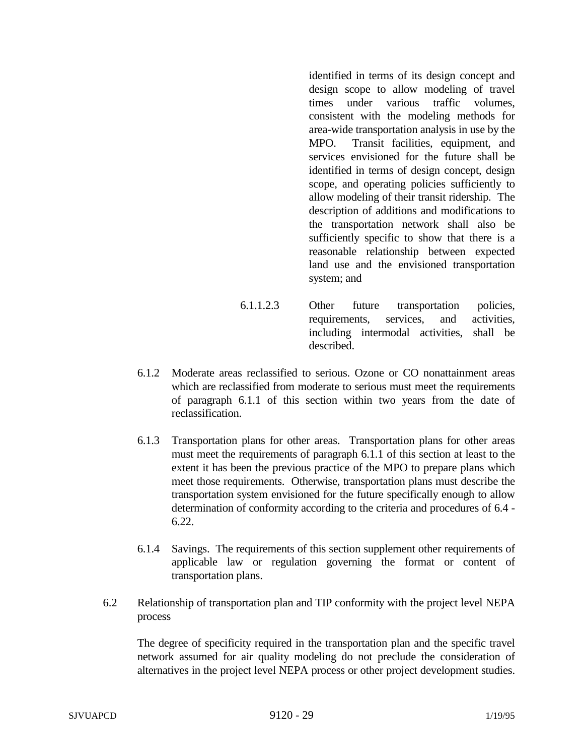identified in terms of its design concept and design scope to allow modeling of travel times under various traffic volumes, consistent with the modeling methods for area-wide transportation analysis in use by the MPO. Transit facilities, equipment, and services envisioned for the future shall be identified in terms of design concept, design scope, and operating policies sufficiently to allow modeling of their transit ridership. The description of additions and modifications to the transportation network shall also be sufficiently specific to show that there is a reasonable relationship between expected land use and the envisioned transportation system; and

6.1.1.2.3 Other future transportation policies, requirements, services, and activities, including intermodal activities, shall be described.

6.1.2 Moderate areas reclassified to serious. Ozone or CO nonattainment areas which are reclassified from moderate to serious must meet the requirements of paragraph 6.1.1 of this section within two years from the date of reclassification.

6.1.3 Transportation plans for other areas. Transportation plans for other areas must meet the requirements of paragraph 6.1.1 of this section at least to the extent it has been the previous practice of the MPO to prepare plans which meet those requirements. Otherwise, transportation plans must describe the transportation system envisioned for the future specifically enough to allow determination of conformity according to the criteria and procedures of 6.4 - 6.22.

6.1.4 Savings. The requirements of this section supplement other requirements of applicable law or regulation governing the format or content of transportation plans.

6.2 Relationship of transportation plan and TIP conformity with the project level NEPA process

The degree of specificity required in the transportation plan and the specific travel network assumed for air quality modeling do not preclude the consideration of alternatives in the project level NEPA process or other project development studies.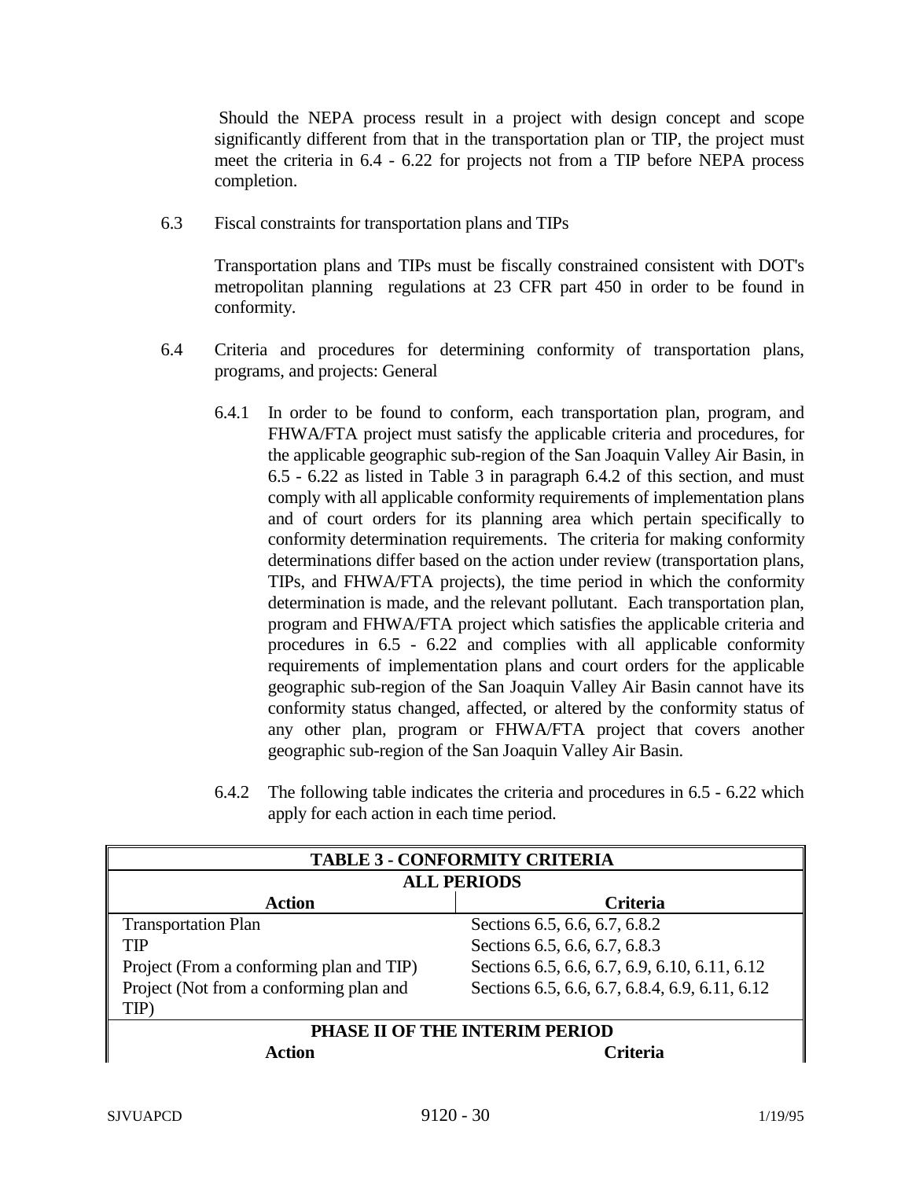Should the NEPA process result in a project with design concept and scope significantly different from that in the transportation plan or TIP, the project must meet the criteria in 6.4 - 6.22 for projects not from a TIP before NEPA process completion.

6.3 Fiscal constraints for transportation plans and TIPs

Transportation plans and TIPs must be fiscally constrained consistent with DOT's metropolitan planning regulations at 23 CFR part 450 in order to be found in conformity.

6.4 Criteria and procedures for determining conformity of transportation plans, programs, and projects: General

6.4.1 In order to be found to conform, each transportation plan, program, and FHWA/FTA project must satisfy the applicable criteria and procedures, for the applicable geographic sub-region of the San Joaquin Valley Air Basin, in 6.5 - 6.22 as listed in Table 3 in paragraph 6.4.2 of this section, and must comply with all applicable conformity requirements of implementation plans and of court orders for its planning area which pertain specifically to conformity determination requirements. The criteria for making conformity determinations differ based on the action under review (transportation plans, TIPs, and FHWA/FTA projects), the time period in which the conformity determination is made, and the relevant pollutant. Each transportation plan, program and FHWA/FTA project which satisfies the applicable criteria and procedures in 6.5 - 6.22 and complies with all applicable conformity requirements of implementation plans and court orders for the applicable geographic sub-region of the San Joaquin Valley Air Basin cannot have its conformity status changed, affected, or altered by the conformity status of any other plan, program or FHWA/FTA project that covers another geographic sub-region of the San Joaquin Valley Air Basin.

6.4.2 The following table indicates the criteria and procedures in 6.5 - 6.22 which apply for each action in each time period.

| **TABLE 3 - CONFORMITY CRITERIA** | |
|---|---|
| **ALL PERIODS** | |
| **Action** | **Criteria** |
| Transportation Plan | Sections 6.5, 6.6, 6.7, 6.8.2 |
| TIP | Sections 6.5, 6.6, 6.7, 6.8.3 |
| Project (From a conforming plan and TIP) | Sections 6.5, 6.6, 6.7, 6.9, 6.10, 6.11, 6.12 |
| Project (Not from a conforming plan and TIP) | Sections 6.5, 6.6, 6.7, 6.8.4, 6.9, 6.11, 6.12 |
| **PHASE II OF THE INTERIM PERIOD** | |
| **Action** | **Criteria** |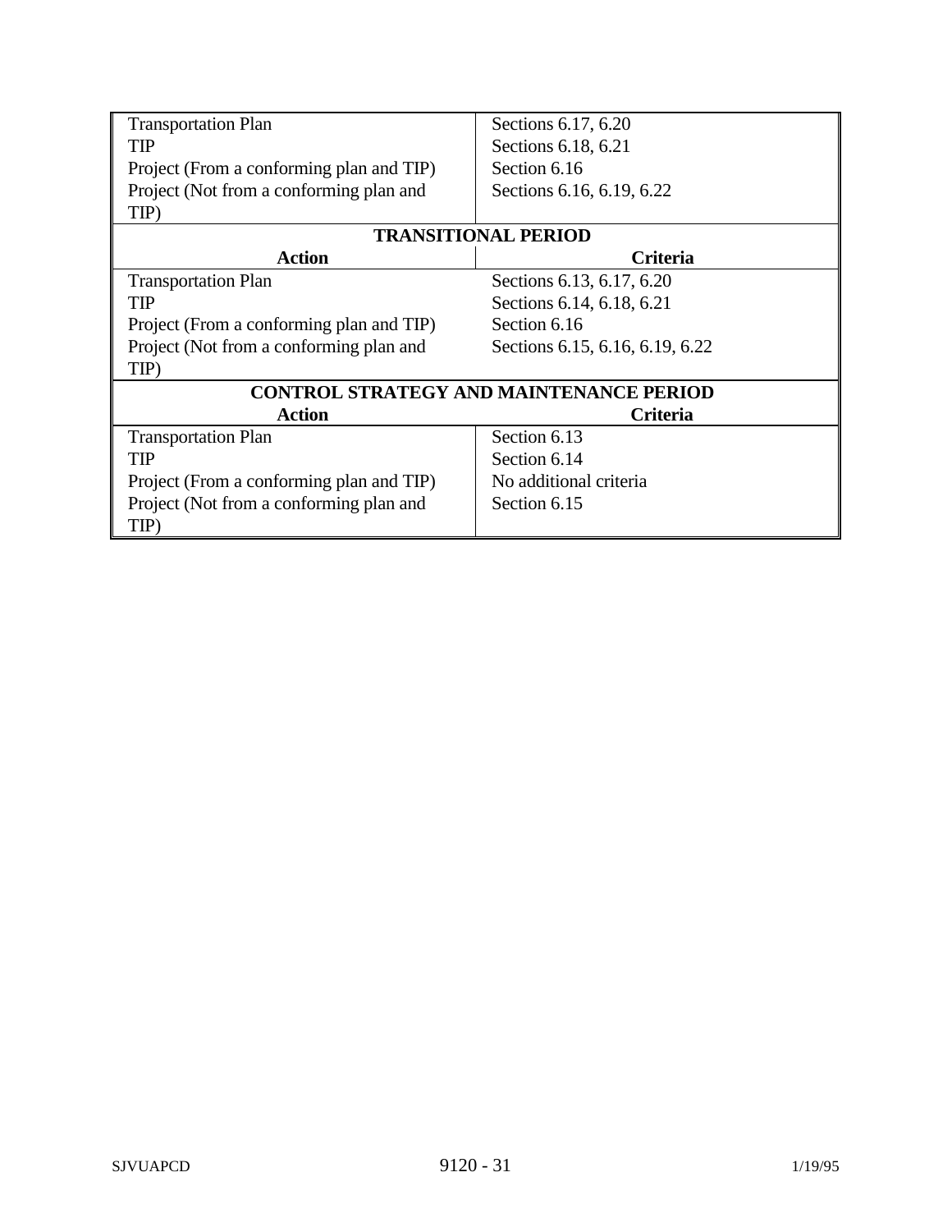| Action | Criteria |
|---|---|
| Transportation Plan | Sections 6.17, 6.20 |
| TIP | Sections 6.18, 6.21 |
| Project (From a conforming plan and TIP) | Section 6.16 |
| Project (Not from a conforming plan and TIP) | Sections 6.16, 6.19, 6.22 |
| **TRANSITIONAL PERIOD** | |
| **Action** | **Criteria** |
| Transportation Plan | Sections 6.13, 6.17, 6.20 |
| TIP | Sections 6.14, 6.18, 6.21 |
| Project (From a conforming plan and TIP) | Section 6.16 |
| Project (Not from a conforming plan and TIP) | Sections 6.15, 6.16, 6.19, 6.22 |
| **CONTROL STRATEGY AND MAINTENANCE PERIOD** | |
| **Action** | **Criteria** |
| Transportation Plan | Section 6.13 |
| TIP | Section 6.14 |
| Project (From a conforming plan and TIP) | No additional criteria |
| Project (Not from a conforming plan and TIP) | Section 6.15 |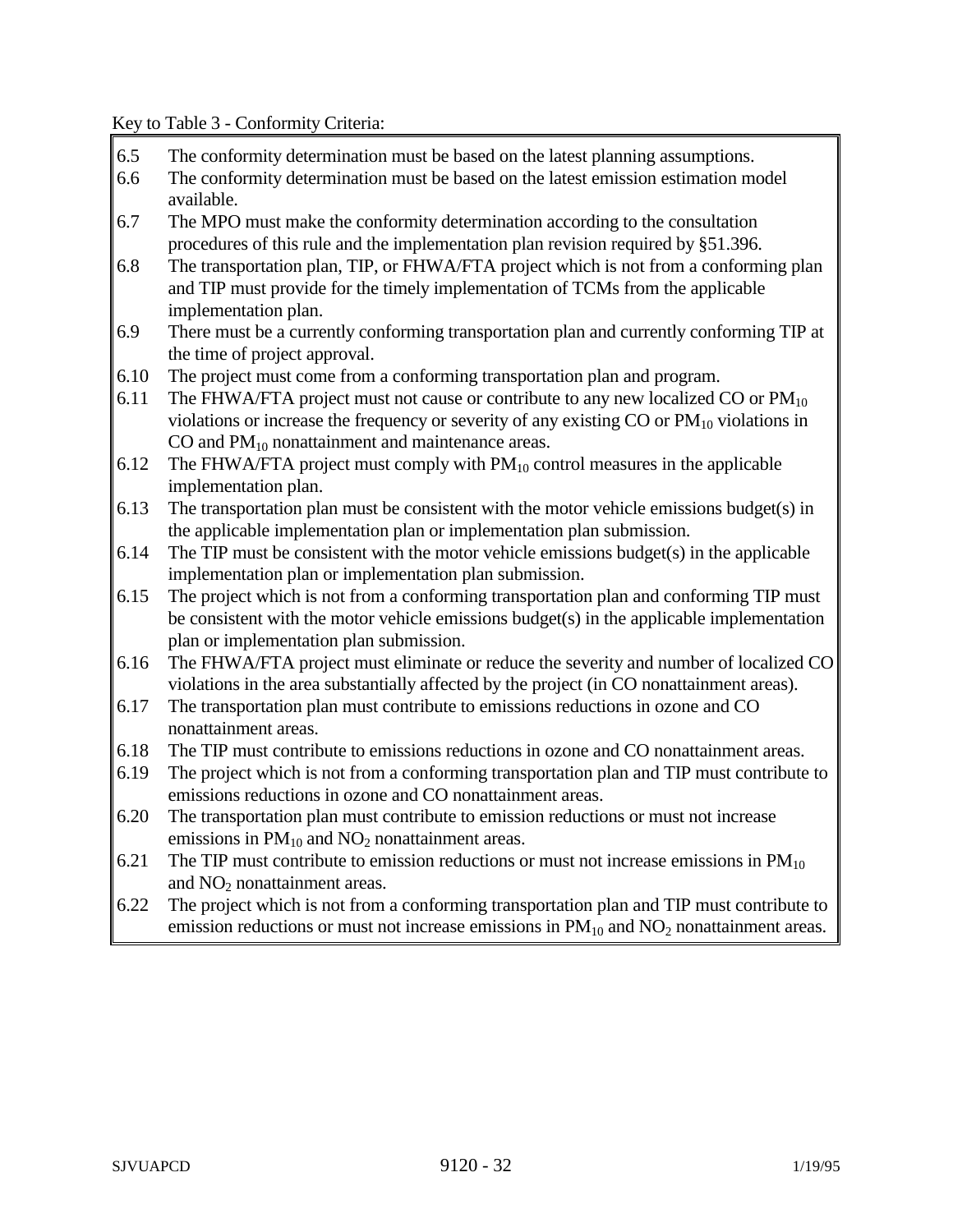Key to Table 3 - Conformity Criteria:

| | |
|---|---|
| 6.5 | The conformity determination must be based on the latest planning assumptions. |
| 6.6 | The conformity determination must be based on the latest emission estimation model available. |
| 6.7 | The MPO must make the conformity determination according to the consultation procedures of this rule and the implementation plan revision required by §51.396. |
| 6.8 | The transportation plan, TIP, or FHWA/FTA project which is not from a conforming plan and TIP must provide for the timely implementation of TCMs from the applicable implementation plan. |
| 6.9 | There must be a currently conforming transportation plan and currently conforming TIP at the time of project approval. |
| 6.10 | The project must come from a conforming transportation plan and program. |
| 6.11 | The FHWA/FTA project must not cause or contribute to any new localized CO or $PM_{10}$ violations or increase the frequency or severity of any existing CO or $PM_{10}$ violations in CO and $PM_{10}$ nonattainment and maintenance areas. |
| 6.12 | The FHWA/FTA project must comply with $PM_{10}$ control measures in the applicable implementation plan. |
| 6.13 | The transportation plan must be consistent with the motor vehicle emissions budget(s) in the applicable implementation plan or implementation plan submission. |
| 6.14 | The TIP must be consistent with the motor vehicle emissions budget(s) in the applicable implementation plan or implementation plan submission. |
| 6.15 | The project which is not from a conforming transportation plan and conforming TIP must be consistent with the motor vehicle emissions budget(s) in the applicable implementation plan or implementation plan submission. |
| 6.16 | The FHWA/FTA project must eliminate or reduce the severity and number of localized CO violations in the area substantially affected by the project (in CO nonattainment areas). |
| 6.17 | The transportation plan must contribute to emissions reductions in ozone and CO nonattainment areas. |
| 6.18 | The TIP must contribute to emissions reductions in ozone and CO nonattainment areas. |
| 6.19 | The project which is not from a conforming transportation plan and TIP must contribute to emissions reductions in ozone and CO nonattainment areas. |
| 6.20 | The transportation plan must contribute to emission reductions or must not increase emissions in $PM_{10}$ and $NO_2$ nonattainment areas. |
| 6.21 | The TIP must contribute to emission reductions or must not increase emissions in $PM_{10}$ and $NO_2$ nonattainment areas. |
| 6.22 | The project which is not from a conforming transportation plan and TIP must contribute to emission reductions or must not increase emissions in $PM_{10}$ and $NO_2$ nonattainment areas. |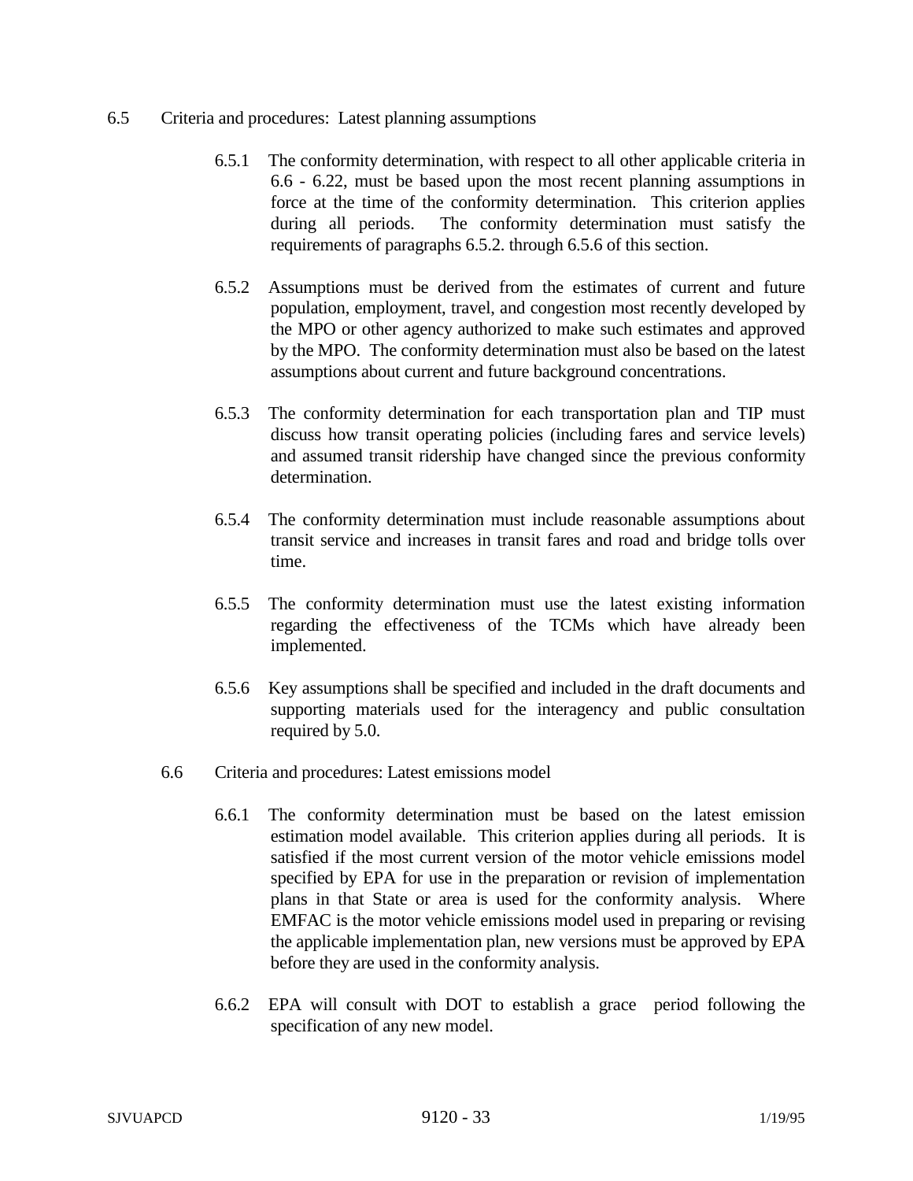6.5 Criteria and procedures: Latest planning assumptions

6.5.1 The conformity determination, with respect to all other applicable criteria in 6.6 - 6.22, must be based upon the most recent planning assumptions in force at the time of the conformity determination. This criterion applies during all periods. The conformity determination must satisfy the requirements of paragraphs 6.5.2. through 6.5.6 of this section.

6.5.2 Assumptions must be derived from the estimates of current and future population, employment, travel, and congestion most recently developed by the MPO or other agency authorized to make such estimates and approved by the MPO. The conformity determination must also be based on the latest assumptions about current and future background concentrations.

6.5.3 The conformity determination for each transportation plan and TIP must discuss how transit operating policies (including fares and service levels) and assumed transit ridership have changed since the previous conformity determination.

6.5.4 The conformity determination must include reasonable assumptions about transit service and increases in transit fares and road and bridge tolls over time.

6.5.5 The conformity determination must use the latest existing information regarding the effectiveness of the TCMs which have already been implemented.

6.5.6 Key assumptions shall be specified and included in the draft documents and supporting materials used for the interagency and public consultation required by 5.0.

6.6 Criteria and procedures: Latest emissions model

6.6.1 The conformity determination must be based on the latest emission estimation model available. This criterion applies during all periods. It is satisfied if the most current version of the motor vehicle emissions model specified by EPA for use in the preparation or revision of implementation plans in that State or area is used for the conformity analysis. Where EMFAC is the motor vehicle emissions model used in preparing or revising the applicable implementation plan, new versions must be approved by EPA before they are used in the conformity analysis.

6.6.2 EPA will consult with DOT to establish a grace period following the specification of any new model.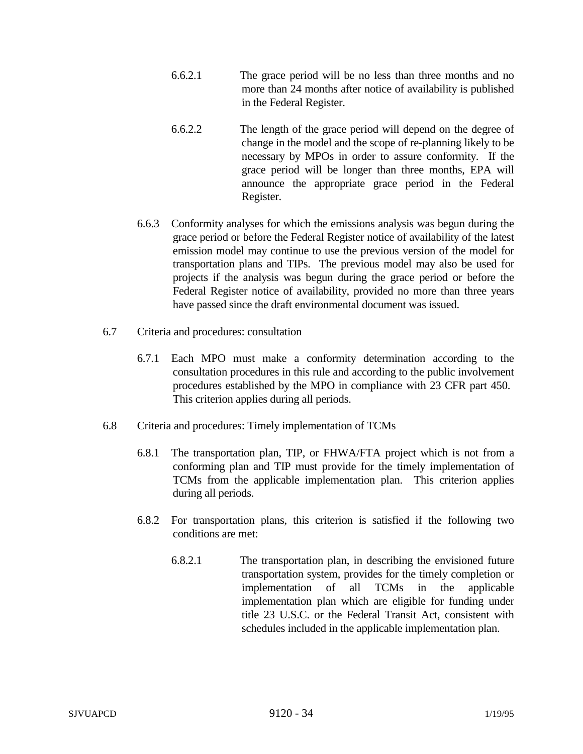6.6.2.1 The grace period will be no less than three months and no more than 24 months after notice of availability is published in the Federal Register.

6.6.2.2 The length of the grace period will depend on the degree of change in the model and the scope of re-planning likely to be necessary by MPOs in order to assure conformity. If the grace period will be longer than three months, EPA will announce the appropriate grace period in the Federal Register.

6.6.3 Conformity analyses for which the emissions analysis was begun during the grace period or before the Federal Register notice of availability of the latest emission model may continue to use the previous version of the model for transportation plans and TIPs. The previous model may also be used for projects if the analysis was begun during the grace period or before the Federal Register notice of availability, provided no more than three years have passed since the draft environmental document was issued.

6.7 Criteria and procedures: consultation

6.7.1 Each MPO must make a conformity determination according to the consultation procedures in this rule and according to the public involvement procedures established by the MPO in compliance with 23 CFR part 450. This criterion applies during all periods.

6.8 Criteria and procedures: Timely implementation of TCMs

6.8.1 The transportation plan, TIP, or FHWA/FTA project which is not from a conforming plan and TIP must provide for the timely implementation of TCMs from the applicable implementation plan. This criterion applies during all periods.

6.8.2 For transportation plans, this criterion is satisfied if the following two conditions are met:

6.8.2.1 The transportation plan, in describing the envisioned future transportation system, provides for the timely completion or implementation of all TCMs in the applicable implementation plan which are eligible for funding under title 23 U.S.C. or the Federal Transit Act, consistent with schedules included in the applicable implementation plan.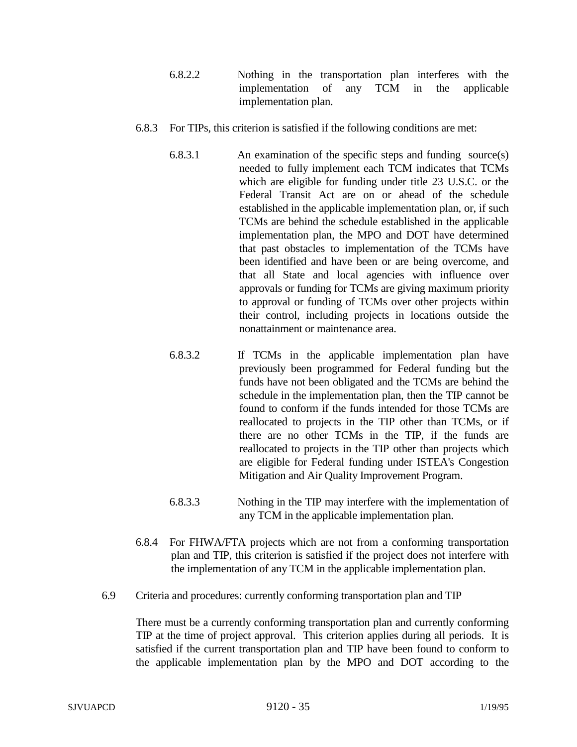6.8.2.2 Nothing in the transportation plan interferes with the implementation of any TCM in the applicable implementation plan.

6.8.3 For TIPs, this criterion is satisfied if the following conditions are met:

6.8.3.1 An examination of the specific steps and funding source(s) needed to fully implement each TCM indicates that TCMs which are eligible for funding under title 23 U.S.C. or the Federal Transit Act are on or ahead of the schedule established in the applicable implementation plan, or, if such TCMs are behind the schedule established in the applicable implementation plan, the MPO and DOT have determined that past obstacles to implementation of the TCMs have been identified and have been or are being overcome, and that all State and local agencies with influence over approvals or funding for TCMs are giving maximum priority to approval or funding of TCMs over other projects within their control, including projects in locations outside the nonattainment or maintenance area.

6.8.3.2 If TCMs in the applicable implementation plan have previously been programmed for Federal funding but the funds have not been obligated and the TCMs are behind the schedule in the implementation plan, then the TIP cannot be found to conform if the funds intended for those TCMs are reallocated to projects in the TIP other than TCMs, or if there are no other TCMs in the TIP, if the funds are reallocated to projects in the TIP other than projects which are eligible for Federal funding under ISTEA's Congestion Mitigation and Air Quality Improvement Program.

6.8.3.3 Nothing in the TIP may interfere with the implementation of any TCM in the applicable implementation plan.

6.8.4 For FHWA/FTA projects which are not from a conforming transportation plan and TIP, this criterion is satisfied if the project does not interfere with the implementation of any TCM in the applicable implementation plan.

6.9 Criteria and procedures: currently conforming transportation plan and TIP

There must be a currently conforming transportation plan and currently conforming TIP at the time of project approval. This criterion applies during all periods. It is satisfied if the current transportation plan and TIP have been found to conform to the applicable implementation plan by the MPO and DOT according to the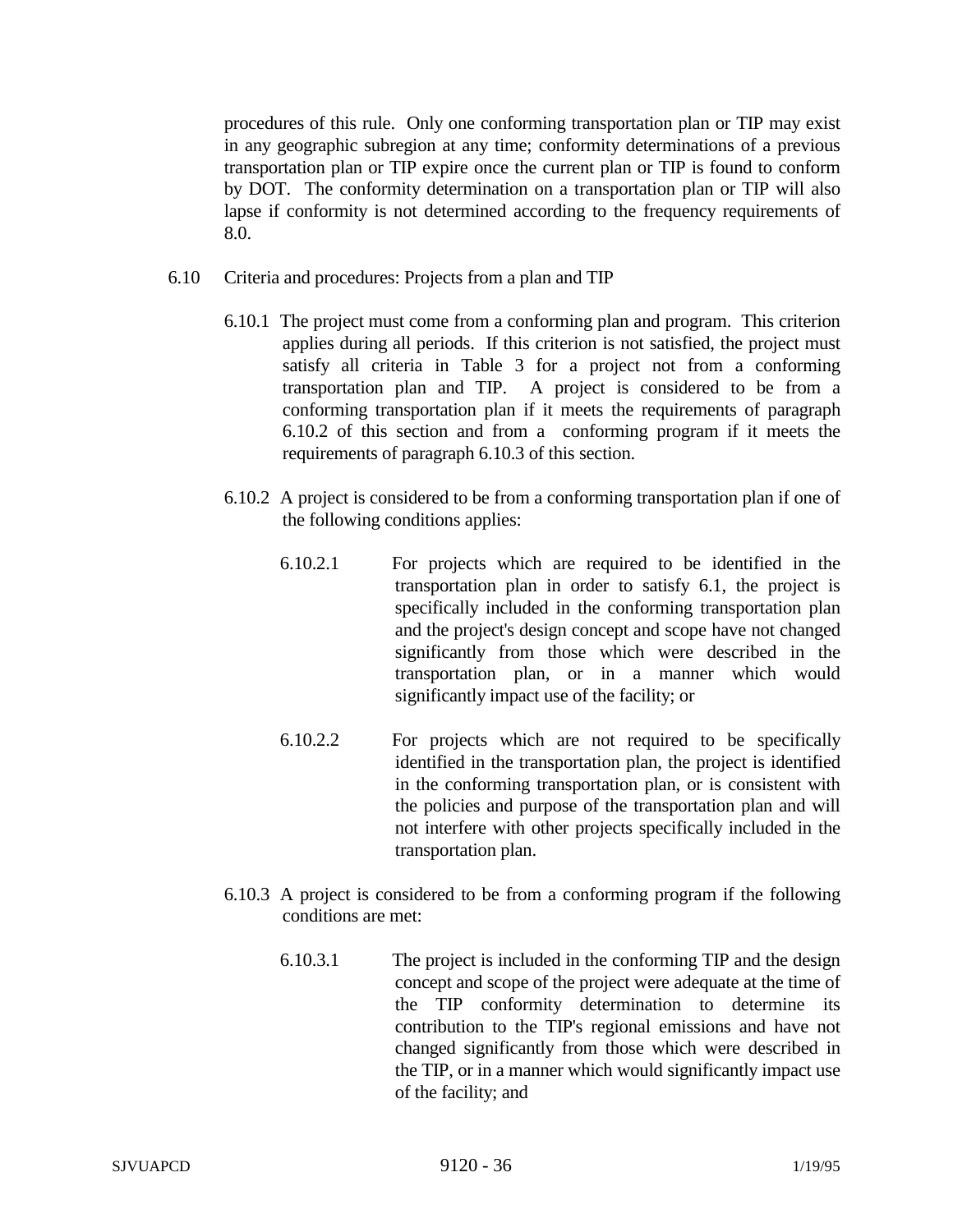procedures of this rule. Only one conforming transportation plan or TIP may exist in any geographic subregion at any time; conformity determinations of a previous transportation plan or TIP expire once the current plan or TIP is found to conform by DOT. The conformity determination on a transportation plan or TIP will also lapse if conformity is not determined according to the frequency requirements of 8.0.

6.10 Criteria and procedures: Projects from a plan and TIP

6.10.1 The project must come from a conforming plan and program. This criterion applies during all periods. If this criterion is not satisfied, the project must satisfy all criteria in Table 3 for a project not from a conforming transportation plan and TIP. A project is considered to be from a conforming transportation plan if it meets the requirements of paragraph 6.10.2 of this section and from a conforming program if it meets the requirements of paragraph 6.10.3 of this section.

6.10.2 A project is considered to be from a conforming transportation plan if one of the following conditions applies:

6.10.2.1 For projects which are required to be identified in the transportation plan in order to satisfy 6.1, the project is specifically included in the conforming transportation plan and the project's design concept and scope have not changed significantly from those which were described in the transportation plan, or in a manner which would significantly impact use of the facility; or

6.10.2.2 For projects which are not required to be specifically identified in the transportation plan, the project is identified in the conforming transportation plan, or is consistent with the policies and purpose of the transportation plan and will not interfere with other projects specifically included in the transportation plan.

6.10.3 A project is considered to be from a conforming program if the following conditions are met:

6.10.3.1 The project is included in the conforming TIP and the design concept and scope of the project were adequate at the time of the TIP conformity determination to determine its contribution to the TIP's regional emissions and have not changed significantly from those which were described in the TIP, or in a manner which would significantly impact use of the facility; and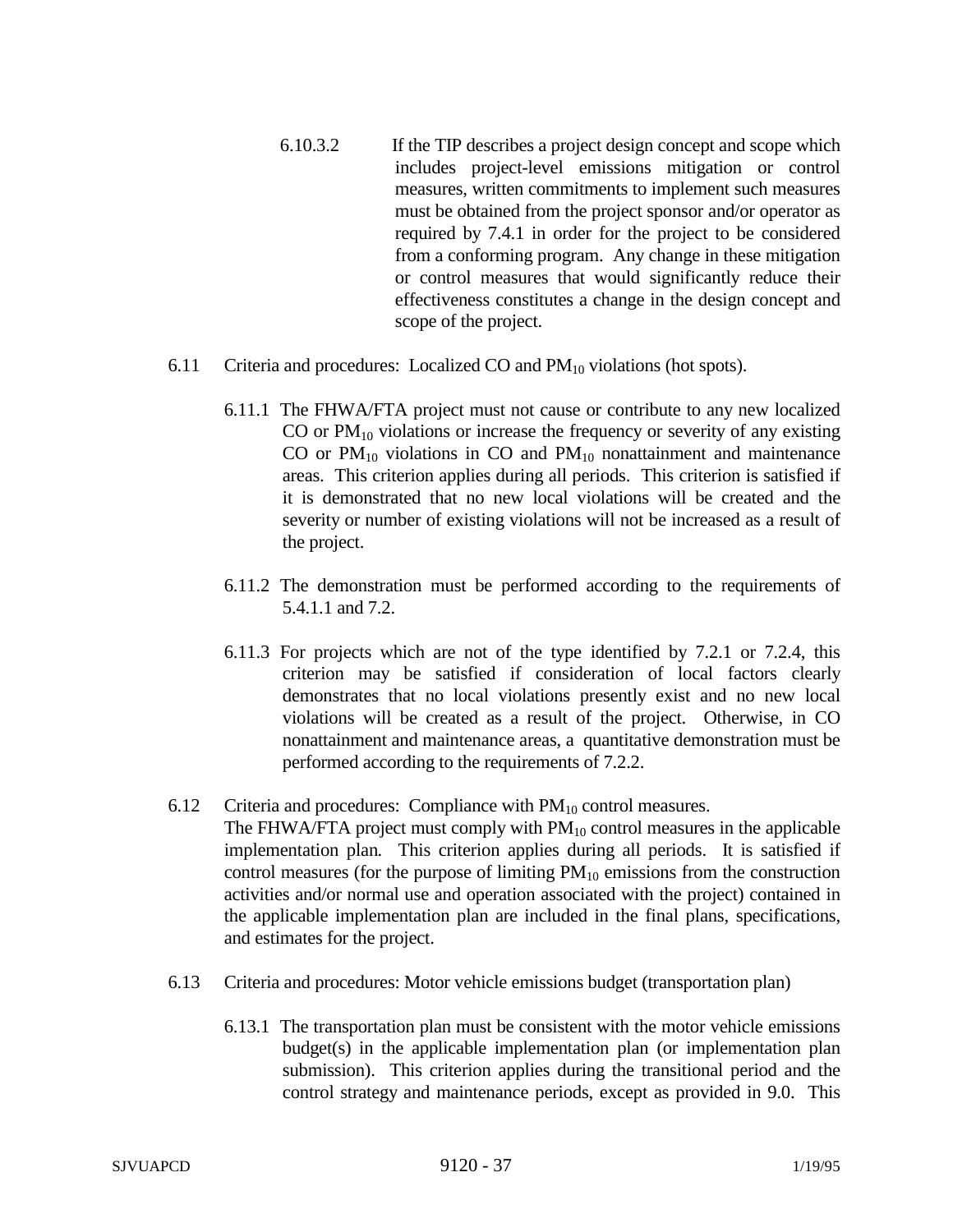6.10.3.2 If the TIP describes a project design concept and scope which includes project-level emissions mitigation or control measures, written commitments to implement such measures must be obtained from the project sponsor and/or operator as required by 7.4.1 in order for the project to be considered from a conforming program. Any change in these mitigation or control measures that would significantly reduce their effectiveness constitutes a change in the design concept and scope of the project.

6.11 Criteria and procedures: Localized CO and $PM_{10}$ violations (hot spots).

6.11.1 The FHWA/FTA project must not cause or contribute to any new localized CO or $PM_{10}$ violations or increase the frequency or severity of any existing CO or $PM_{10}$ violations in CO and $PM_{10}$ nonattainment and maintenance areas. This criterion applies during all periods. This criterion is satisfied if it is demonstrated that no new local violations will be created and the severity or number of existing violations will not be increased as a result of the project.

6.11.2 The demonstration must be performed according to the requirements of 5.4.1.1 and 7.2.

6.11.3 For projects which are not of the type identified by 7.2.1 or 7.2.4, this criterion may be satisfied if consideration of local factors clearly demonstrates that no local violations presently exist and no new local violations will be created as a result of the project. Otherwise, in CO nonattainment and maintenance areas, a quantitative demonstration must be performed according to the requirements of 7.2.2.

6.12 Criteria and procedures: Compliance with $PM_{10}$ control measures.
The FHWA/FTA project must comply with $PM_{10}$ control measures in the applicable implementation plan. This criterion applies during all periods. It is satisfied if control measures (for the purpose of limiting $PM_{10}$ emissions from the construction activities and/or normal use and operation associated with the project) contained in the applicable implementation plan are included in the final plans, specifications, and estimates for the project.

6.13 Criteria and procedures: Motor vehicle emissions budget (transportation plan)

6.13.1 The transportation plan must be consistent with the motor vehicle emissions budget(s) in the applicable implementation plan (or implementation plan submission). This criterion applies during the transitional period and the control strategy and maintenance periods, except as provided in 9.0. This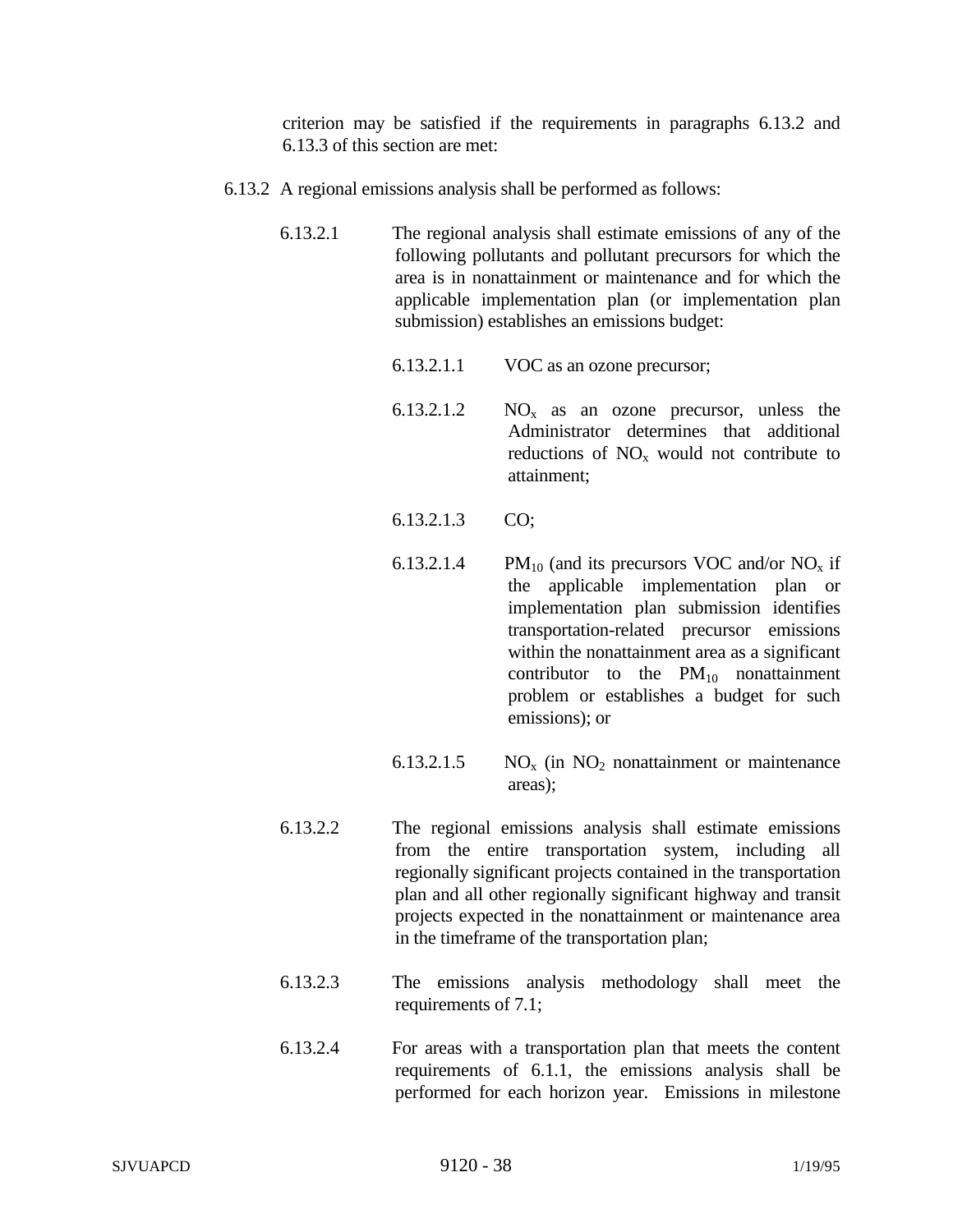criterion may be satisfied if the requirements in paragraphs 6.13.2 and 6.13.3 of this section are met:

6.13.2 A regional emissions analysis shall be performed as follows:

6.13.2.1 The regional analysis shall estimate emissions of any of the following pollutants and pollutant precursors for which the area is in nonattainment or maintenance and for which the applicable implementation plan (or implementation plan submission) establishes an emissions budget:

6.13.2.1.1 VOC as an ozone precursor;

6.13.2.1.2 $NO_x$ as an ozone precursor, unless the Administrator determines that additional reductions of $NO_x$ would not contribute to attainment;

6.13.2.1.3 CO;

6.13.2.1.4 $PM_{10}$ (and its precursors VOC and/or $NO_x$ if the applicable implementation plan or implementation plan submission identifies transportation-related precursor emissions within the nonattainment area as a significant contributor to the $PM_{10}$ nonattainment problem or establishes a budget for such emissions); or

6.13.2.1.5 $NO_x$ (in $NO_2$ nonattainment or maintenance areas);

6.13.2.2 The regional emissions analysis shall estimate emissions from the entire transportation system, including all regionally significant projects contained in the transportation plan and all other regionally significant highway and transit projects expected in the nonattainment or maintenance area in the timeframe of the transportation plan;

6.13.2.3 The emissions analysis methodology shall meet the requirements of 7.1;

6.13.2.4 For areas with a transportation plan that meets the content requirements of 6.1.1, the emissions analysis shall be performed for each horizon year. Emissions in milestone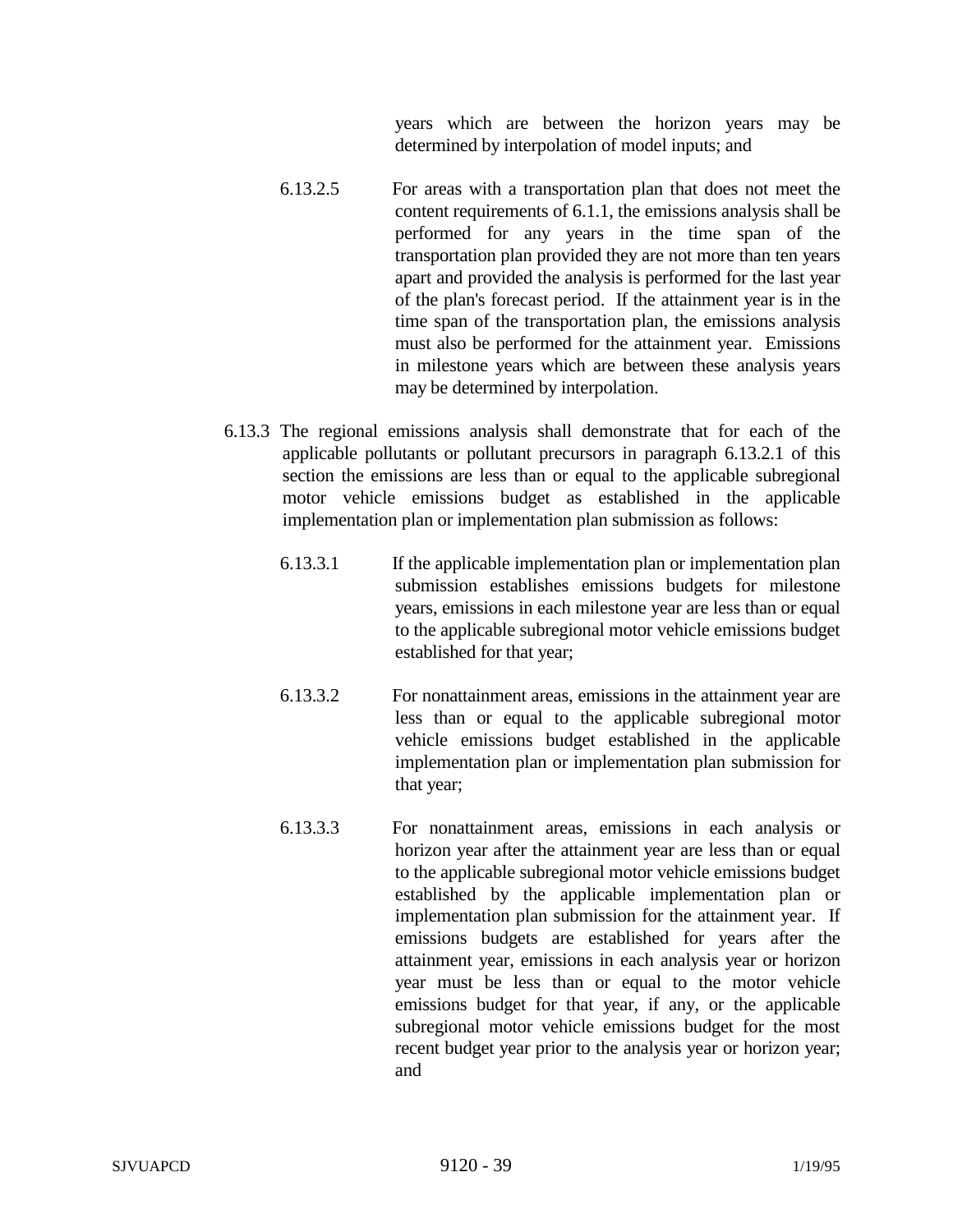years which are between the horizon years may be determined by interpolation of model inputs; and

6.13.2.5 For areas with a transportation plan that does not meet the content requirements of 6.1.1, the emissions analysis shall be performed for any years in the time span of the transportation plan provided they are not more than ten years apart and provided the analysis is performed for the last year of the plan's forecast period. If the attainment year is in the time span of the transportation plan, the emissions analysis must also be performed for the attainment year. Emissions in milestone years which are between these analysis years may be determined by interpolation.

6.13.3 The regional emissions analysis shall demonstrate that for each of the applicable pollutants or pollutant precursors in paragraph 6.13.2.1 of this section the emissions are less than or equal to the applicable subregional motor vehicle emissions budget as established in the applicable implementation plan or implementation plan submission as follows:

6.13.3.1 If the applicable implementation plan or implementation plan submission establishes emissions budgets for milestone years, emissions in each milestone year are less than or equal to the applicable subregional motor vehicle emissions budget established for that year;

6.13.3.2 For nonattainment areas, emissions in the attainment year are less than or equal to the applicable subregional motor vehicle emissions budget established in the applicable implementation plan or implementation plan submission for that year;

6.13.3.3 For nonattainment areas, emissions in each analysis or horizon year after the attainment year are less than or equal to the applicable subregional motor vehicle emissions budget established by the applicable implementation plan or implementation plan submission for the attainment year. If emissions budgets are established for years after the attainment year, emissions in each analysis year or horizon year must be less than or equal to the motor vehicle emissions budget for that year, if any, or the applicable subregional motor vehicle emissions budget for the most recent budget year prior to the analysis year or horizon year; and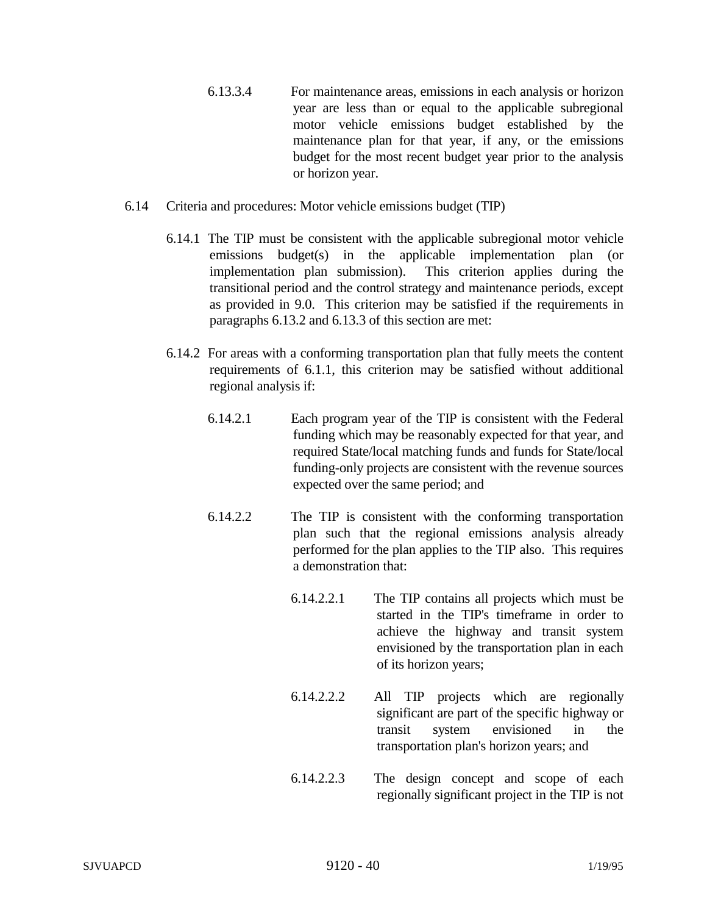6.13.3.4 For maintenance areas, emissions in each analysis or horizon year are less than or equal to the applicable subregional motor vehicle emissions budget established by the maintenance plan for that year, if any, or the emissions budget for the most recent budget year prior to the analysis or horizon year.

6.14 Criteria and procedures: Motor vehicle emissions budget (TIP)

6.14.1 The TIP must be consistent with the applicable subregional motor vehicle emissions budget(s) in the applicable implementation plan (or implementation plan submission). This criterion applies during the transitional period and the control strategy and maintenance periods, except as provided in 9.0. This criterion may be satisfied if the requirements in paragraphs 6.13.2 and 6.13.3 of this section are met:

6.14.2 For areas with a conforming transportation plan that fully meets the content requirements of 6.1.1, this criterion may be satisfied without additional regional analysis if:

6.14.2.1 Each program year of the TIP is consistent with the Federal funding which may be reasonably expected for that year, and required State/local matching funds and funds for State/local funding-only projects are consistent with the revenue sources expected over the same period; and

6.14.2.2 The TIP is consistent with the conforming transportation plan such that the regional emissions analysis already performed for the plan applies to the TIP also. This requires a demonstration that:

6.14.2.2.1 The TIP contains all projects which must be started in the TIP's timeframe in order to achieve the highway and transit system envisioned by the transportation plan in each of its horizon years;

6.14.2.2.2 All TIP projects which are regionally significant are part of the specific highway or transit system envisioned in the transportation plan's horizon years; and

6.14.2.2.3 The design concept and scope of each regionally significant project in the TIP is not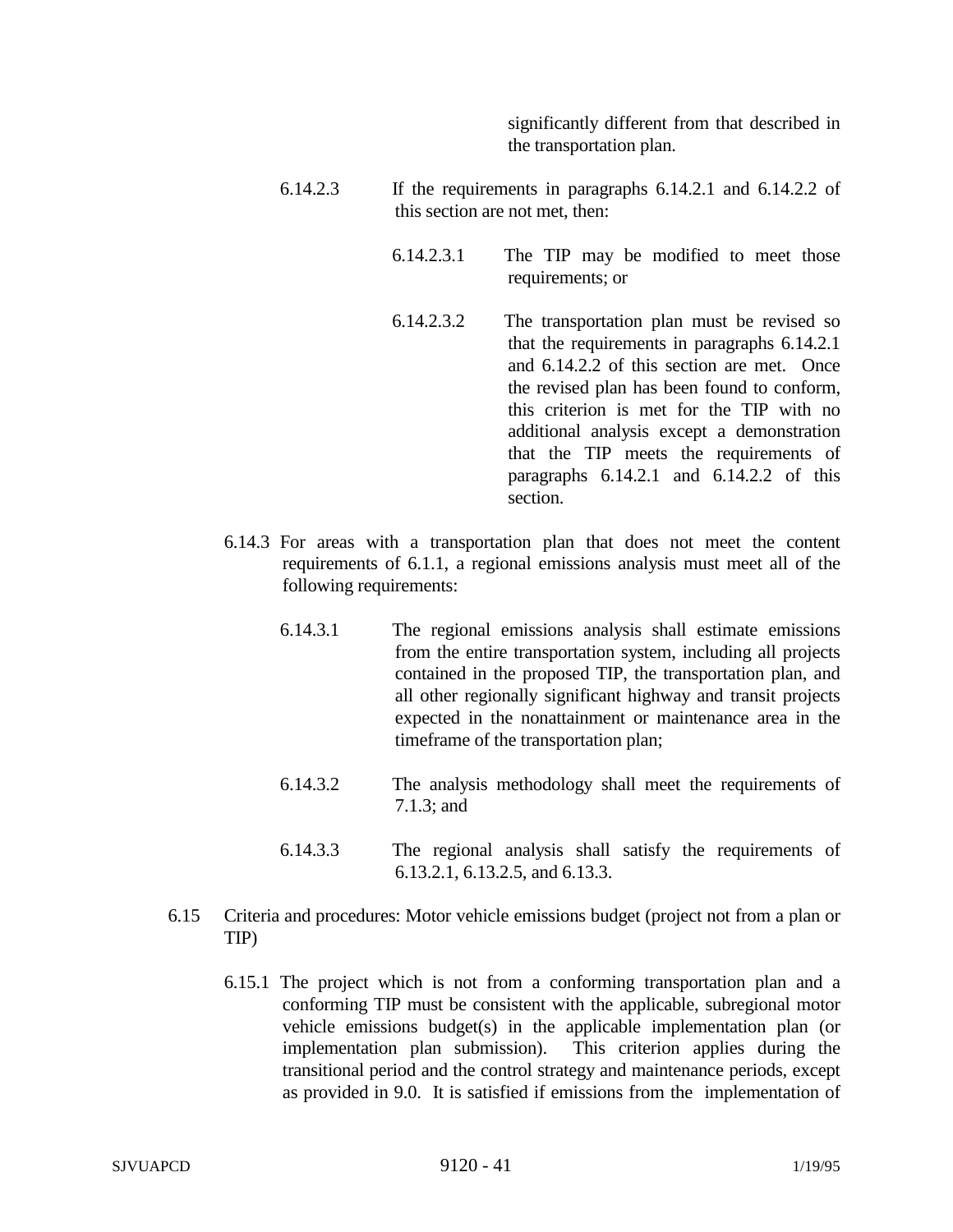significantly different from that described in the transportation plan.

6.14.2.3 If the requirements in paragraphs 6.14.2.1 and 6.14.2.2 of this section are not met, then:

6.14.2.3.1 The TIP may be modified to meet those requirements; or

6.14.2.3.2 The transportation plan must be revised so that the requirements in paragraphs 6.14.2.1 and 6.14.2.2 of this section are met. Once the revised plan has been found to conform, this criterion is met for the TIP with no additional analysis except a demonstration that the TIP meets the requirements of paragraphs 6.14.2.1 and 6.14.2.2 of this section.

6.14.3 For areas with a transportation plan that does not meet the content requirements of 6.1.1, a regional emissions analysis must meet all of the following requirements:

6.14.3.1 The regional emissions analysis shall estimate emissions from the entire transportation system, including all projects contained in the proposed TIP, the transportation plan, and all other regionally significant highway and transit projects expected in the nonattainment or maintenance area in the timeframe of the transportation plan;

6.14.3.2 The analysis methodology shall meet the requirements of 7.1.3; and

6.14.3.3 The regional analysis shall satisfy the requirements of 6.13.2.1, 6.13.2.5, and 6.13.3.

6.15 Criteria and procedures: Motor vehicle emissions budget (project not from a plan or TIP)

6.15.1 The project which is not from a conforming transportation plan and a conforming TIP must be consistent with the applicable, subregional motor vehicle emissions budget(s) in the applicable implementation plan (or implementation plan submission). This criterion applies during the transitional period and the control strategy and maintenance periods, except as provided in 9.0. It is satisfied if emissions from the implementation of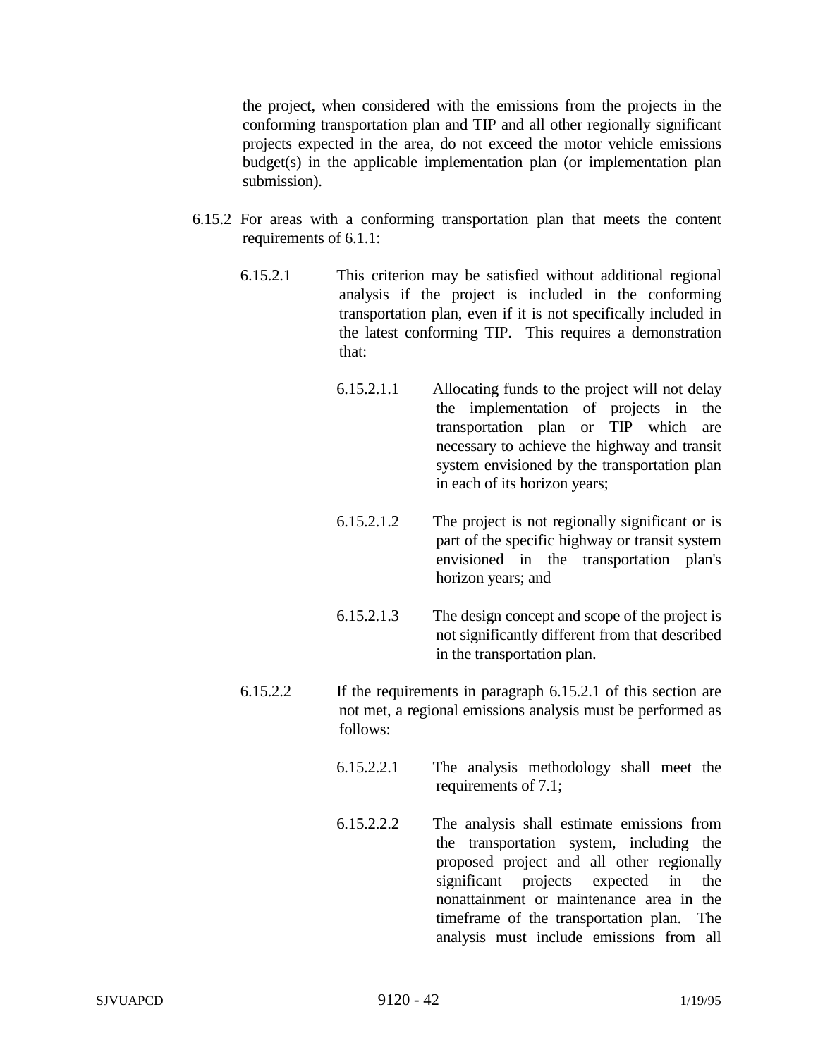the project, when considered with the emissions from the projects in the conforming transportation plan and TIP and all other regionally significant projects expected in the area, do not exceed the motor vehicle emissions budget(s) in the applicable implementation plan (or implementation plan submission).

6.15.2 For areas with a conforming transportation plan that meets the content requirements of 6.1.1:

6.15.2.1 This criterion may be satisfied without additional regional analysis if the project is included in the conforming transportation plan, even if it is not specifically included in the latest conforming TIP. This requires a demonstration that:

6.15.2.1.1 Allocating funds to the project will not delay the implementation of projects in the transportation plan or TIP which are necessary to achieve the highway and transit system envisioned by the transportation plan in each of its horizon years;

6.15.2.1.2 The project is not regionally significant or is part of the specific highway or transit system envisioned in the transportation plan's horizon years; and

6.15.2.1.3 The design concept and scope of the project is not significantly different from that described in the transportation plan.

6.15.2.2 If the requirements in paragraph 6.15.2.1 of this section are not met, a regional emissions analysis must be performed as follows:

6.15.2.2.1 The analysis methodology shall meet the requirements of 7.1;

6.15.2.2.2 The analysis shall estimate emissions from the transportation system, including the proposed project and all other regionally significant projects expected in the nonattainment or maintenance area in the timeframe of the transportation plan. The analysis must include emissions from all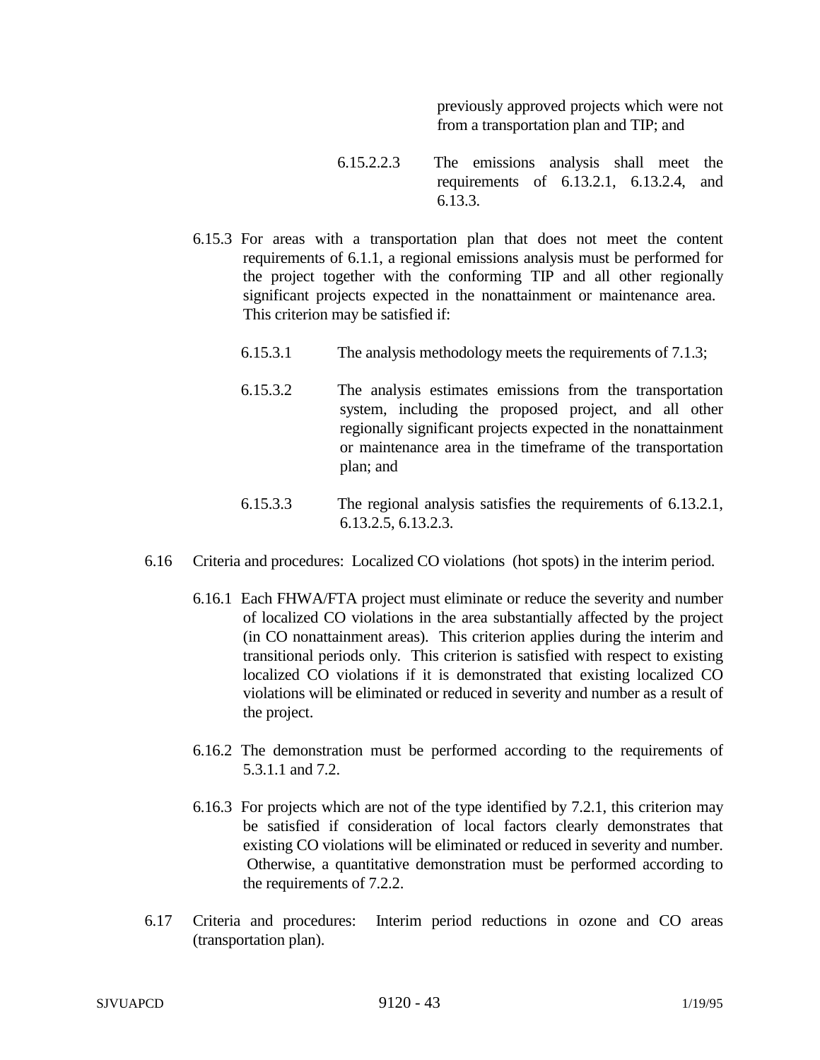previously approved projects which were not from a transportation plan and TIP; and

6.15.2.2.3 The emissions analysis shall meet the requirements of 6.13.2.1, 6.13.2.4, and 6.13.3.

6.15.3 For areas with a transportation plan that does not meet the content requirements of 6.1.1, a regional emissions analysis must be performed for the project together with the conforming TIP and all other regionally significant projects expected in the nonattainment or maintenance area. This criterion may be satisfied if:

6.15.3.1 The analysis methodology meets the requirements of 7.1.3;

6.15.3.2 The analysis estimates emissions from the transportation system, including the proposed project, and all other regionally significant projects expected in the nonattainment or maintenance area in the timeframe of the transportation plan; and

6.15.3.3 The regional analysis satisfies the requirements of 6.13.2.1, 6.13.2.5, 6.13.2.3.

6.16 Criteria and procedures: Localized CO violations (hot spots) in the interim period.

6.16.1 Each FHWA/FTA project must eliminate or reduce the severity and number of localized CO violations in the area substantially affected by the project (in CO nonattainment areas). This criterion applies during the interim and transitional periods only. This criterion is satisfied with respect to existing localized CO violations if it is demonstrated that existing localized CO violations will be eliminated or reduced in severity and number as a result of the project.

6.16.2 The demonstration must be performed according to the requirements of 5.3.1.1 and 7.2.

6.16.3 For projects which are not of the type identified by 7.2.1, this criterion may be satisfied if consideration of local factors clearly demonstrates that existing CO violations will be eliminated or reduced in severity and number. Otherwise, a quantitative demonstration must be performed according to the requirements of 7.2.2.

6.17 Criteria and procedures: Interim period reductions in ozone and CO areas (transportation plan).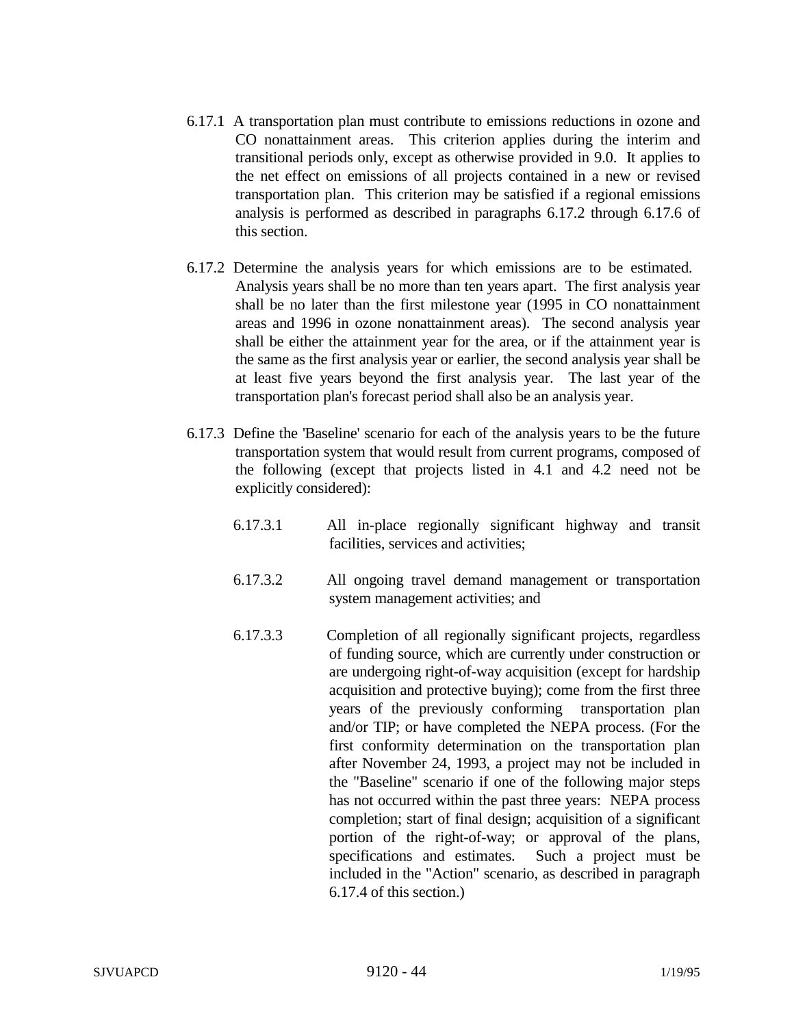6.17.1 A transportation plan must contribute to emissions reductions in ozone and CO nonattainment areas. This criterion applies during the interim and transitional periods only, except as otherwise provided in 9.0. It applies to the net effect on emissions of all projects contained in a new or revised transportation plan. This criterion may be satisfied if a regional emissions analysis is performed as described in paragraphs 6.17.2 through 6.17.6 of this section.

6.17.2 Determine the analysis years for which emissions are to be estimated. Analysis years shall be no more than ten years apart. The first analysis year shall be no later than the first milestone year (1995 in CO nonattainment areas and 1996 in ozone nonattainment areas). The second analysis year shall be either the attainment year for the area, or if the attainment year is the same as the first analysis year or earlier, the second analysis year shall be at least five years beyond the first analysis year. The last year of the transportation plan's forecast period shall also be an analysis year.

6.17.3 Define the 'Baseline' scenario for each of the analysis years to be the future transportation system that would result from current programs, composed of the following (except that projects listed in 4.1 and 4.2 need not be explicitly considered):

6.17.3.1 All in-place regionally significant highway and transit facilities, services and activities;

6.17.3.2 All ongoing travel demand management or transportation system management activities; and

6.17.3.3 Completion of all regionally significant projects, regardless of funding source, which are currently under construction or are undergoing right-of-way acquisition (except for hardship acquisition and protective buying); come from the first three years of the previously conforming transportation plan and/or TIP; or have completed the NEPA process. (For the first conformity determination on the transportation plan after November 24, 1993, a project may not be included in the "Baseline" scenario if one of the following major steps has not occurred within the past three years: NEPA process completion; start of final design; acquisition of a significant portion of the right-of-way; or approval of the plans, specifications and estimates. Such a project must be included in the "Action" scenario, as described in paragraph 6.17.4 of this section.)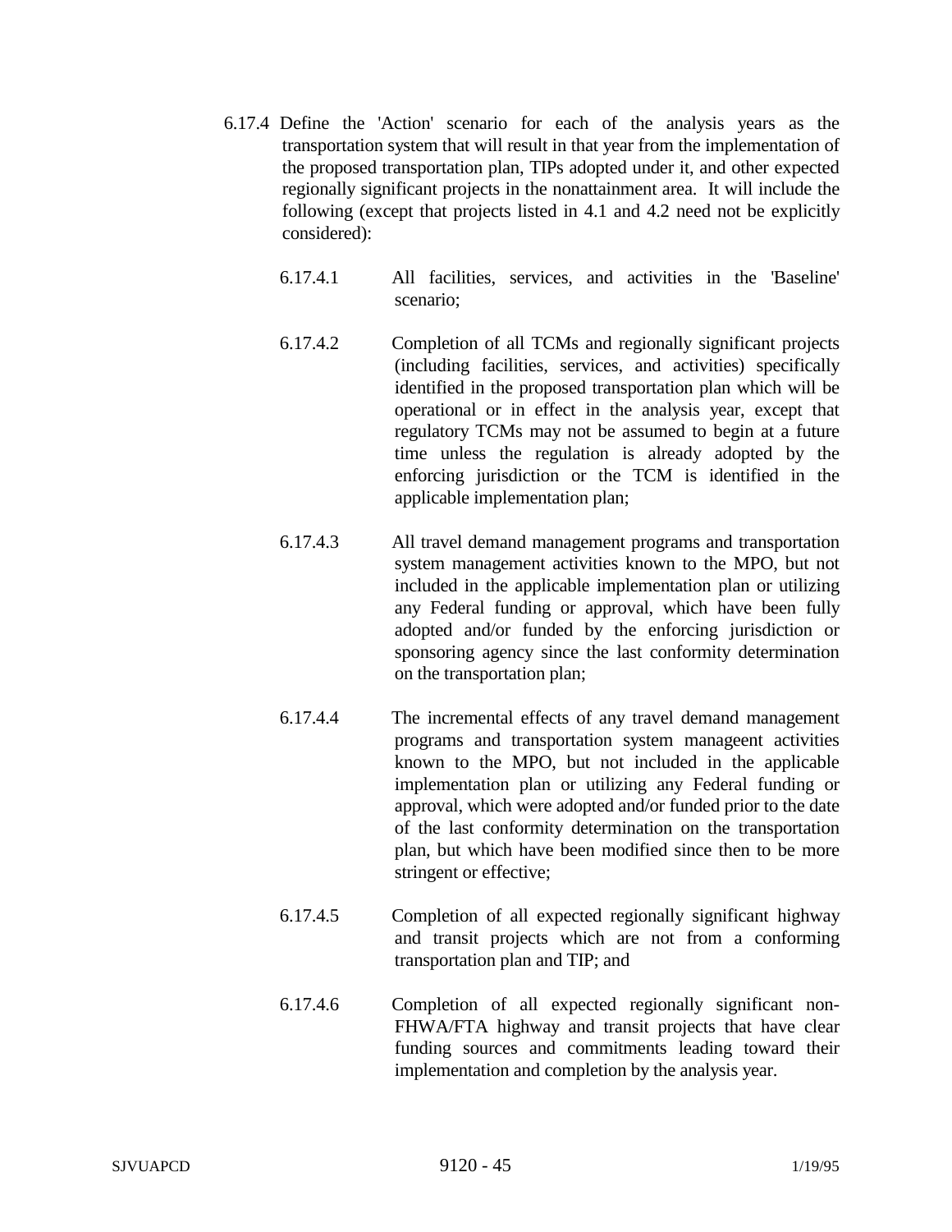6.17.4 Define the 'Action' scenario for each of the analysis years as the transportation system that will result in that year from the implementation of the proposed transportation plan, TIPs adopted under it, and other expected regionally significant projects in the nonattainment area. It will include the following (except that projects listed in 4.1 and 4.2 need not be explicitly considered):

6.17.4.1 All facilities, services, and activities in the 'Baseline' scenario;

6.17.4.2 Completion of all TCMs and regionally significant projects (including facilities, services, and activities) specifically identified in the proposed transportation plan which will be operational or in effect in the analysis year, except that regulatory TCMs may not be assumed to begin at a future time unless the regulation is already adopted by the enforcing jurisdiction or the TCM is identified in the applicable implementation plan;

6.17.4.3 All travel demand management programs and transportation system management activities known to the MPO, but not included in the applicable implementation plan or utilizing any Federal funding or approval, which have been fully adopted and/or funded by the enforcing jurisdiction or sponsoring agency since the last conformity determination on the transportation plan;

6.17.4.4 The incremental effects of any travel demand management programs and transportation system manageent activities known to the MPO, but not included in the applicable implementation plan or utilizing any Federal funding or approval, which were adopted and/or funded prior to the date of the last conformity determination on the transportation plan, but which have been modified since then to be more stringent or effective;

6.17.4.5 Completion of all expected regionally significant highway and transit projects which are not from a conforming transportation plan and TIP; and

6.17.4.6 Completion of all expected regionally significant non-FHWA/FTA highway and transit projects that have clear funding sources and commitments leading toward their implementation and completion by the analysis year.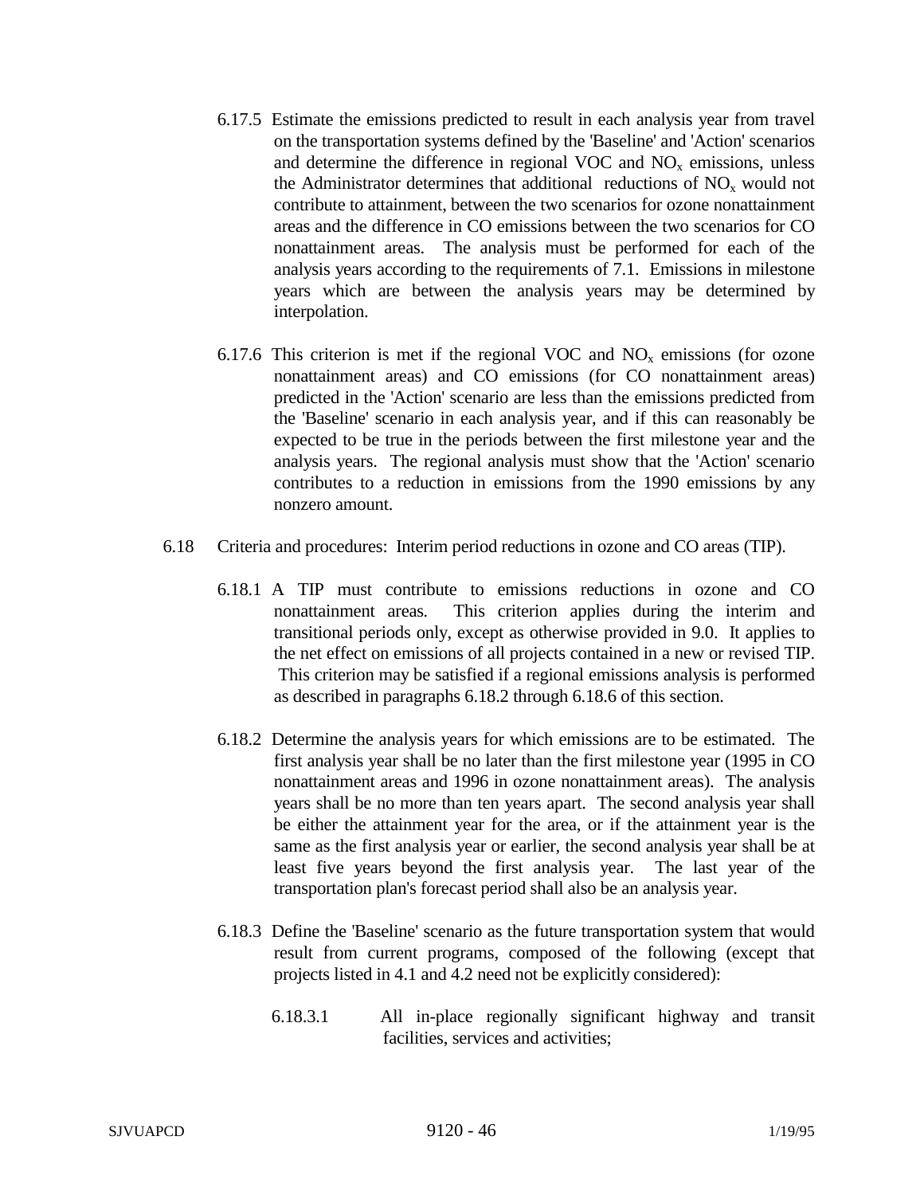6.17.5 Estimate the emissions predicted to result in each analysis year from travel on the transportation systems defined by the 'Baseline' and 'Action' scenarios and determine the difference in regional VOC and $NO_x$ emissions, unless the Administrator determines that additional reductions of $NO_x$ would not contribute to attainment, between the two scenarios for ozone nonattainment areas and the difference in CO emissions between the two scenarios for CO nonattainment areas. The analysis must be performed for each of the analysis years according to the requirements of 7.1. Emissions in milestone years which are between the analysis years may be determined by interpolation.

6.17.6 This criterion is met if the regional VOC and $NO_x$ emissions (for ozone nonattainment areas) and CO emissions (for CO nonattainment areas) predicted in the 'Action' scenario are less than the emissions predicted from the 'Baseline' scenario in each analysis year, and if this can reasonably be expected to be true in the periods between the first milestone year and the analysis years. The regional analysis must show that the 'Action' scenario contributes to a reduction in emissions from the 1990 emissions by any nonzero amount.

6.18 Criteria and procedures: Interim period reductions in ozone and CO areas (TIP).

6.18.1 A TIP must contribute to emissions reductions in ozone and CO nonattainment areas. This criterion applies during the interim and transitional periods only, except as otherwise provided in 9.0. It applies to the net effect on emissions of all projects contained in a new or revised TIP. This criterion may be satisfied if a regional emissions analysis is performed as described in paragraphs 6.18.2 through 6.18.6 of this section.

6.18.2 Determine the analysis years for which emissions are to be estimated. The first analysis year shall be no later than the first milestone year (1995 in CO nonattainment areas and 1996 in ozone nonattainment areas). The analysis years shall be no more than ten years apart. The second analysis year shall be either the attainment year for the area, or if the attainment year is the same as the first analysis year or earlier, the second analysis year shall be at least five years beyond the first analysis year. The last year of the transportation plan's forecast period shall also be an analysis year.

6.18.3 Define the 'Baseline' scenario as the future transportation system that would result from current programs, composed of the following (except that projects listed in 4.1 and 4.2 need not be explicitly considered):

6.18.3.1 All in-place regionally significant highway and transit facilities, services and activities;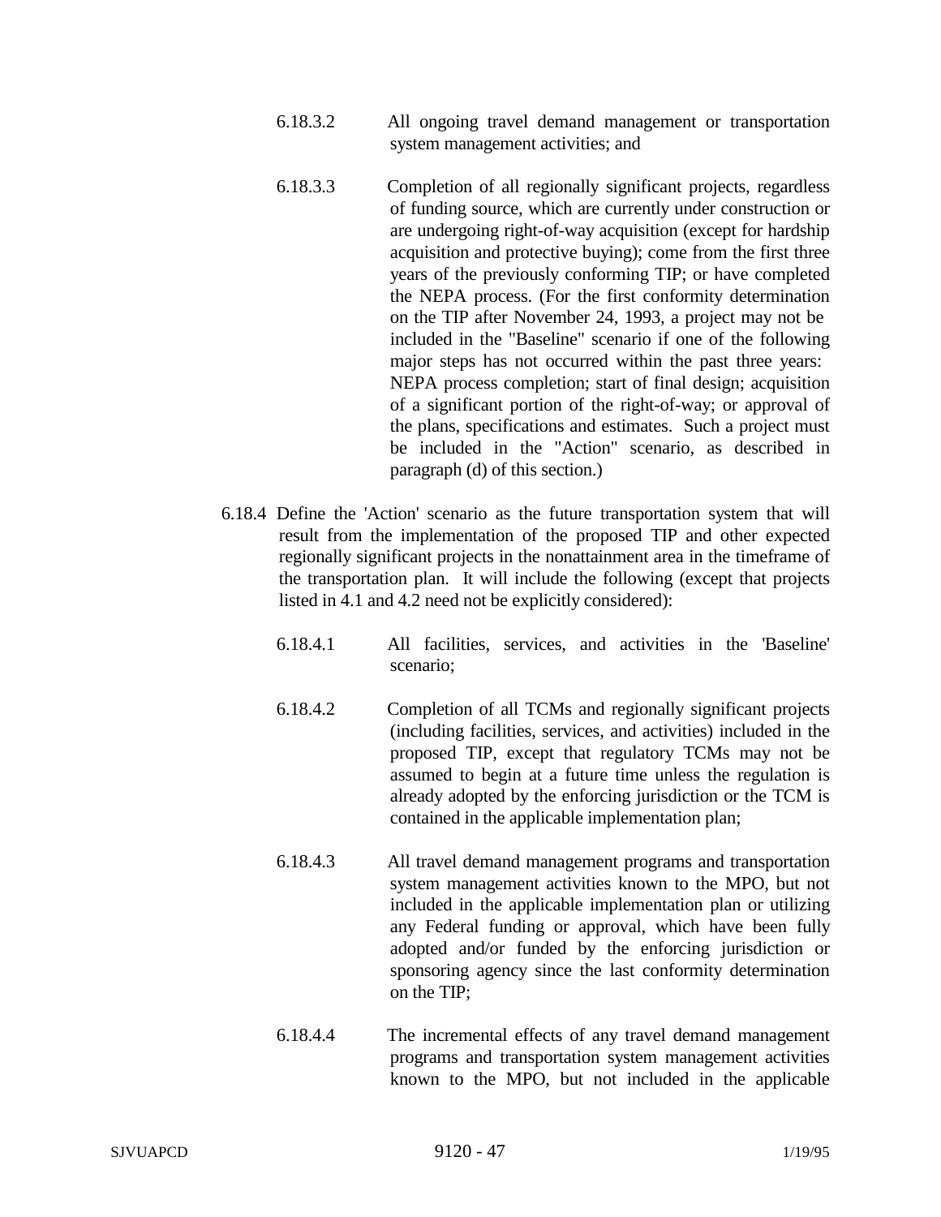6.18.3.2 All ongoing travel demand management or transportation system management activities; and

6.18.3.3 Completion of all regionally significant projects, regardless of funding source, which are currently under construction or are undergoing right-of-way acquisition (except for hardship acquisition and protective buying); come from the first three years of the previously conforming TIP; or have completed the NEPA process. (For the first conformity determination on the TIP after November 24, 1993, a project may not be included in the "Baseline" scenario if one of the following major steps has not occurred within the past three years: NEPA process completion; start of final design; acquisition of a significant portion of the right-of-way; or approval of the plans, specifications and estimates. Such a project must be included in the "Action" scenario, as described in paragraph (d) of this section.)

6.18.4 Define the 'Action' scenario as the future transportation system that will result from the implementation of the proposed TIP and other expected regionally significant projects in the nonattainment area in the timeframe of the transportation plan. It will include the following (except that projects listed in 4.1 and 4.2 need not be explicitly considered):

6.18.4.1 All facilities, services, and activities in the 'Baseline' scenario;

6.18.4.2 Completion of all TCMs and regionally significant projects (including facilities, services, and activities) included in the proposed TIP, except that regulatory TCMs may not be assumed to begin at a future time unless the regulation is already adopted by the enforcing jurisdiction or the TCM is contained in the applicable implementation plan;

6.18.4.3 All travel demand management programs and transportation system management activities known to the MPO, but not included in the applicable implementation plan or utilizing any Federal funding or approval, which have been fully adopted and/or funded by the enforcing jurisdiction or sponsoring agency since the last conformity determination on the TIP;

6.18.4.4 The incremental effects of any travel demand management programs and transportation system management activities known to the MPO, but not included in the applicable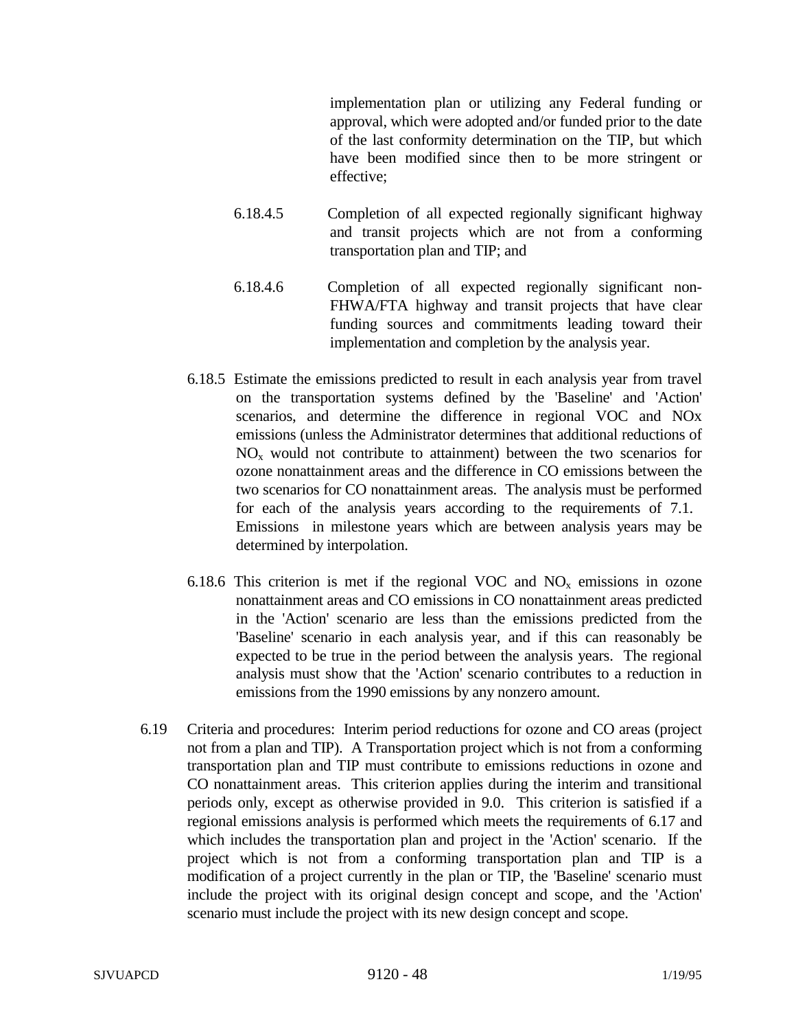implementation plan or utilizing any Federal funding or approval, which were adopted and/or funded prior to the date of the last conformity determination on the TIP, but which have been modified since then to be more stringent or effective;

6.18.4.5 Completion of all expected regionally significant highway and transit projects which are not from a conforming transportation plan and TIP; and

6.18.4.6 Completion of all expected regionally significant non-FHWA/FTA highway and transit projects that have clear funding sources and commitments leading toward their implementation and completion by the analysis year.

6.18.5 Estimate the emissions predicted to result in each analysis year from travel on the transportation systems defined by the 'Baseline' and 'Action' scenarios, and determine the difference in regional VOC and NOx emissions (unless the Administrator determines that additional reductions of $NO_x$ would not contribute to attainment) between the two scenarios for ozone nonattainment areas and the difference in CO emissions between the two scenarios for CO nonattainment areas. The analysis must be performed for each of the analysis years according to the requirements of 7.1. Emissions in milestone years which are between analysis years may be determined by interpolation.

6.18.6 This criterion is met if the regional VOC and $NO_x$ emissions in ozone nonattainment areas and CO emissions in CO nonattainment areas predicted in the 'Action' scenario are less than the emissions predicted from the 'Baseline' scenario in each analysis year, and if this can reasonably be expected to be true in the period between the analysis years. The regional analysis must show that the 'Action' scenario contributes to a reduction in emissions from the 1990 emissions by any nonzero amount.

6.19 Criteria and procedures: Interim period reductions for ozone and CO areas (project not from a plan and TIP). A Transportation project which is not from a conforming transportation plan and TIP must contribute to emissions reductions in ozone and CO nonattainment areas. This criterion applies during the interim and transitional periods only, except as otherwise provided in 9.0. This criterion is satisfied if a regional emissions analysis is performed which meets the requirements of 6.17 and which includes the transportation plan and project in the 'Action' scenario. If the project which is not from a conforming transportation plan and TIP is a modification of a project currently in the plan or TIP, the 'Baseline' scenario must include the project with its original design concept and scope, and the 'Action' scenario must include the project with its new design concept and scope.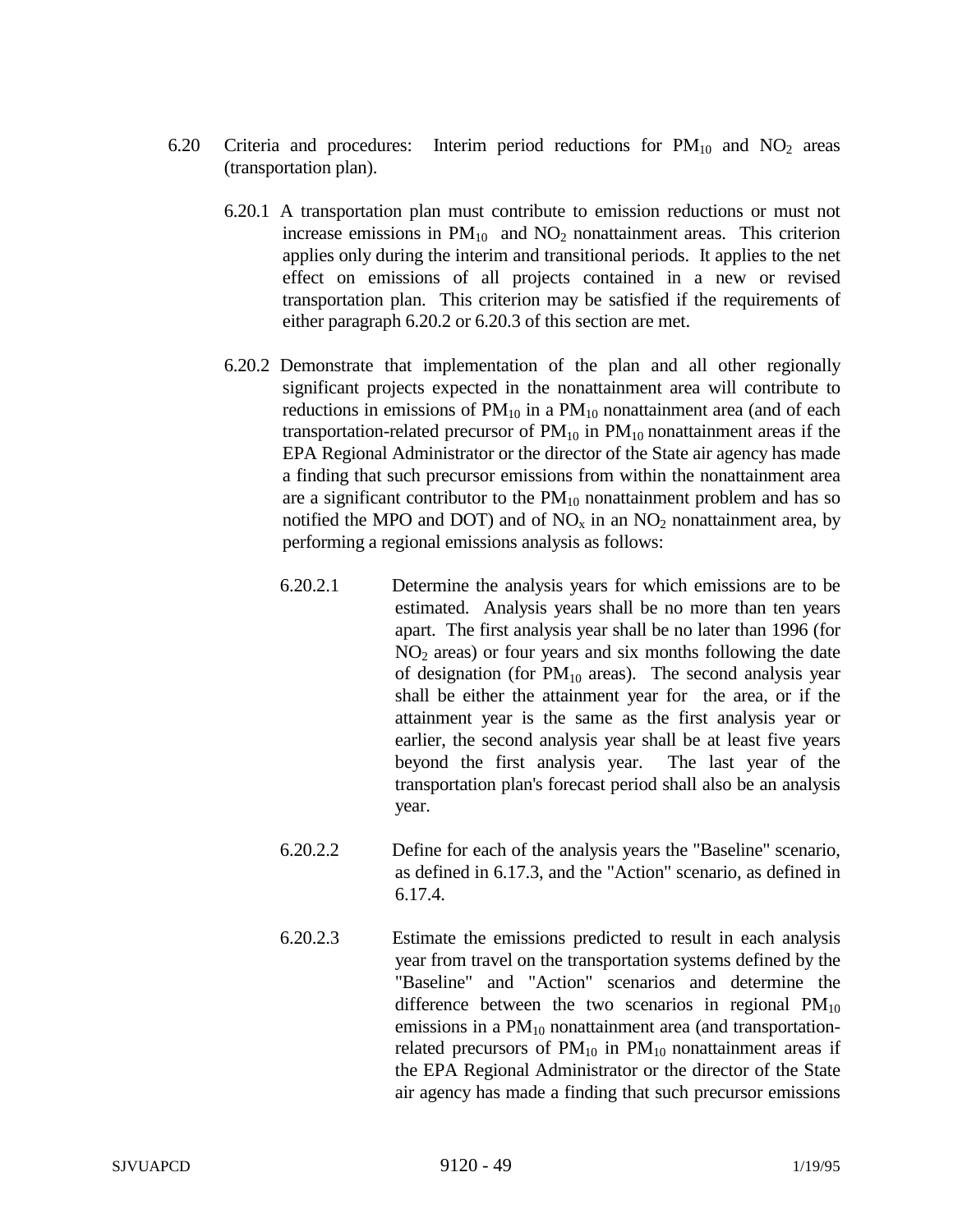6.20 Criteria and procedures: Interim period reductions for $PM_{10}$ and $NO_2$ areas (transportation plan).

6.20.1 A transportation plan must contribute to emission reductions or must not increase emissions in $PM_{10}$ and $NO_2$ nonattainment areas. This criterion applies only during the interim and transitional periods. It applies to the net effect on emissions of all projects contained in a new or revised transportation plan. This criterion may be satisfied if the requirements of either paragraph 6.20.2 or 6.20.3 of this section are met.

6.20.2 Demonstrate that implementation of the plan and all other regionally significant projects expected in the nonattainment area will contribute to reductions in emissions of $PM_{10}$ in a $PM_{10}$ nonattainment area (and of each transportation-related precursor of $PM_{10}$ in $PM_{10}$ nonattainment areas if the EPA Regional Administrator or the director of the State air agency has made a finding that such precursor emissions from within the nonattainment area are a significant contributor to the $PM_{10}$ nonattainment problem and has so notified the MPO and DOT) and of $NO_x$ in an $NO_2$ nonattainment area, by performing a regional emissions analysis as follows:

6.20.2.1 Determine the analysis years for which emissions are to be estimated. Analysis years shall be no more than ten years apart. The first analysis year shall be no later than 1996 (for $NO_2$ areas) or four years and six months following the date of designation (for $PM_{10}$ areas). The second analysis year shall be either the attainment year for the area, or if the attainment year is the same as the first analysis year or earlier, the second analysis year shall be at least five years beyond the first analysis year. The last year of the transportation plan's forecast period shall also be an analysis year.

6.20.2.2 Define for each of the analysis years the "Baseline" scenario, as defined in 6.17.3, and the "Action" scenario, as defined in 6.17.4.

6.20.2.3 Estimate the emissions predicted to result in each analysis year from travel on the transportation systems defined by the "Baseline" and "Action" scenarios and determine the difference between the two scenarios in regional $PM_{10}$ emissions in a $PM_{10}$ nonattainment area (and transportation-related precursors of $PM_{10}$ in $PM_{10}$ nonattainment areas if the EPA Regional Administrator or the director of the State air agency has made a finding that such precursor emissions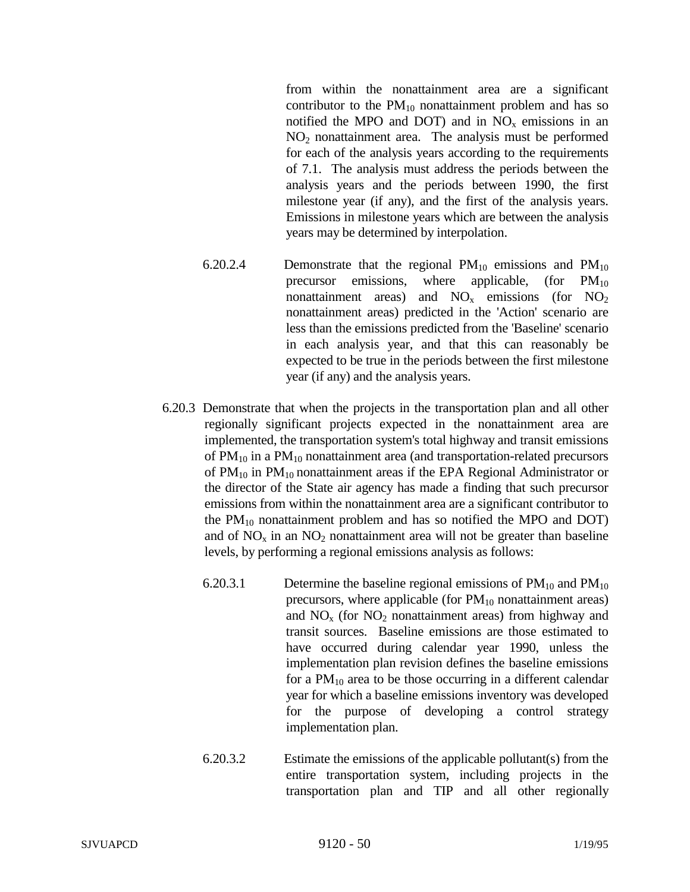from within the nonattainment area are a significant contributor to the $PM_{10}$ nonattainment problem and has so notified the MPO and DOT) and in $NO_x$ emissions in an $NO_2$ nonattainment area. The analysis must be performed for each of the analysis years according to the requirements of 7.1. The analysis must address the periods between the analysis years and the periods between 1990, the first milestone year (if any), and the first of the analysis years. Emissions in milestone years which are between the analysis years may be determined by interpolation.

6.20.2.4 Demonstrate that the regional $PM_{10}$ emissions and $PM_{10}$ precursor emissions, where applicable, (for $PM_{10}$ nonattainment areas) and $NO_x$ emissions (for $NO_2$ nonattainment areas) predicted in the 'Action' scenario are less than the emissions predicted from the 'Baseline' scenario in each analysis year, and that this can reasonably be expected to be true in the periods between the first milestone year (if any) and the analysis years.

6.20.3 Demonstrate that when the projects in the transportation plan and all other regionally significant projects expected in the nonattainment area are implemented, the transportation system's total highway and transit emissions of $PM_{10}$ in a $PM_{10}$ nonattainment area (and transportation-related precursors of $PM_{10}$ in $PM_{10}$ nonattainment areas if the EPA Regional Administrator or the director of the State air agency has made a finding that such precursor emissions from within the nonattainment area are a significant contributor to the $PM_{10}$ nonattainment problem and has so notified the MPO and DOT) and of $NO_x$ in an $NO_2$ nonattainment area will not be greater than baseline levels, by performing a regional emissions analysis as follows:

6.20.3.1 Determine the baseline regional emissions of $PM_{10}$ and $PM_{10}$ precursors, where applicable (for $PM_{10}$ nonattainment areas) and $NO_x$ (for $NO_2$ nonattainment areas) from highway and transit sources. Baseline emissions are those estimated to have occurred during calendar year 1990, unless the implementation plan revision defines the baseline emissions for a $PM_{10}$ area to be those occurring in a different calendar year for which a baseline emissions inventory was developed for the purpose of developing a control strategy implementation plan.

6.20.3.2 Estimate the emissions of the applicable pollutant(s) from the entire transportation system, including projects in the transportation plan and TIP and all other regionally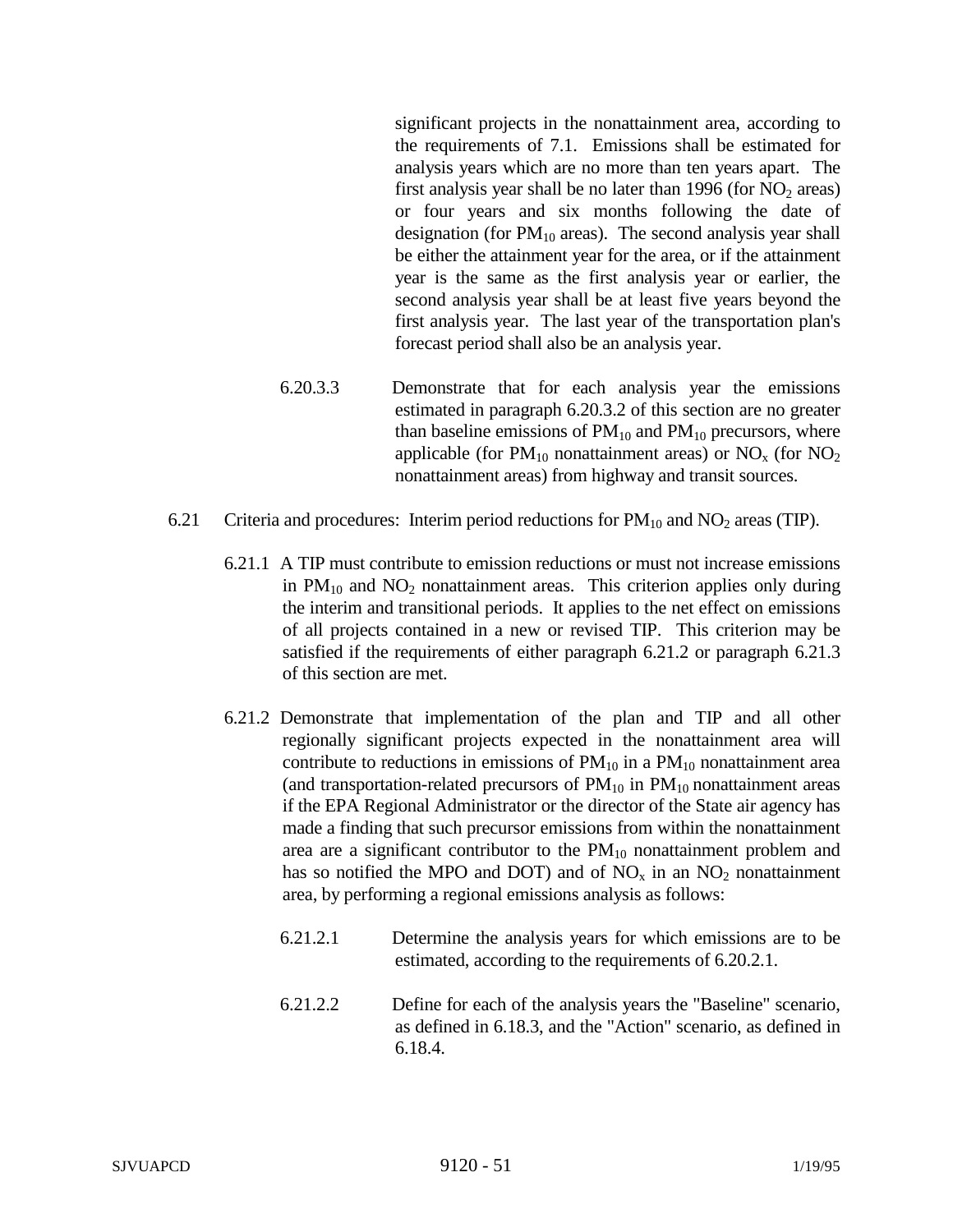significant projects in the nonattainment area, according to the requirements of 7.1. Emissions shall be estimated for analysis years which are no more than ten years apart. The first analysis year shall be no later than 1996 (for $NO_2$ areas) or four years and six months following the date of designation (for $PM_{10}$ areas). The second analysis year shall be either the attainment year for the area, or if the attainment year is the same as the first analysis year or earlier, the second analysis year shall be at least five years beyond the first analysis year. The last year of the transportation plan's forecast period shall also be an analysis year.

6.20.3.3 Demonstrate that for each analysis year the emissions estimated in paragraph 6.20.3.2 of this section are no greater than baseline emissions of $PM_{10}$ and $PM_{10}$ precursors, where applicable (for $PM_{10}$ nonattainment areas) or $NO_x$ (for $NO_2$ nonattainment areas) from highway and transit sources.

6.21 Criteria and procedures: Interim period reductions for $PM_{10}$ and $NO_2$ areas (TIP).

6.21.1 A TIP must contribute to emission reductions or must not increase emissions in $PM_{10}$ and $NO_2$ nonattainment areas. This criterion applies only during the interim and transitional periods. It applies to the net effect on emissions of all projects contained in a new or revised TIP. This criterion may be satisfied if the requirements of either paragraph 6.21.2 or paragraph 6.21.3 of this section are met.

6.21.2 Demonstrate that implementation of the plan and TIP and all other regionally significant projects expected in the nonattainment area will contribute to reductions in emissions of $PM_{10}$ in a $PM_{10}$ nonattainment area (and transportation-related precursors of $PM_{10}$ in $PM_{10}$ nonattainment areas if the EPA Regional Administrator or the director of the State air agency has made a finding that such precursor emissions from within the nonattainment area are a significant contributor to the $PM_{10}$ nonattainment problem and has so notified the MPO and DOT) and of $NO_x$ in an $NO_2$ nonattainment area, by performing a regional emissions analysis as follows:

6.21.2.1 Determine the analysis years for which emissions are to be estimated, according to the requirements of 6.20.2.1.

6.21.2.2 Define for each of the analysis years the "Baseline" scenario, as defined in 6.18.3, and the "Action" scenario, as defined in 6.18.4.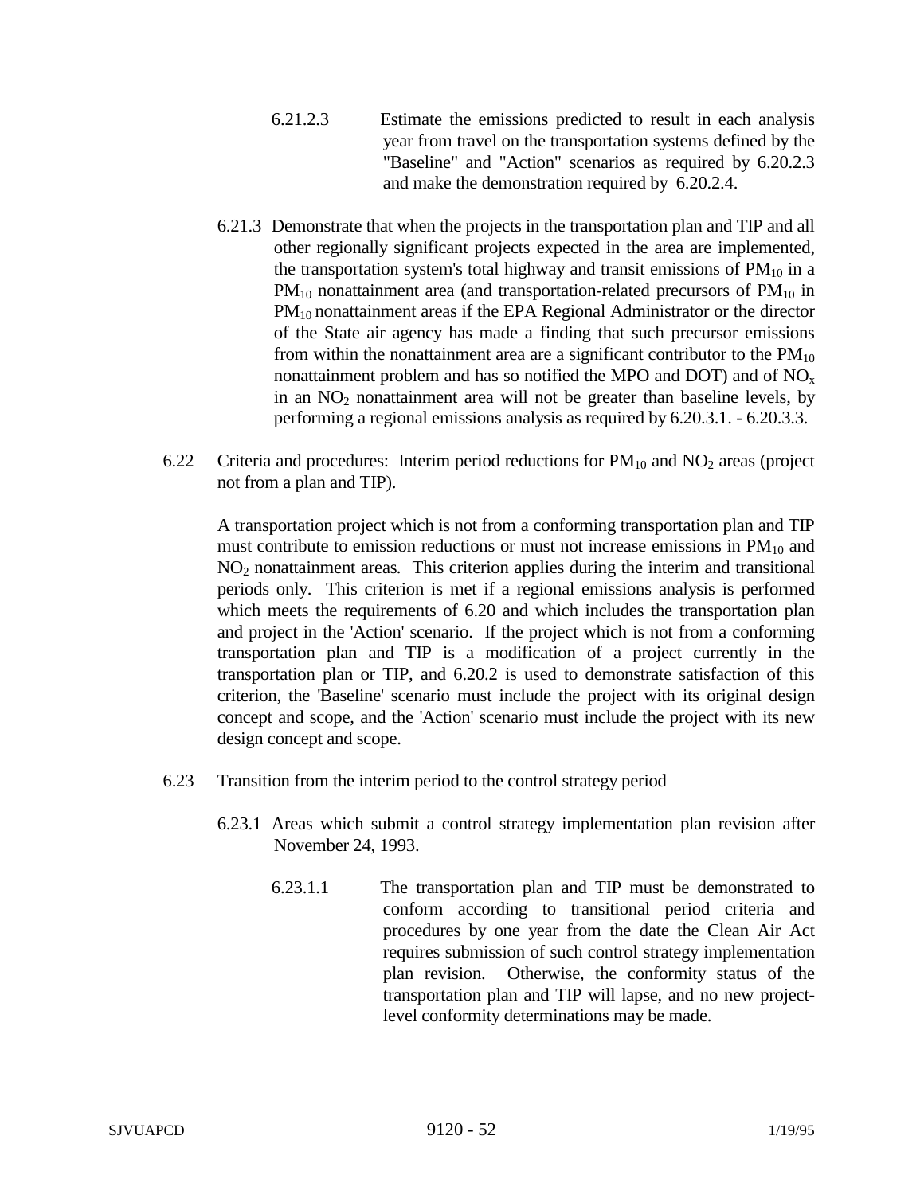6.21.2.3 Estimate the emissions predicted to result in each analysis year from travel on the transportation systems defined by the "Baseline" and "Action" scenarios as required by 6.20.2.3 and make the demonstration required by 6.20.2.4.

6.21.3 Demonstrate that when the projects in the transportation plan and TIP and all other regionally significant projects expected in the area are implemented, the transportation system's total highway and transit emissions of $PM_{10}$ in a $PM_{10}$ nonattainment area (and transportation-related precursors of $PM_{10}$ in $PM_{10}$ nonattainment areas if the EPA Regional Administrator or the director of the State air agency has made a finding that such precursor emissions from within the nonattainment area are a significant contributor to the $PM_{10}$ nonattainment problem and has so notified the MPO and DOT) and of $NO_x$ in an $NO_2$ nonattainment area will not be greater than baseline levels, by performing a regional emissions analysis as required by 6.20.3.1. - 6.20.3.3.

6.22 Criteria and procedures: Interim period reductions for $PM_{10}$ and $NO_2$ areas (project not from a plan and TIP).

A transportation project which is not from a conforming transportation plan and TIP must contribute to emission reductions or must not increase emissions in $PM_{10}$ and $NO_2$ nonattainment areas. This criterion applies during the interim and transitional periods only. This criterion is met if a regional emissions analysis is performed which meets the requirements of 6.20 and which includes the transportation plan and project in the 'Action' scenario. If the project which is not from a conforming transportation plan and TIP is a modification of a project currently in the transportation plan or TIP, and 6.20.2 is used to demonstrate satisfaction of this criterion, the 'Baseline' scenario must include the project with its original design concept and scope, and the 'Action' scenario must include the project with its new design concept and scope.

6.23 Transition from the interim period to the control strategy period

6.23.1 Areas which submit a control strategy implementation plan revision after November 24, 1993.

6.23.1.1 The transportation plan and TIP must be demonstrated to conform according to transitional period criteria and procedures by one year from the date the Clean Air Act requires submission of such control strategy implementation plan revision. Otherwise, the conformity status of the transportation plan and TIP will lapse, and no new project-level conformity determinations may be made.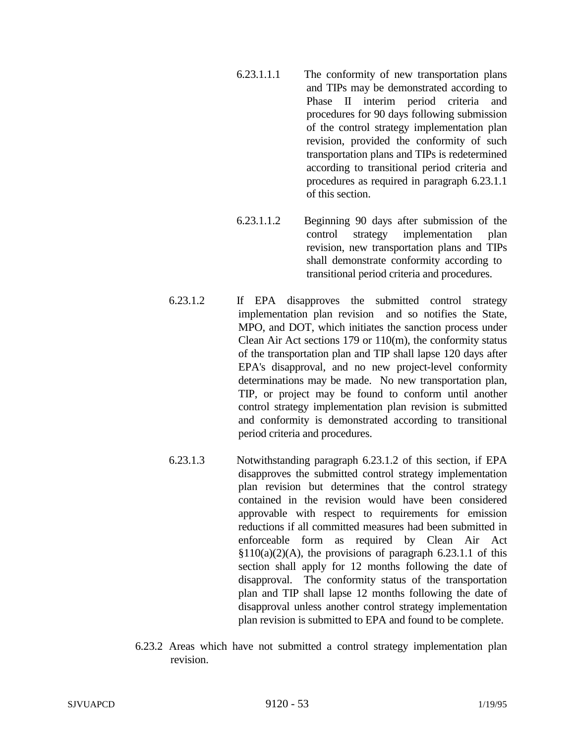6.23.1.1.1 The conformity of new transportation plans and TIPs may be demonstrated according to Phase II interim period criteria and procedures for 90 days following submission of the control strategy implementation plan revision, provided the conformity of such transportation plans and TIPs is redetermined according to transitional period criteria and procedures as required in paragraph 6.23.1.1 of this section.

6.23.1.1.2 Beginning 90 days after submission of the control strategy implementation plan revision, new transportation plans and TIPs shall demonstrate conformity according to transitional period criteria and procedures.

6.23.1.2 If EPA disapproves the submitted control strategy implementation plan revision and so notifies the State, MPO, and DOT, which initiates the sanction process under Clean Air Act sections 179 or 110(m), the conformity status of the transportation plan and TIP shall lapse 120 days after EPA's disapproval, and no new project-level conformity determinations may be made. No new transportation plan, TIP, or project may be found to conform until another control strategy implementation plan revision is submitted and conformity is demonstrated according to transitional period criteria and procedures.

6.23.1.3 Notwithstanding paragraph 6.23.1.2 of this section, if EPA disapproves the submitted control strategy implementation plan revision but determines that the control strategy contained in the revision would have been considered approvable with respect to requirements for emission reductions if all committed measures had been submitted in enforceable form as required by Clean Air Act §110(a)(2)(A), the provisions of paragraph 6.23.1.1 of this section shall apply for 12 months following the date of disapproval. The conformity status of the transportation plan and TIP shall lapse 12 months following the date of disapproval unless another control strategy implementation plan revision is submitted to EPA and found to be complete.

6.23.2 Areas which have not submitted a control strategy implementation plan revision.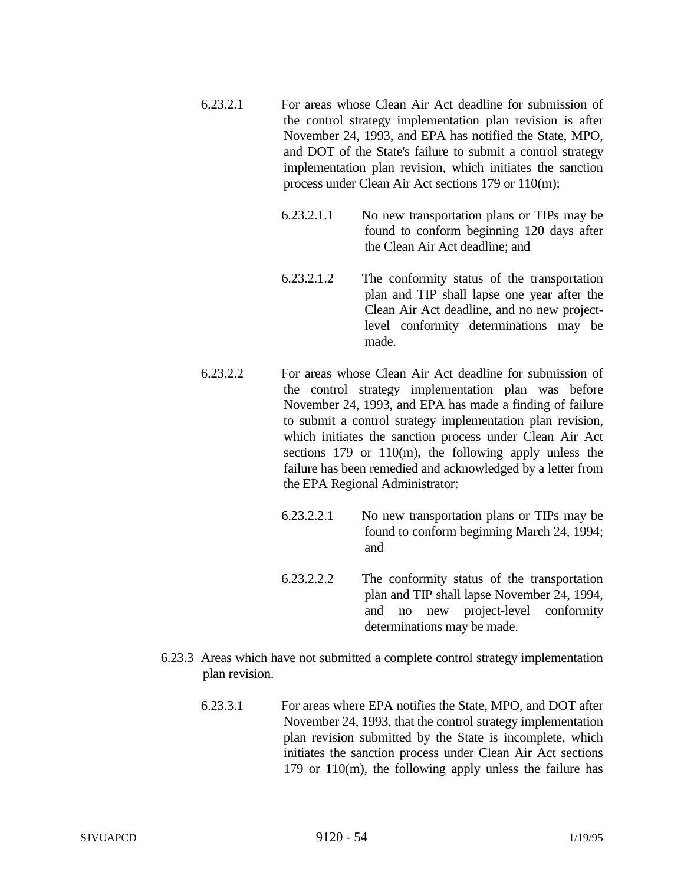6.23.2.1 For areas whose Clean Air Act deadline for submission of the control strategy implementation plan revision is after November 24, 1993, and EPA has notified the State, MPO, and DOT of the State's failure to submit a control strategy implementation plan revision, which initiates the sanction process under Clean Air Act sections 179 or 110(m):

6.23.2.1.1 No new transportation plans or TIPs may be found to conform beginning 120 days after the Clean Air Act deadline; and

6.23.2.1.2 The conformity status of the transportation plan and TIP shall lapse one year after the Clean Air Act deadline, and no new project-level conformity determinations may be made.

6.23.2.2 For areas whose Clean Air Act deadline for submission of the control strategy implementation plan was before November 24, 1993, and EPA has made a finding of failure to submit a control strategy implementation plan revision, which initiates the sanction process under Clean Air Act sections 179 or 110(m), the following apply unless the failure has been remedied and acknowledged by a letter from the EPA Regional Administrator:

6.23.2.2.1 No new transportation plans or TIPs may be found to conform beginning March 24, 1994; and

6.23.2.2.2 The conformity status of the transportation plan and TIP shall lapse November 24, 1994, and no new project-level conformity determinations may be made.

6.23.3 Areas which have not submitted a complete control strategy implementation plan revision.

6.23.3.1 For areas where EPA notifies the State, MPO, and DOT after November 24, 1993, that the control strategy implementation plan revision submitted by the State is incomplete, which initiates the sanction process under Clean Air Act sections 179 or 110(m), the following apply unless the failure has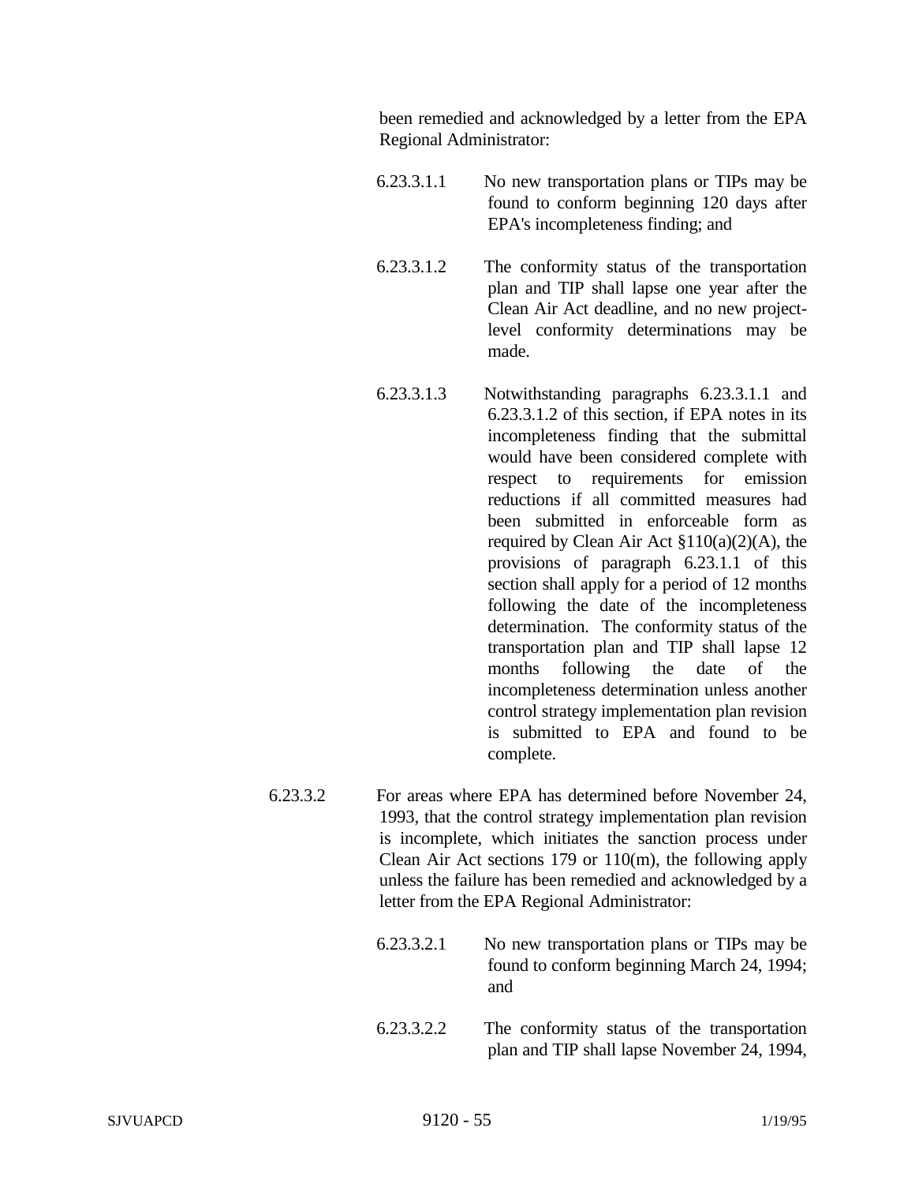been remedied and acknowledged by a letter from the EPA Regional Administrator:

6.23.3.1.1 No new transportation plans or TIPs may be found to conform beginning 120 days after EPA's incompleteness finding; and

6.23.3.1.2 The conformity status of the transportation plan and TIP shall lapse one year after the Clean Air Act deadline, and no new project-level conformity determinations may be made.

6.23.3.1.3 Notwithstanding paragraphs 6.23.3.1.1 and 6.23.3.1.2 of this section, if EPA notes in its incompleteness finding that the submittal would have been considered complete with respect to requirements for emission reductions if all committed measures had been submitted in enforceable form as required by Clean Air Act §110(a)(2)(A), the provisions of paragraph 6.23.1.1 of this section shall apply for a period of 12 months following the date of the incompleteness determination. The conformity status of the transportation plan and TIP shall lapse 12 months following the date of the incompleteness determination unless another control strategy implementation plan revision is submitted to EPA and found to be complete.

6.23.3.2 For areas where EPA has determined before November 24, 1993, that the control strategy implementation plan revision is incomplete, which initiates the sanction process under Clean Air Act sections 179 or 110(m), the following apply unless the failure has been remedied and acknowledged by a letter from the EPA Regional Administrator:

6.23.3.2.1 No new transportation plans or TIPs may be found to conform beginning March 24, 1994; and

6.23.3.2.2 The conformity status of the transportation plan and TIP shall lapse November 24, 1994,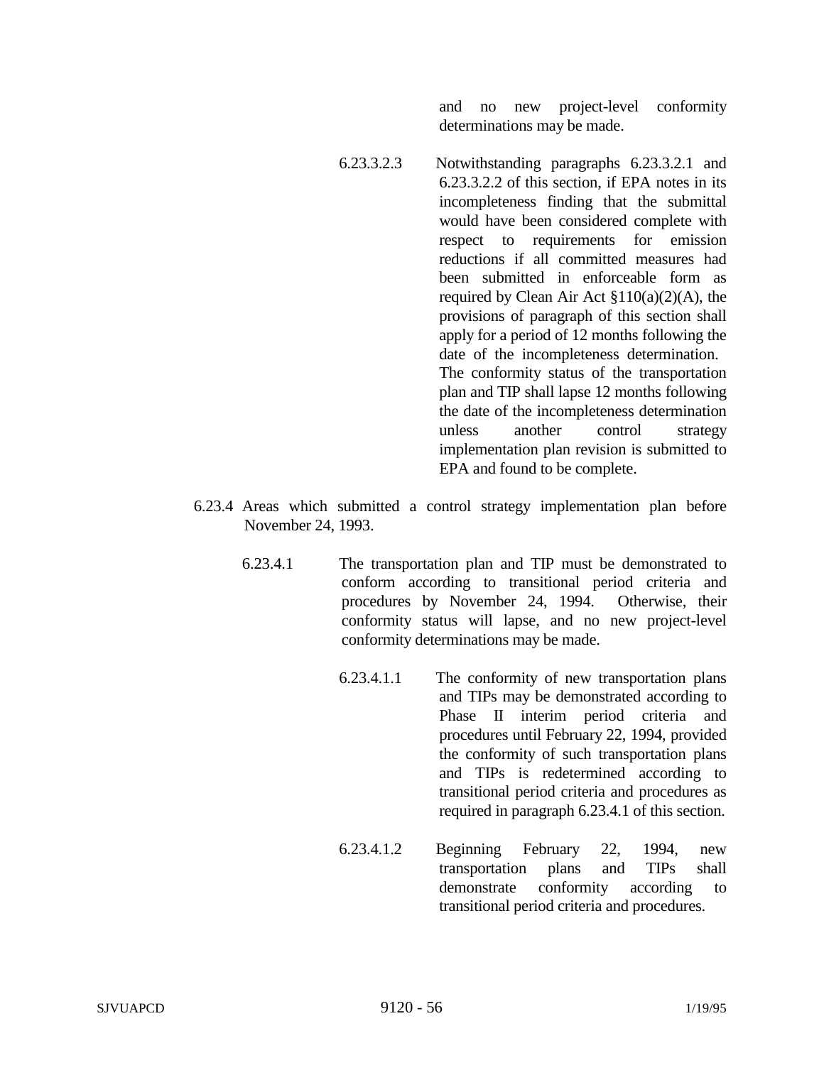and no new project-level conformity determinations may be made.

6.23.3.2.3 Notwithstanding paragraphs 6.23.3.2.1 and 6.23.3.2.2 of this section, if EPA notes in its incompleteness finding that the submittal would have been considered complete with respect to requirements for emission reductions if all committed measures had been submitted in enforceable form as required by Clean Air Act §110(a)(2)(A), the provisions of paragraph of this section shall apply for a period of 12 months following the date of the incompleteness determination. The conformity status of the transportation plan and TIP shall lapse 12 months following the date of the incompleteness determination unless another control strategy implementation plan revision is submitted to EPA and found to be complete.

6.23.4 Areas which submitted a control strategy implementation plan before November 24, 1993.

6.23.4.1 The transportation plan and TIP must be demonstrated to conform according to transitional period criteria and procedures by November 24, 1994. Otherwise, their conformity status will lapse, and no new project-level conformity determinations may be made.

6.23.4.1.1 The conformity of new transportation plans and TIPs may be demonstrated according to Phase II interim period criteria and procedures until February 22, 1994, provided the conformity of such transportation plans and TIPs is redetermined according to transitional period criteria and procedures as required in paragraph 6.23.4.1 of this section.

6.23.4.1.2 Beginning February 22, 1994, new transportation plans and TIPs shall demonstrate conformity according to transitional period criteria and procedures.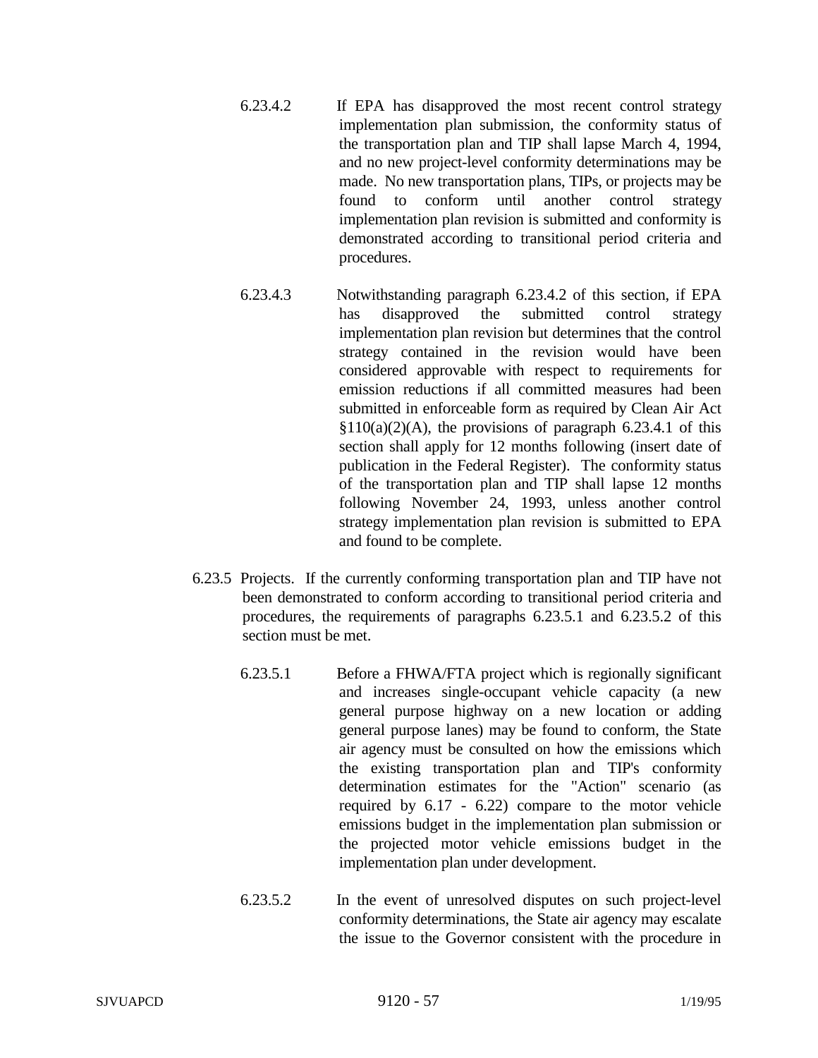6.23.4.2 If EPA has disapproved the most recent control strategy implementation plan submission, the conformity status of the transportation plan and TIP shall lapse March 4, 1994, and no new project-level conformity determinations may be made. No new transportation plans, TIPs, or projects may be found to conform until another control strategy implementation plan revision is submitted and conformity is demonstrated according to transitional period criteria and procedures.

6.23.4.3 Notwithstanding paragraph 6.23.4.2 of this section, if EPA has disapproved the submitted control strategy implementation plan revision but determines that the control strategy contained in the revision would have been considered approvable with respect to requirements for emission reductions if all committed measures had been submitted in enforceable form as required by Clean Air Act §110(a)(2)(A), the provisions of paragraph 6.23.4.1 of this section shall apply for 12 months following (insert date of publication in the Federal Register). The conformity status of the transportation plan and TIP shall lapse 12 months following November 24, 1993, unless another control strategy implementation plan revision is submitted to EPA and found to be complete.

6.23.5 Projects. If the currently conforming transportation plan and TIP have not been demonstrated to conform according to transitional period criteria and procedures, the requirements of paragraphs 6.23.5.1 and 6.23.5.2 of this section must be met.

6.23.5.1 Before a FHWA/FTA project which is regionally significant and increases single-occupant vehicle capacity (a new general purpose highway on a new location or adding general purpose lanes) may be found to conform, the State air agency must be consulted on how the emissions which the existing transportation plan and TIP's conformity determination estimates for the "Action" scenario (as required by 6.17 - 6.22) compare to the motor vehicle emissions budget in the implementation plan submission or the projected motor vehicle emissions budget in the implementation plan under development.

6.23.5.2 In the event of unresolved disputes on such project-level conformity determinations, the State air agency may escalate the issue to the Governor consistent with the procedure in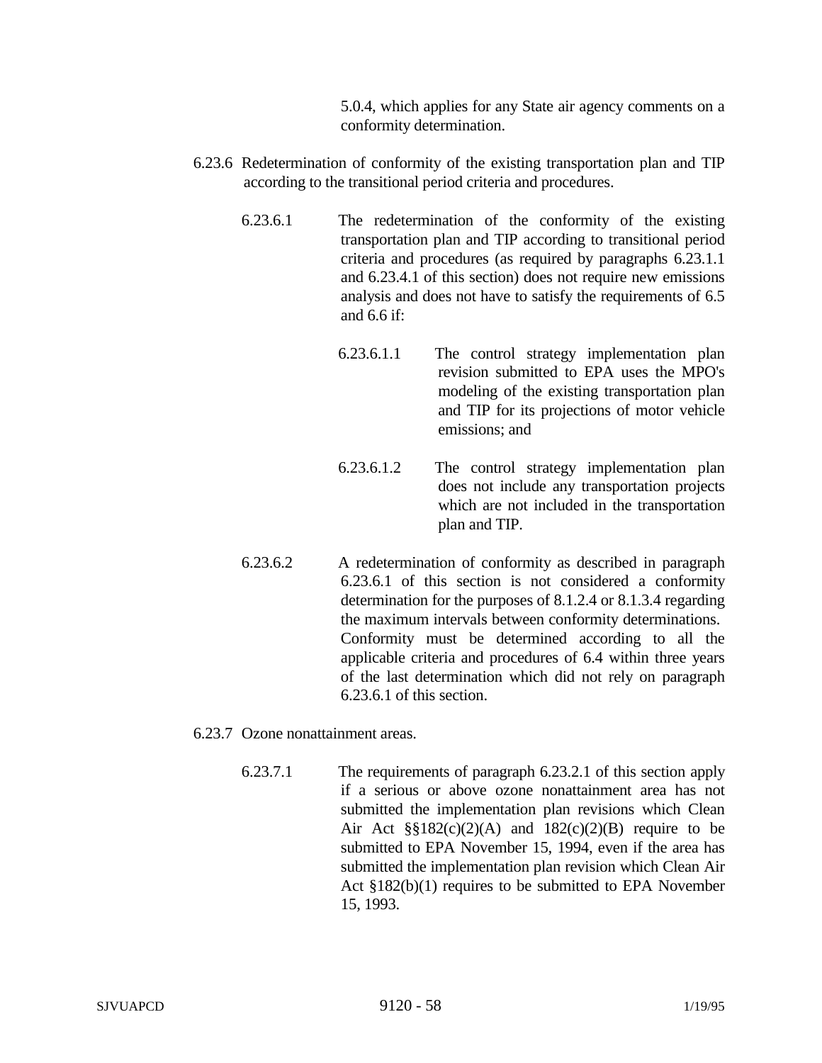5.0.4, which applies for any State air agency comments on a conformity determination.

6.23.6 Redetermination of conformity of the existing transportation plan and TIP according to the transitional period criteria and procedures.

6.23.6.1 The redetermination of the conformity of the existing transportation plan and TIP according to transitional period criteria and procedures (as required by paragraphs 6.23.1.1 and 6.23.4.1 of this section) does not require new emissions analysis and does not have to satisfy the requirements of 6.5 and 6.6 if:

6.23.6.1.1 The control strategy implementation plan revision submitted to EPA uses the MPO's modeling of the existing transportation plan and TIP for its projections of motor vehicle emissions; and

6.23.6.1.2 The control strategy implementation plan does not include any transportation projects which are not included in the transportation plan and TIP.

6.23.6.2 A redetermination of conformity as described in paragraph 6.23.6.1 of this section is not considered a conformity determination for the purposes of 8.1.2.4 or 8.1.3.4 regarding the maximum intervals between conformity determinations. Conformity must be determined according to all the applicable criteria and procedures of 6.4 within three years of the last determination which did not rely on paragraph 6.23.6.1 of this section.

6.23.7 Ozone nonattainment areas.

6.23.7.1 The requirements of paragraph 6.23.2.1 of this section apply if a serious or above ozone nonattainment area has not submitted the implementation plan revisions which Clean Air Act §§182(c)(2)(A) and 182(c)(2)(B) require to be submitted to EPA November 15, 1994, even if the area has submitted the implementation plan revision which Clean Air Act §182(b)(1) requires to be submitted to EPA November 15, 1993.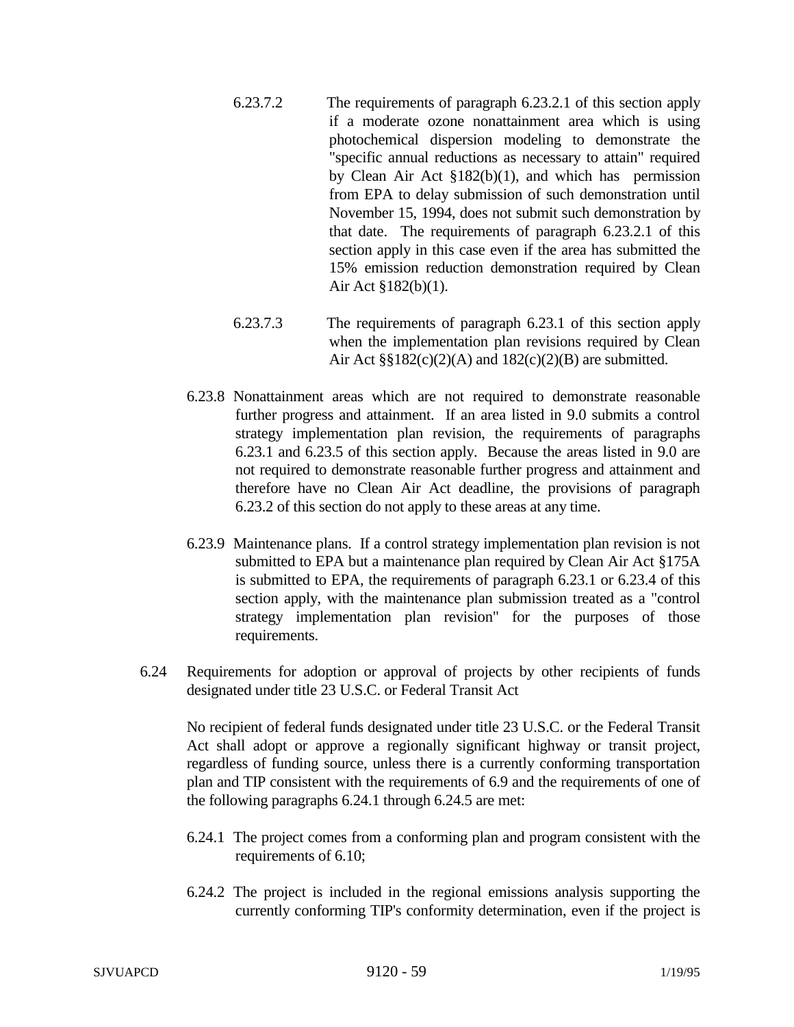6.23.7.2 The requirements of paragraph 6.23.2.1 of this section apply if a moderate ozone nonattainment area which is using photochemical dispersion modeling to demonstrate the "specific annual reductions as necessary to attain" required by Clean Air Act §182(b)(1), and which has permission from EPA to delay submission of such demonstration until November 15, 1994, does not submit such demonstration by that date. The requirements of paragraph 6.23.2.1 of this section apply in this case even if the area has submitted the 15% emission reduction demonstration required by Clean Air Act §182(b)(1).

6.23.7.3 The requirements of paragraph 6.23.1 of this section apply when the implementation plan revisions required by Clean Air Act §§182(c)(2)(A) and 182(c)(2)(B) are submitted.

6.23.8 Nonattainment areas which are not required to demonstrate reasonable further progress and attainment. If an area listed in 9.0 submits a control strategy implementation plan revision, the requirements of paragraphs 6.23.1 and 6.23.5 of this section apply. Because the areas listed in 9.0 are not required to demonstrate reasonable further progress and attainment and therefore have no Clean Air Act deadline, the provisions of paragraph 6.23.2 of this section do not apply to these areas at any time.

6.23.9 Maintenance plans. If a control strategy implementation plan revision is not submitted to EPA but a maintenance plan required by Clean Air Act §175A is submitted to EPA, the requirements of paragraph 6.23.1 or 6.23.4 of this section apply, with the maintenance plan submission treated as a "control strategy implementation plan revision" for the purposes of those requirements.

6.24 Requirements for adoption or approval of projects by other recipients of funds designated under title 23 U.S.C. or Federal Transit Act

No recipient of federal funds designated under title 23 U.S.C. or the Federal Transit Act shall adopt or approve a regionally significant highway or transit project, regardless of funding source, unless there is a currently conforming transportation plan and TIP consistent with the requirements of 6.9 and the requirements of one of the following paragraphs 6.24.1 through 6.24.5 are met:

6.24.1 The project comes from a conforming plan and program consistent with the requirements of 6.10;

6.24.2 The project is included in the regional emissions analysis supporting the currently conforming TIP's conformity determination, even if the project is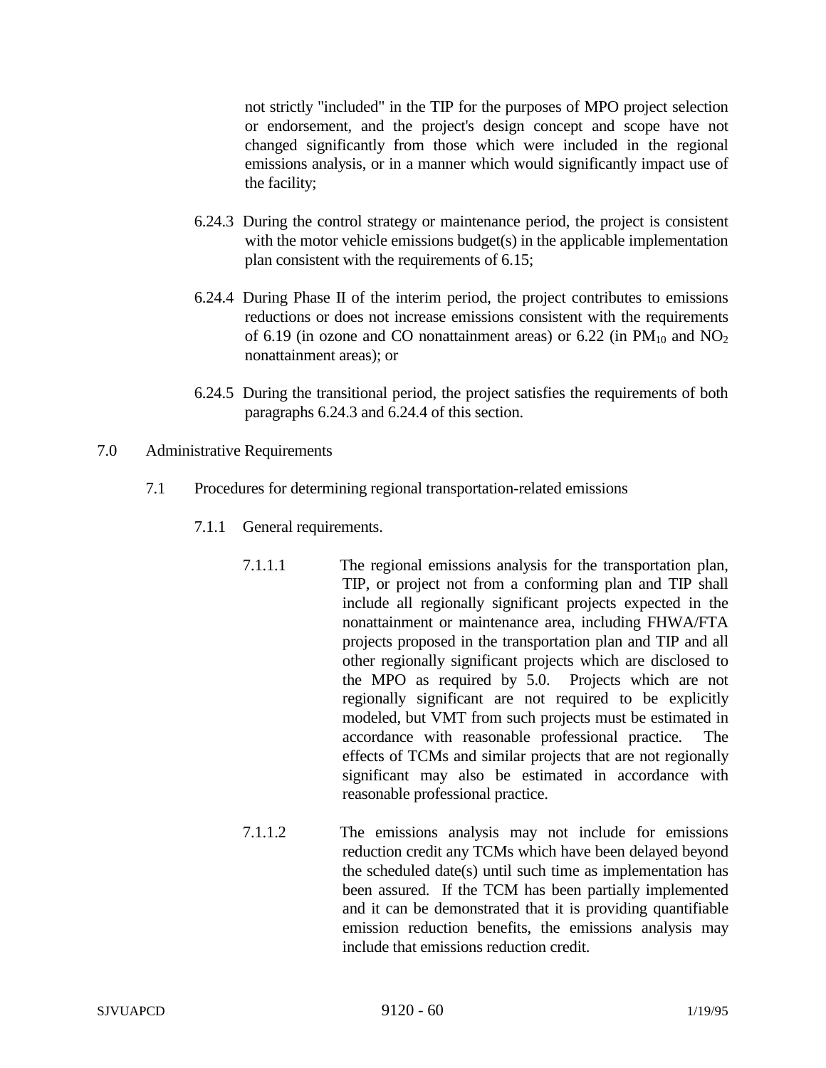not strictly "included" in the TIP for the purposes of MPO project selection or endorsement, and the project's design concept and scope have not changed significantly from those which were included in the regional emissions analysis, or in a manner which would significantly impact use of the facility;

6.24.3 During the control strategy or maintenance period, the project is consistent with the motor vehicle emissions budget(s) in the applicable implementation plan consistent with the requirements of 6.15;

6.24.4 During Phase II of the interim period, the project contributes to emissions reductions or does not increase emissions consistent with the requirements of 6.19 (in ozone and CO nonattainment areas) or 6.22 (in $PM_{10}$ and $NO_2$ nonattainment areas); or

6.24.5 During the transitional period, the project satisfies the requirements of both paragraphs 6.24.3 and 6.24.4 of this section.

7.0 Administrative Requirements

7.1 Procedures for determining regional transportation-related emissions

7.1.1 General requirements.

7.1.1.1 The regional emissions analysis for the transportation plan, TIP, or project not from a conforming plan and TIP shall include all regionally significant projects expected in the nonattainment or maintenance area, including FHWA/FTA projects proposed in the transportation plan and TIP and all other regionally significant projects which are disclosed to the MPO as required by 5.0. Projects which are not regionally significant are not required to be explicitly modeled, but VMT from such projects must be estimated in accordance with reasonable professional practice. The effects of TCMs and similar projects that are not regionally significant may also be estimated in accordance with reasonable professional practice.

7.1.1.2 The emissions analysis may not include for emissions reduction credit any TCMs which have been delayed beyond the scheduled date(s) until such time as implementation has been assured. If the TCM has been partially implemented and it can be demonstrated that it is providing quantifiable emission reduction benefits, the emissions analysis may include that emissions reduction credit.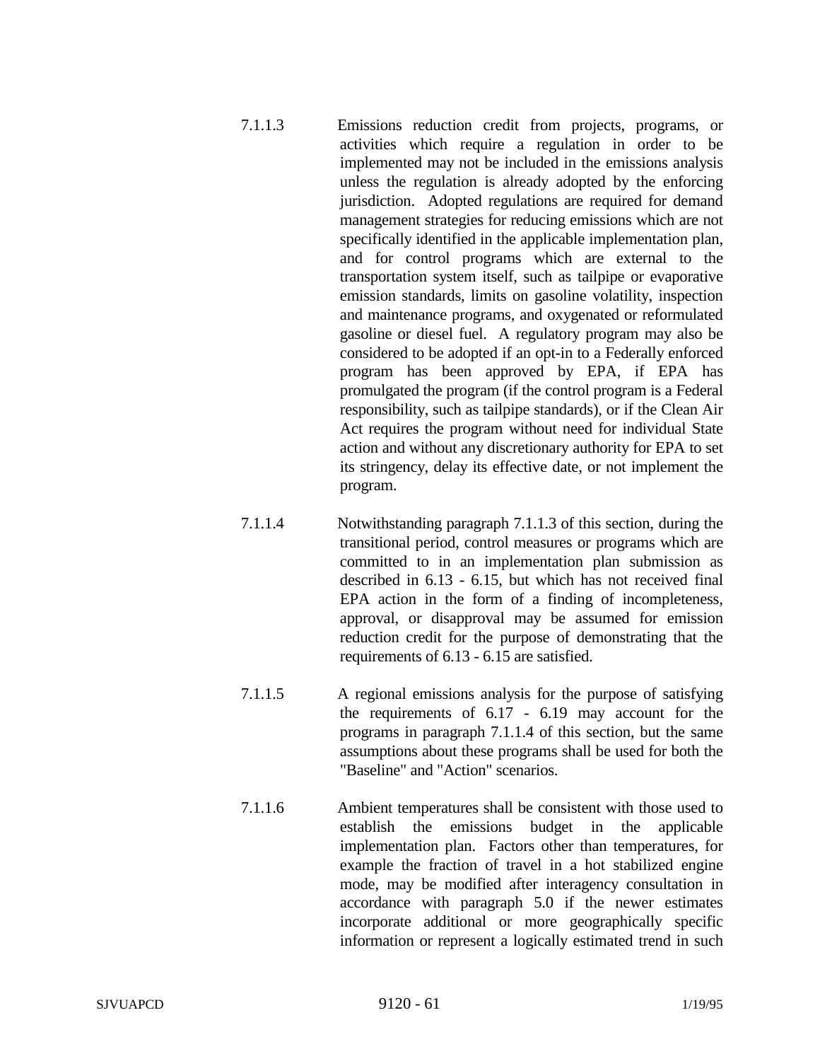7.1.1.3 Emissions reduction credit from projects, programs, or activities which require a regulation in order to be implemented may not be included in the emissions analysis unless the regulation is already adopted by the enforcing jurisdiction. Adopted regulations are required for demand management strategies for reducing emissions which are not specifically identified in the applicable implementation plan, and for control programs which are external to the transportation system itself, such as tailpipe or evaporative emission standards, limits on gasoline volatility, inspection and maintenance programs, and oxygenated or reformulated gasoline or diesel fuel. A regulatory program may also be considered to be adopted if an opt-in to a Federally enforced program has been approved by EPA, if EPA has promulgated the program (if the control program is a Federal responsibility, such as tailpipe standards), or if the Clean Air Act requires the program without need for individual State action and without any discretionary authority for EPA to set its stringency, delay its effective date, or not implement the program.

7.1.1.4 Notwithstanding paragraph 7.1.1.3 of this section, during the transitional period, control measures or programs which are committed to in an implementation plan submission as described in 6.13 - 6.15, but which has not received final EPA action in the form of a finding of incompleteness, approval, or disapproval may be assumed for emission reduction credit for the purpose of demonstrating that the requirements of 6.13 - 6.15 are satisfied.

7.1.1.5 A regional emissions analysis for the purpose of satisfying the requirements of 6.17 - 6.19 may account for the programs in paragraph 7.1.1.4 of this section, but the same assumptions about these programs shall be used for both the "Baseline" and "Action" scenarios.

7.1.1.6 Ambient temperatures shall be consistent with those used to establish the emissions budget in the applicable implementation plan. Factors other than temperatures, for example the fraction of travel in a hot stabilized engine mode, may be modified after interagency consultation in accordance with paragraph 5.0 if the newer estimates incorporate additional or more geographically specific information or represent a logically estimated trend in such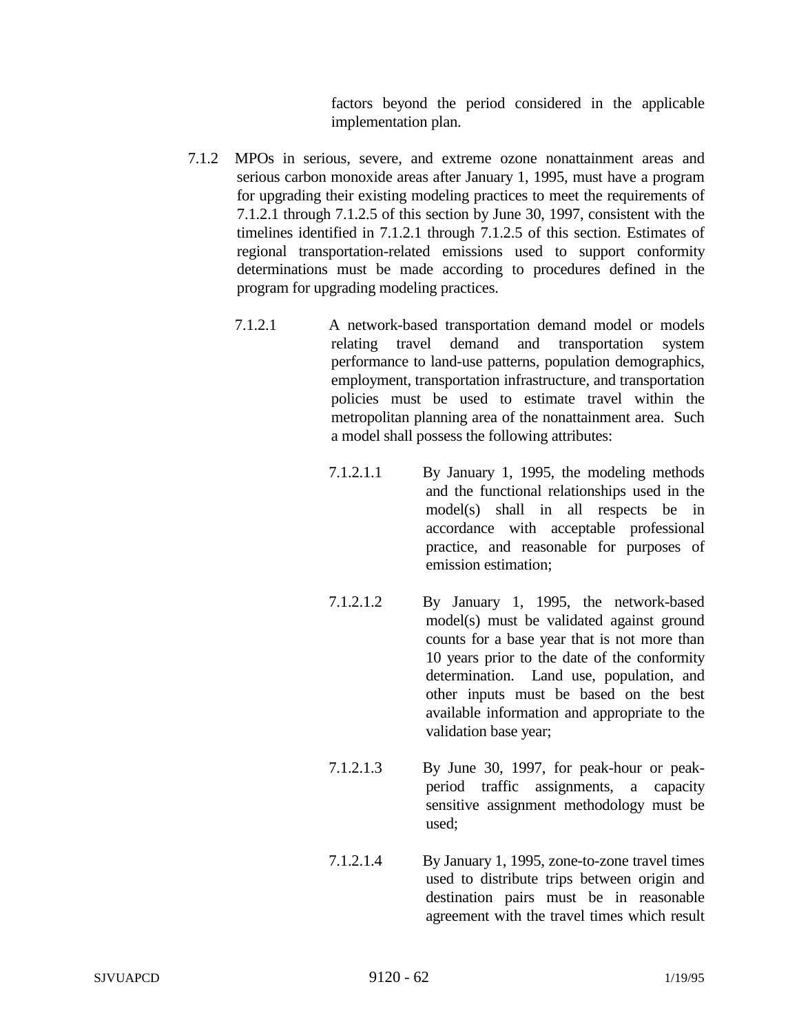factors beyond the period considered in the applicable implementation plan.

7.1.2 MPOs in serious, severe, and extreme ozone nonattainment areas and serious carbon monoxide areas after January 1, 1995, must have a program for upgrading their existing modeling practices to meet the requirements of 7.1.2.1 through 7.1.2.5 of this section by June 30, 1997, consistent with the timelines identified in 7.1.2.1 through 7.1.2.5 of this section. Estimates of regional transportation-related emissions used to support conformity determinations must be made according to procedures defined in the program for upgrading modeling practices.

7.1.2.1 A network-based transportation demand model or models relating travel demand and transportation system performance to land-use patterns, population demographics, employment, transportation infrastructure, and transportation policies must be used to estimate travel within the metropolitan planning area of the nonattainment area. Such a model shall possess the following attributes:

7.1.2.1.1 By January 1, 1995, the modeling methods and the functional relationships used in the model(s) shall in all respects be in accordance with acceptable professional practice, and reasonable for purposes of emission estimation;

7.1.2.1.2 By January 1, 1995, the network-based model(s) must be validated against ground counts for a base year that is not more than 10 years prior to the date of the conformity determination. Land use, population, and other inputs must be based on the best available information and appropriate to the validation base year;

7.1.2.1.3 By June 30, 1997, for peak-hour or peak-period traffic assignments, a capacity sensitive assignment methodology must be used;

7.1.2.1.4 By January 1, 1995, zone-to-zone travel times used to distribute trips between origin and destination pairs must be in reasonable agreement with the travel times which result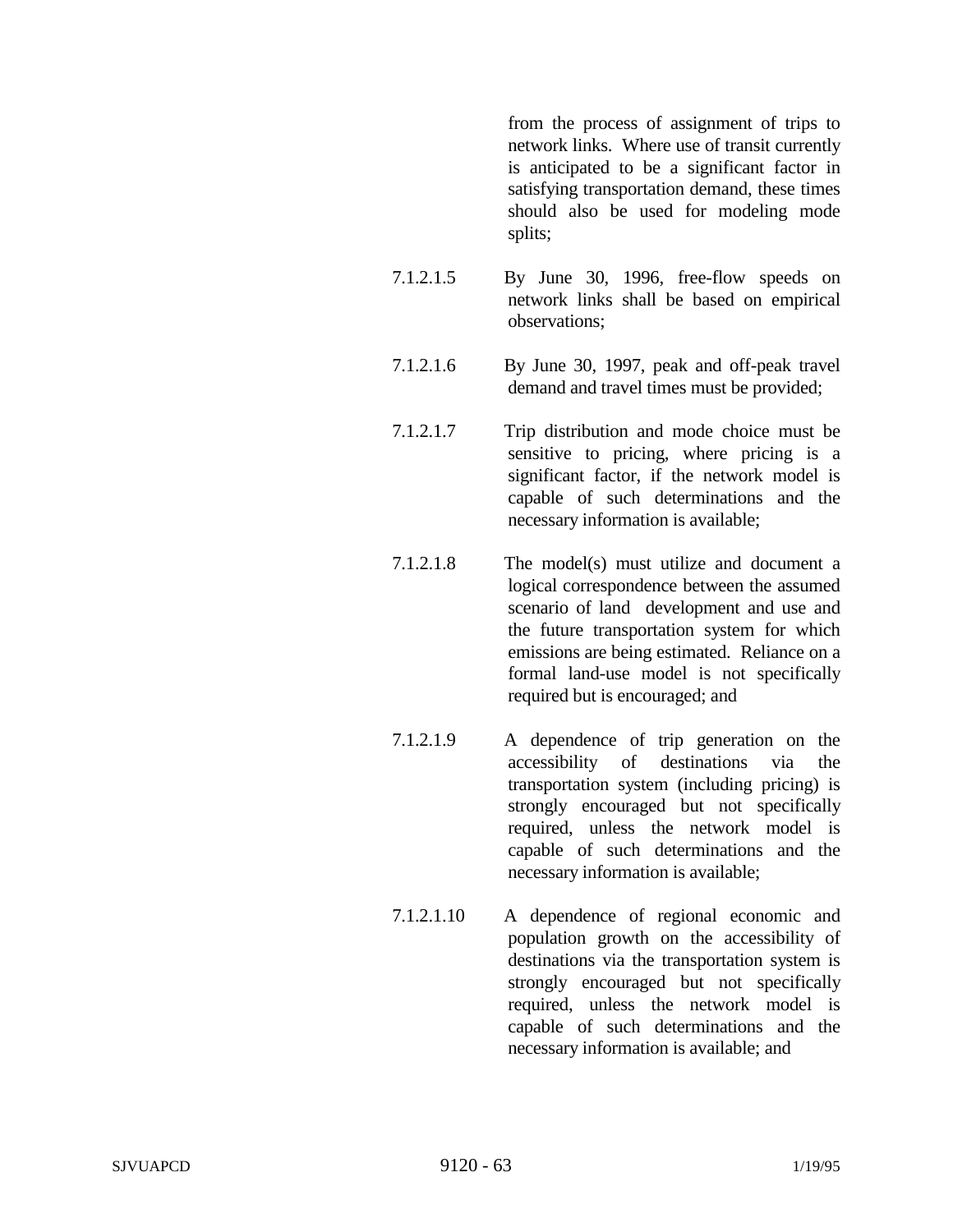from the process of assignment of trips to network links. Where use of transit currently is anticipated to be a significant factor in satisfying transportation demand, these times should also be used for modeling mode splits;

7.1.2.1.5 By June 30, 1996, free-flow speeds on network links shall be based on empirical observations;

7.1.2.1.6 By June 30, 1997, peak and off-peak travel demand and travel times must be provided;

7.1.2.1.7 Trip distribution and mode choice must be sensitive to pricing, where pricing is a significant factor, if the network model is capable of such determinations and the necessary information is available;

7.1.2.1.8 The model(s) must utilize and document a logical correspondence between the assumed scenario of land development and use and the future transportation system for which emissions are being estimated. Reliance on a formal land-use model is not specifically required but is encouraged; and

7.1.2.1.9 A dependence of trip generation on the accessibility of destinations via the transportation system (including pricing) is strongly encouraged but not specifically required, unless the network model is capable of such determinations and the necessary information is available;

7.1.2.1.10 A dependence of regional economic and population growth on the accessibility of destinations via the transportation system is strongly encouraged but not specifically required, unless the network model is capable of such determinations and the necessary information is available; and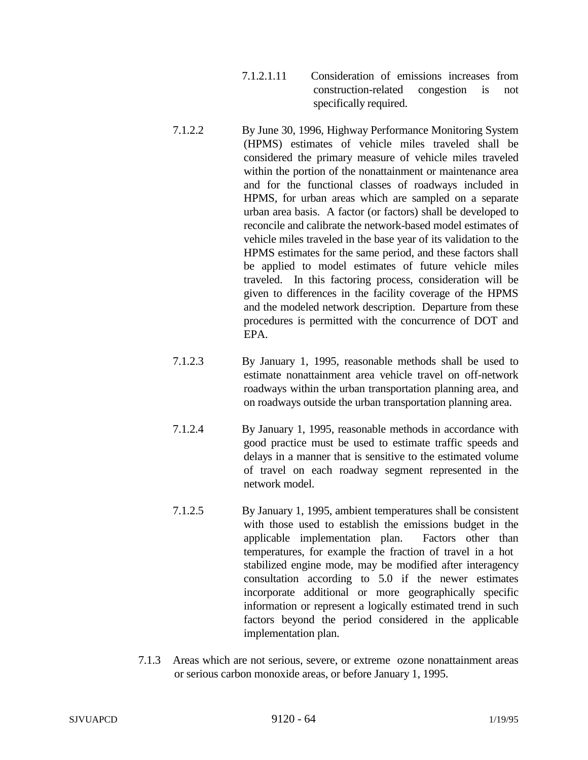7.1.2.1.11 Consideration of emissions increases from construction-related congestion is not specifically required.

7.1.2.2 By June 30, 1996, Highway Performance Monitoring System (HPMS) estimates of vehicle miles traveled shall be considered the primary measure of vehicle miles traveled within the portion of the nonattainment or maintenance area and for the functional classes of roadways included in HPMS, for urban areas which are sampled on a separate urban area basis. A factor (or factors) shall be developed to reconcile and calibrate the network-based model estimates of vehicle miles traveled in the base year of its validation to the HPMS estimates for the same period, and these factors shall be applied to model estimates of future vehicle miles traveled. In this factoring process, consideration will be given to differences in the facility coverage of the HPMS and the modeled network description. Departure from these procedures is permitted with the concurrence of DOT and EPA.

7.1.2.3 By January 1, 1995, reasonable methods shall be used to estimate nonattainment area vehicle travel on off-network roadways within the urban transportation planning area, and on roadways outside the urban transportation planning area.

7.1.2.4 By January 1, 1995, reasonable methods in accordance with good practice must be used to estimate traffic speeds and delays in a manner that is sensitive to the estimated volume of travel on each roadway segment represented in the network model.

7.1.2.5 By January 1, 1995, ambient temperatures shall be consistent with those used to establish the emissions budget in the applicable implementation plan. Factors other than temperatures, for example the fraction of travel in a hot stabilized engine mode, may be modified after interagency consultation according to 5.0 if the newer estimates incorporate additional or more geographically specific information or represent a logically estimated trend in such factors beyond the period considered in the applicable implementation plan.

7.1.3 Areas which are not serious, severe, or extreme ozone nonattainment areas or serious carbon monoxide areas, or before January 1, 1995.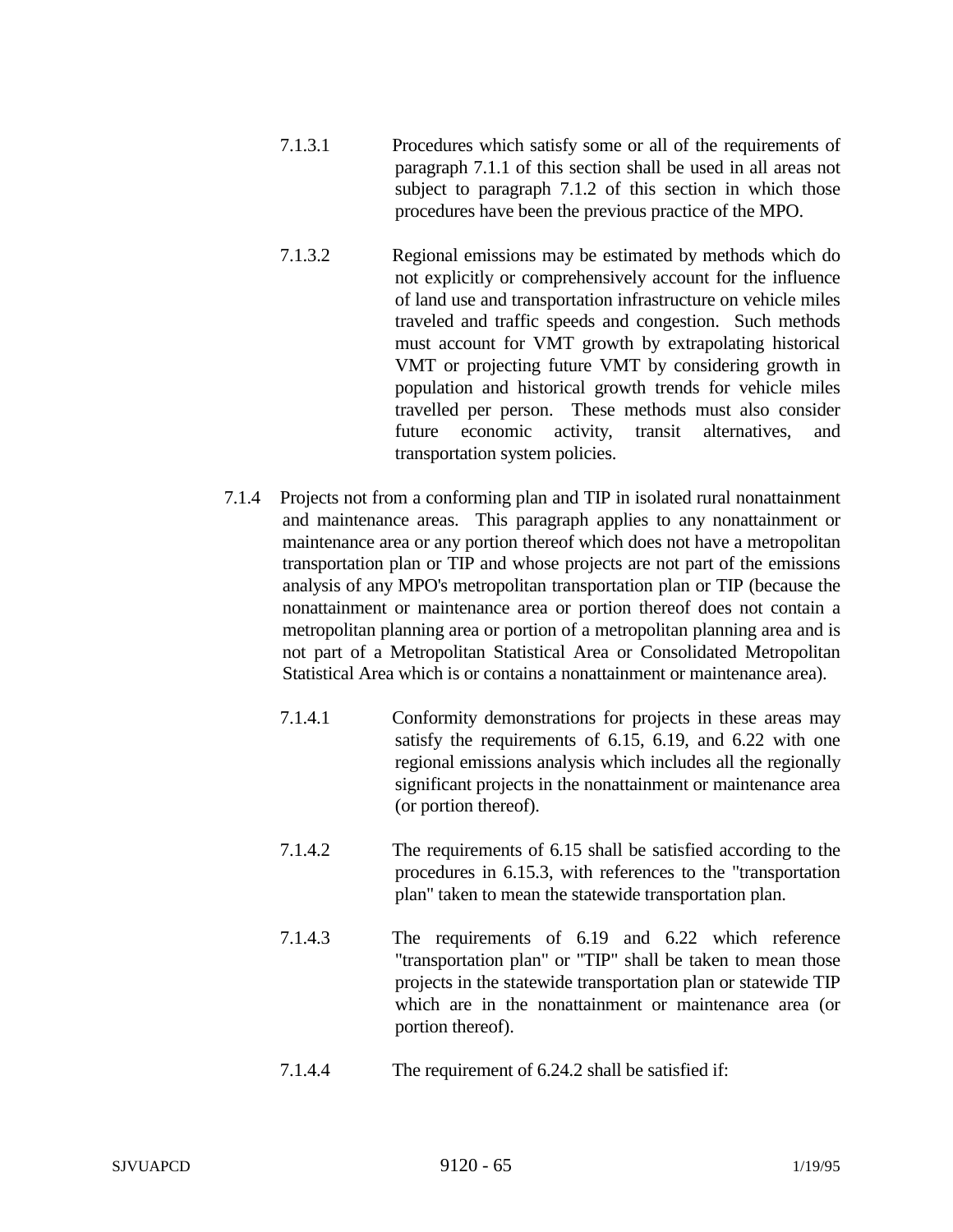7.1.3.1 Procedures which satisfy some or all of the requirements of paragraph 7.1.1 of this section shall be used in all areas not subject to paragraph 7.1.2 of this section in which those procedures have been the previous practice of the MPO.

7.1.3.2 Regional emissions may be estimated by methods which do not explicitly or comprehensively account for the influence of land use and transportation infrastructure on vehicle miles traveled and traffic speeds and congestion. Such methods must account for VMT growth by extrapolating historical VMT or projecting future VMT by considering growth in population and historical growth trends for vehicle miles travelled per person. These methods must also consider future economic activity, transit alternatives, and transportation system policies.

7.1.4 Projects not from a conforming plan and TIP in isolated rural nonattainment and maintenance areas. This paragraph applies to any nonattainment or maintenance area or any portion thereof which does not have a metropolitan transportation plan or TIP and whose projects are not part of the emissions analysis of any MPO's metropolitan transportation plan or TIP (because the nonattainment or maintenance area or portion thereof does not contain a metropolitan planning area or portion of a metropolitan planning area and is not part of a Metropolitan Statistical Area or Consolidated Metropolitan Statistical Area which is or contains a nonattainment or maintenance area).

7.1.4.1 Conformity demonstrations for projects in these areas may satisfy the requirements of 6.15, 6.19, and 6.22 with one regional emissions analysis which includes all the regionally significant projects in the nonattainment or maintenance area (or portion thereof).

7.1.4.2 The requirements of 6.15 shall be satisfied according to the procedures in 6.15.3, with references to the "transportation plan" taken to mean the statewide transportation plan.

7.1.4.3 The requirements of 6.19 and 6.22 which reference "transportation plan" or "TIP" shall be taken to mean those projects in the statewide transportation plan or statewide TIP which are in the nonattainment or maintenance area (or portion thereof).

7.1.4.4 The requirement of 6.24.2 shall be satisfied if: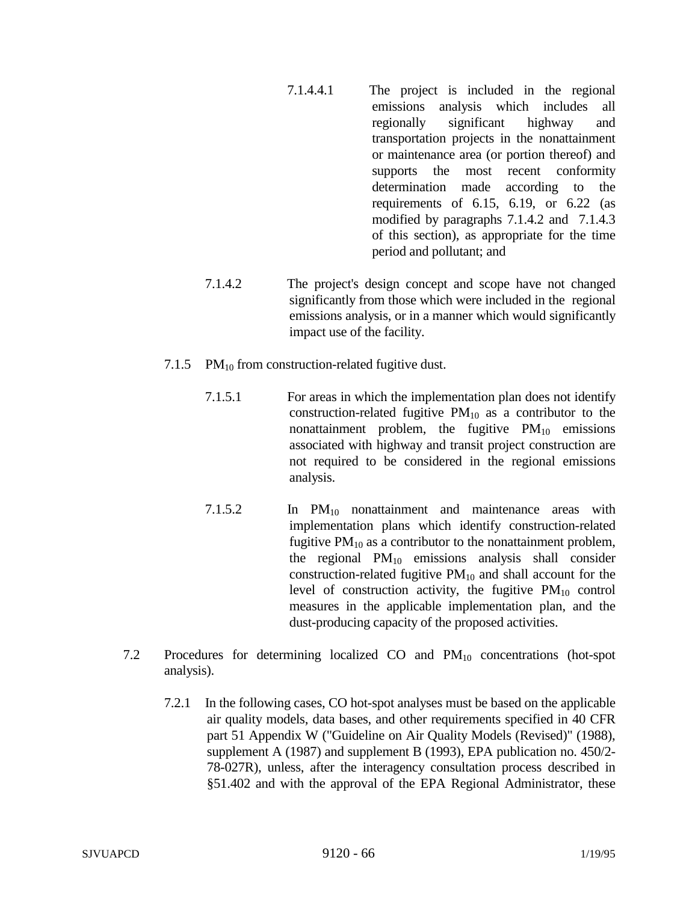7.1.4.4.1 The project is included in the regional emissions analysis which includes all regionally significant highway and transportation projects in the nonattainment or maintenance area (or portion thereof) and supports the most recent conformity determination made according to the requirements of 6.15, 6.19, or 6.22 (as modified by paragraphs 7.1.4.2 and 7.1.4.3 of this section), as appropriate for the time period and pollutant; and

7.1.4.2 The project's design concept and scope have not changed significantly from those which were included in the regional emissions analysis, or in a manner which would significantly impact use of the facility.

7.1.5 $PM_{10}$ from construction-related fugitive dust.

7.1.5.1 For areas in which the implementation plan does not identify construction-related fugitive $PM_{10}$ as a contributor to the nonattainment problem, the fugitive $PM_{10}$ emissions associated with highway and transit project construction are not required to be considered in the regional emissions analysis.

7.1.5.2 In $PM_{10}$ nonattainment and maintenance areas with implementation plans which identify construction-related fugitive $PM_{10}$ as a contributor to the nonattainment problem, the regional $PM_{10}$ emissions analysis shall consider construction-related fugitive $PM_{10}$ and shall account for the level of construction activity, the fugitive $PM_{10}$ control measures in the applicable implementation plan, and the dust-producing capacity of the proposed activities.

7.2 Procedures for determining localized CO and $PM_{10}$ concentrations (hot-spot analysis).

7.2.1 In the following cases, CO hot-spot analyses must be based on the applicable air quality models, data bases, and other requirements specified in 40 CFR part 51 Appendix W ("Guideline on Air Quality Models (Revised)" (1988), supplement A (1987) and supplement B (1993), EPA publication no. 450/2-78-027R), unless, after the interagency consultation process described in §51.402 and with the approval of the EPA Regional Administrator, these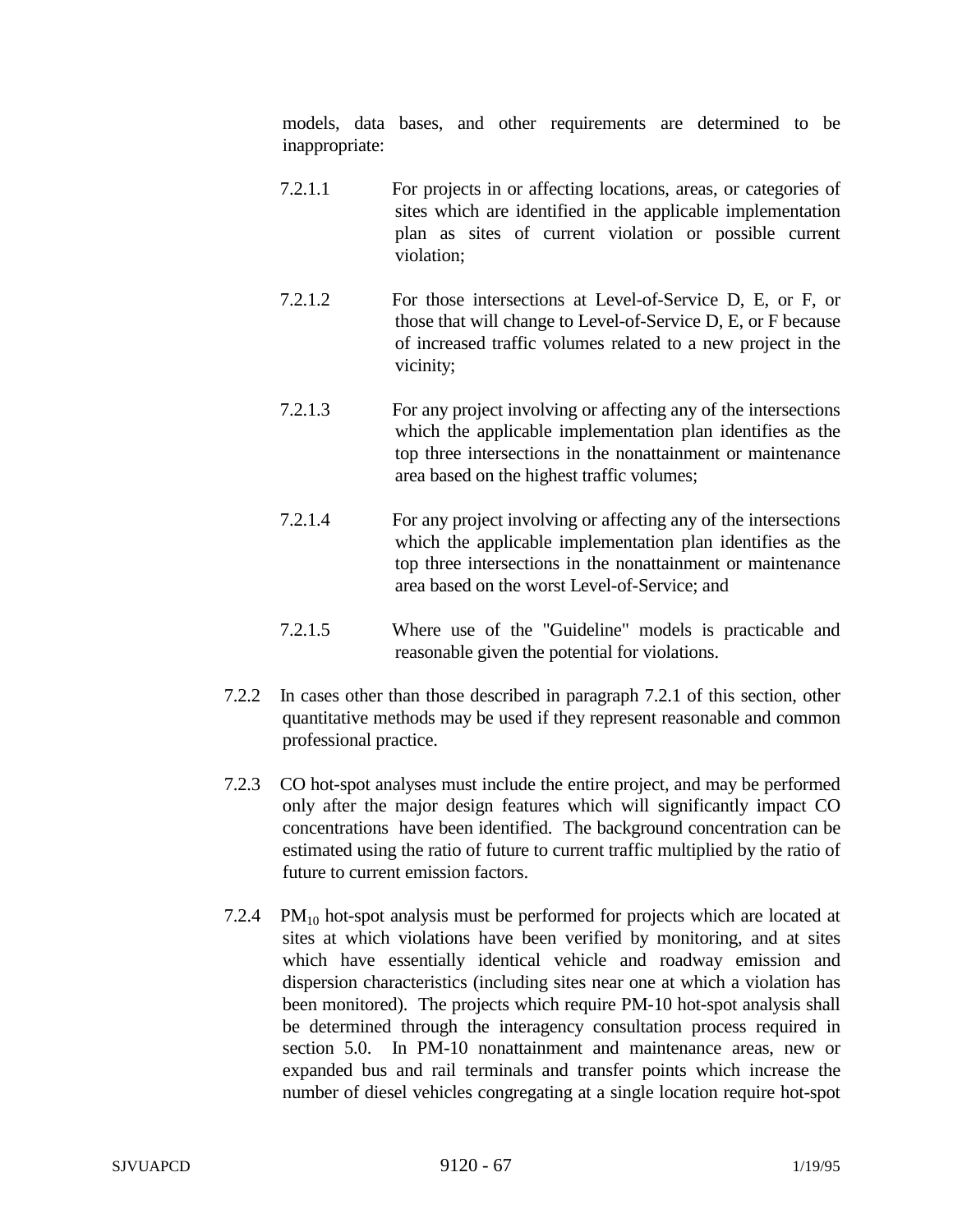models, data bases, and other requirements are determined to be inappropriate:

7.2.1.1 For projects in or affecting locations, areas, or categories of sites which are identified in the applicable implementation plan as sites of current violation or possible current violation;

7.2.1.2 For those intersections at Level-of-Service D, E, or F, or those that will change to Level-of-Service D, E, or F because of increased traffic volumes related to a new project in the vicinity;

7.2.1.3 For any project involving or affecting any of the intersections which the applicable implementation plan identifies as the top three intersections in the nonattainment or maintenance area based on the highest traffic volumes;

7.2.1.4 For any project involving or affecting any of the intersections which the applicable implementation plan identifies as the top three intersections in the nonattainment or maintenance area based on the worst Level-of-Service; and

7.2.1.5 Where use of the "Guideline" models is practicable and reasonable given the potential for violations.

7.2.2 In cases other than those described in paragraph 7.2.1 of this section, other quantitative methods may be used if they represent reasonable and common professional practice.

7.2.3 CO hot-spot analyses must include the entire project, and may be performed only after the major design features which will significantly impact CO concentrations have been identified. The background concentration can be estimated using the ratio of future to current traffic multiplied by the ratio of future to current emission factors.

7.2.4 $PM_{10}$ hot-spot analysis must be performed for projects which are located at sites at which violations have been verified by monitoring, and at sites which have essentially identical vehicle and roadway emission and dispersion characteristics (including sites near one at which a violation has been monitored). The projects which require PM-10 hot-spot analysis shall be determined through the interagency consultation process required in section 5.0. In PM-10 nonattainment and maintenance areas, new or expanded bus and rail terminals and transfer points which increase the number of diesel vehicles congregating at a single location require hot-spot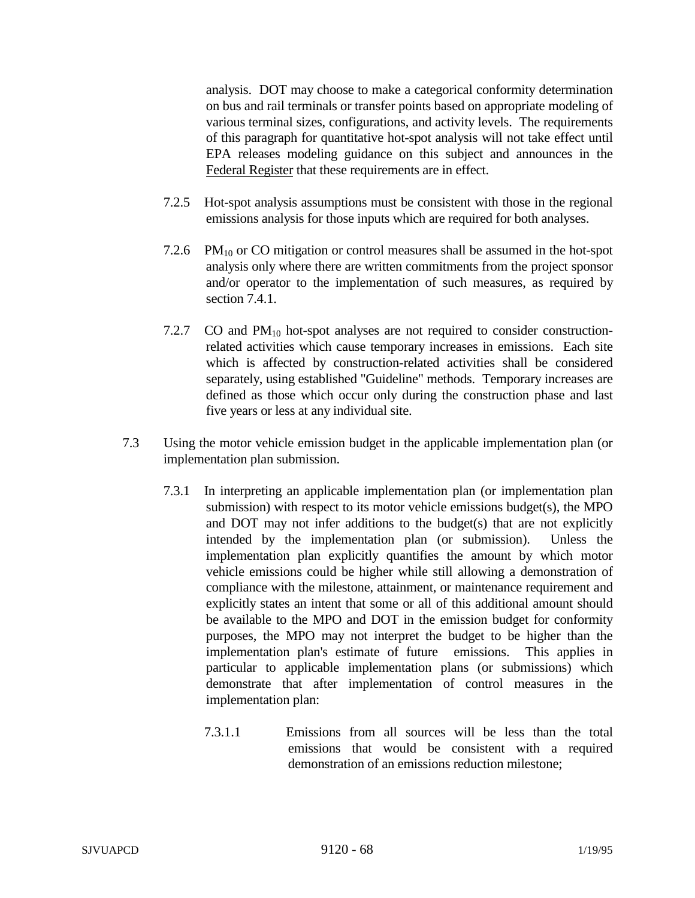analysis. DOT may choose to make a categorical conformity determination on bus and rail terminals or transfer points based on appropriate modeling of various terminal sizes, configurations, and activity levels. The requirements of this paragraph for quantitative hot-spot analysis will not take effect until EPA releases modeling guidance on this subject and announces in the Federal Register that these requirements are in effect.

7.2.5 Hot-spot analysis assumptions must be consistent with those in the regional emissions analysis for those inputs which are required for both analyses.

7.2.6 $PM_{10}$ or CO mitigation or control measures shall be assumed in the hot-spot analysis only where there are written commitments from the project sponsor and/or operator to the implementation of such measures, as required by section 7.4.1.

7.2.7 CO and $PM_{10}$ hot-spot analyses are not required to consider construction-related activities which cause temporary increases in emissions. Each site which is affected by construction-related activities shall be considered separately, using established "Guideline" methods. Temporary increases are defined as those which occur only during the construction phase and last five years or less at any individual site.

7.3 Using the motor vehicle emission budget in the applicable implementation plan (or implementation plan submission.

7.3.1 In interpreting an applicable implementation plan (or implementation plan submission) with respect to its motor vehicle emissions budget(s), the MPO and DOT may not infer additions to the budget(s) that are not explicitly intended by the implementation plan (or submission). Unless the implementation plan explicitly quantifies the amount by which motor vehicle emissions could be higher while still allowing a demonstration of compliance with the milestone, attainment, or maintenance requirement and explicitly states an intent that some or all of this additional amount should be available to the MPO and DOT in the emission budget for conformity purposes, the MPO may not interpret the budget to be higher than the implementation plan's estimate of future emissions. This applies in particular to applicable implementation plans (or submissions) which demonstrate that after implementation of control measures in the implementation plan:

7.3.1.1 Emissions from all sources will be less than the total emissions that would be consistent with a required demonstration of an emissions reduction milestone;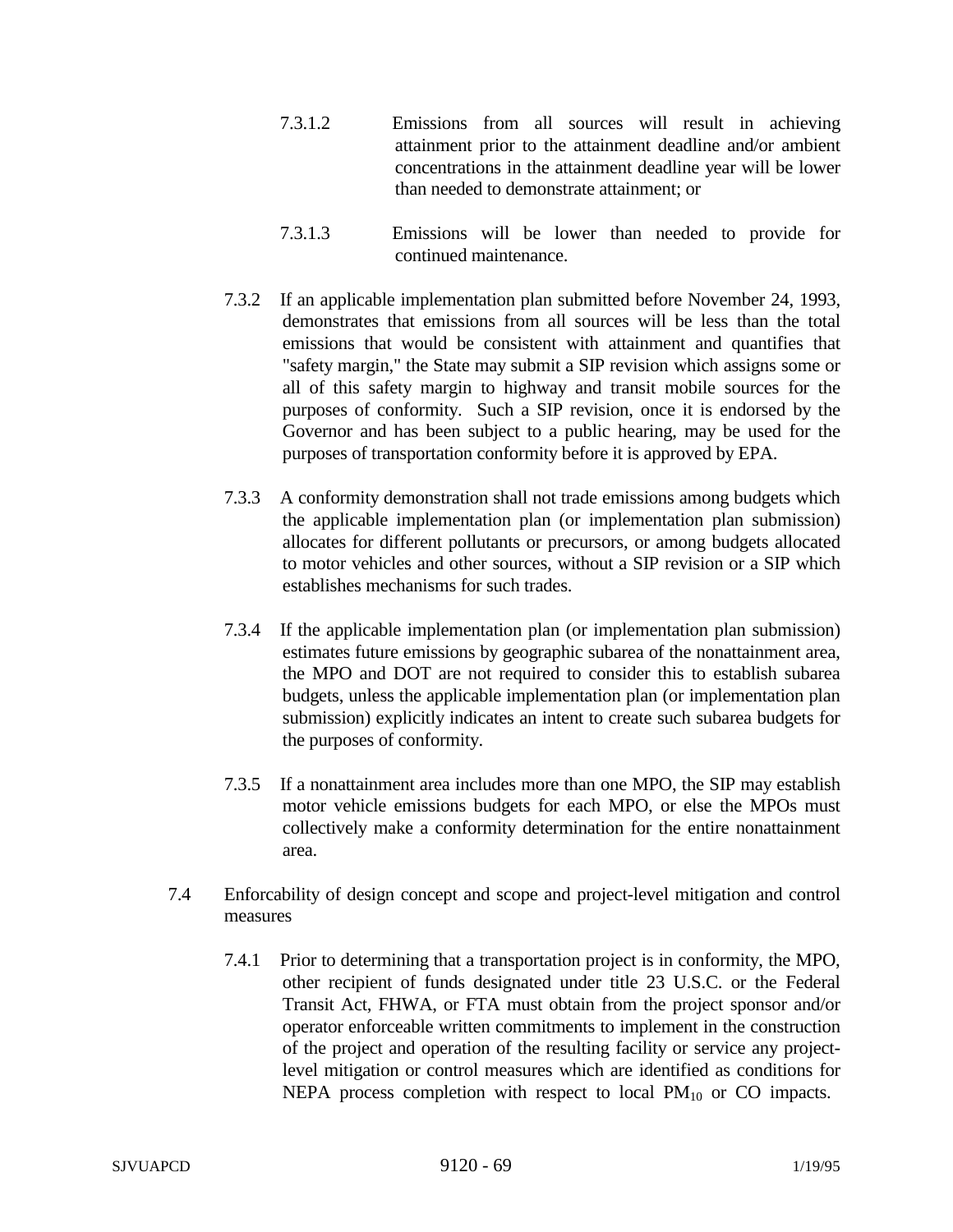7.3.1.2 Emissions from all sources will result in achieving attainment prior to the attainment deadline and/or ambient concentrations in the attainment deadline year will be lower than needed to demonstrate attainment; or

7.3.1.3 Emissions will be lower than needed to provide for continued maintenance.

7.3.2 If an applicable implementation plan submitted before November 24, 1993, demonstrates that emissions from all sources will be less than the total emissions that would be consistent with attainment and quantifies that "safety margin," the State may submit a SIP revision which assigns some or all of this safety margin to highway and transit mobile sources for the purposes of conformity. Such a SIP revision, once it is endorsed by the Governor and has been subject to a public hearing, may be used for the purposes of transportation conformity before it is approved by EPA.

7.3.3 A conformity demonstration shall not trade emissions among budgets which the applicable implementation plan (or implementation plan submission) allocates for different pollutants or precursors, or among budgets allocated to motor vehicles and other sources, without a SIP revision or a SIP which establishes mechanisms for such trades.

7.3.4 If the applicable implementation plan (or implementation plan submission) estimates future emissions by geographic subarea of the nonattainment area, the MPO and DOT are not required to consider this to establish subarea budgets, unless the applicable implementation plan (or implementation plan submission) explicitly indicates an intent to create such subarea budgets for the purposes of conformity.

7.3.5 If a nonattainment area includes more than one MPO, the SIP may establish motor vehicle emissions budgets for each MPO, or else the MPOs must collectively make a conformity determination for the entire nonattainment area.

7.4 Enforcability of design concept and scope and project-level mitigation and control measures

7.4.1 Prior to determining that a transportation project is in conformity, the MPO, other recipient of funds designated under title 23 U.S.C. or the Federal Transit Act, FHWA, or FTA must obtain from the project sponsor and/or operator enforceable written commitments to implement in the construction of the project and operation of the resulting facility or service any project-level mitigation or control measures which are identified as conditions for NEPA process completion with respect to local $PM_{10}$ or CO impacts.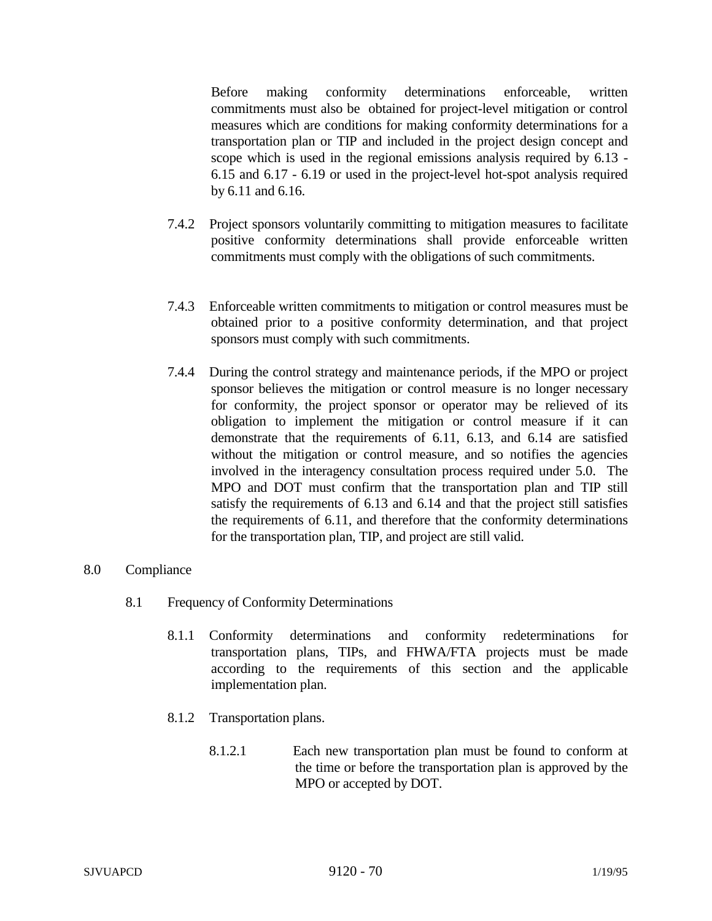Before making conformity determinations enforceable, written commitments must also be obtained for project-level mitigation or control measures which are conditions for making conformity determinations for a transportation plan or TIP and included in the project design concept and scope which is used in the regional emissions analysis required by 6.13 - 6.15 and 6.17 - 6.19 or used in the project-level hot-spot analysis required by 6.11 and 6.16.

7.4.2 Project sponsors voluntarily committing to mitigation measures to facilitate positive conformity determinations shall provide enforceable written commitments must comply with the obligations of such commitments.

7.4.3 Enforceable written commitments to mitigation or control measures must be obtained prior to a positive conformity determination, and that project sponsors must comply with such commitments.

7.4.4 During the control strategy and maintenance periods, if the MPO or project sponsor believes the mitigation or control measure is no longer necessary for conformity, the project sponsor or operator may be relieved of its obligation to implement the mitigation or control measure if it can demonstrate that the requirements of 6.11, 6.13, and 6.14 are satisfied without the mitigation or control measure, and so notifies the agencies involved in the interagency consultation process required under 5.0. The MPO and DOT must confirm that the transportation plan and TIP still satisfy the requirements of 6.13 and 6.14 and that the project still satisfies the requirements of 6.11, and therefore that the conformity determinations for the transportation plan, TIP, and project are still valid.

# 8.0 Compliance

## 8.1 Frequency of Conformity Determinations

8.1.1 Conformity determinations and conformity redeterminations for transportation plans, TIPs, and FHWA/FTA projects must be made according to the requirements of this section and the applicable implementation plan.

8.1.2 Transportation plans.

8.1.2.1 Each new transportation plan must be found to conform at the time or before the transportation plan is approved by the MPO or accepted by DOT.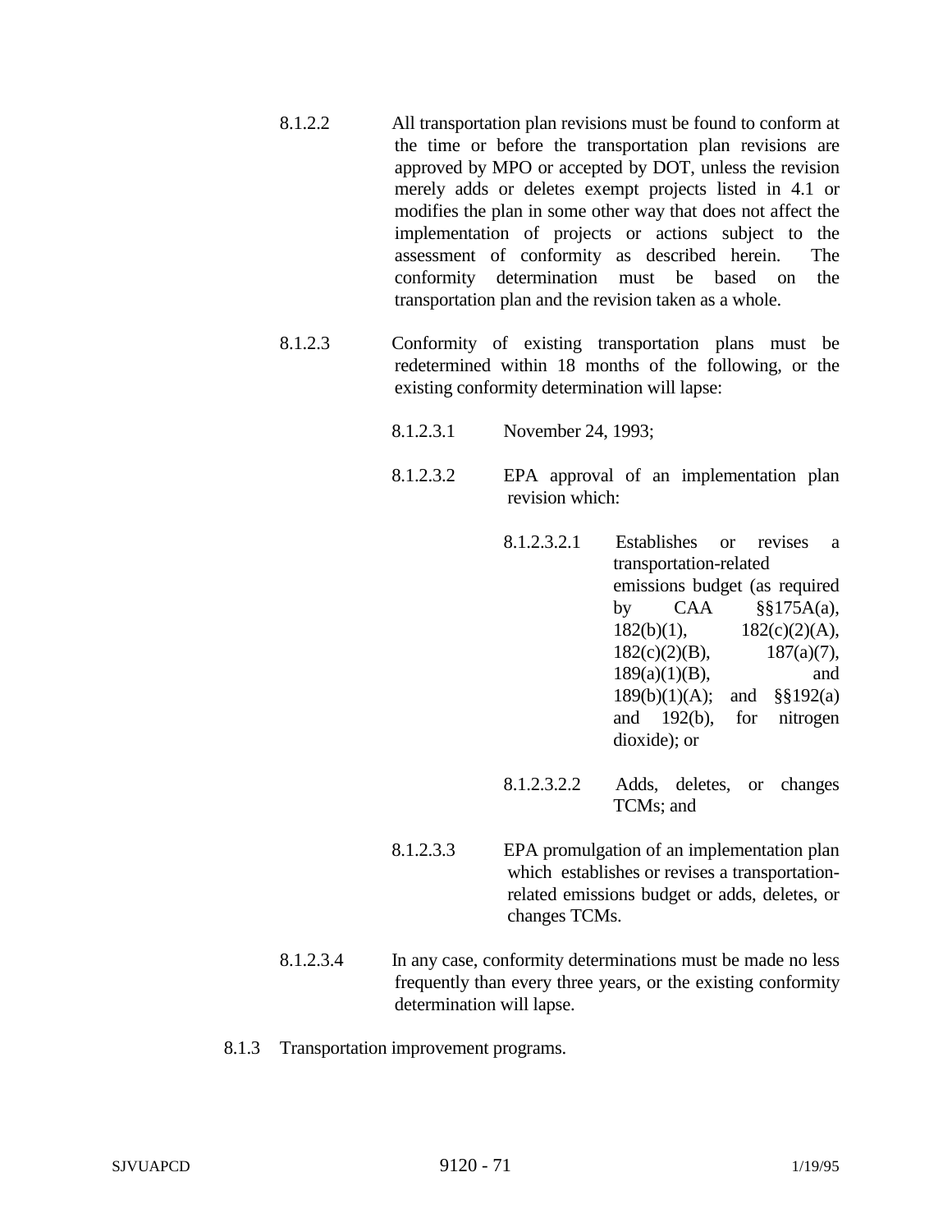8.1.2.2 All transportation plan revisions must be found to conform at the time or before the transportation plan revisions are approved by MPO or accepted by DOT, unless the revision merely adds or deletes exempt projects listed in 4.1 or modifies the plan in some other way that does not affect the implementation of projects or actions subject to the assessment of conformity as described herein. The conformity determination must be based on the transportation plan and the revision taken as a whole.

8.1.2.3 Conformity of existing transportation plans must be redetermined within 18 months of the following, or the existing conformity determination will lapse:

8.1.2.3.1 November 24, 1993;

8.1.2.3.2 EPA approval of an implementation plan revision which:

8.1.2.3.2.1 Establishes or revises a transportation-related emissions budget (as required by CAA §§175A(a), 182(b)(1), 182(c)(2)(A), 182(c)(2)(B), 187(a)(7), 189(a)(1)(B), and 189(b)(1)(A); and §§192(a) and 192(b), for nitrogen dioxide); or

8.1.2.3.2.2 Adds, deletes, or changes TCMs; and

8.1.2.3.3 EPA promulgation of an implementation plan which establishes or revises a transportation-related emissions budget or adds, deletes, or changes TCMs.

8.1.2.3.4 In any case, conformity determinations must be made no less frequently than every three years, or the existing conformity determination will lapse.

8.1.3 Transportation improvement programs.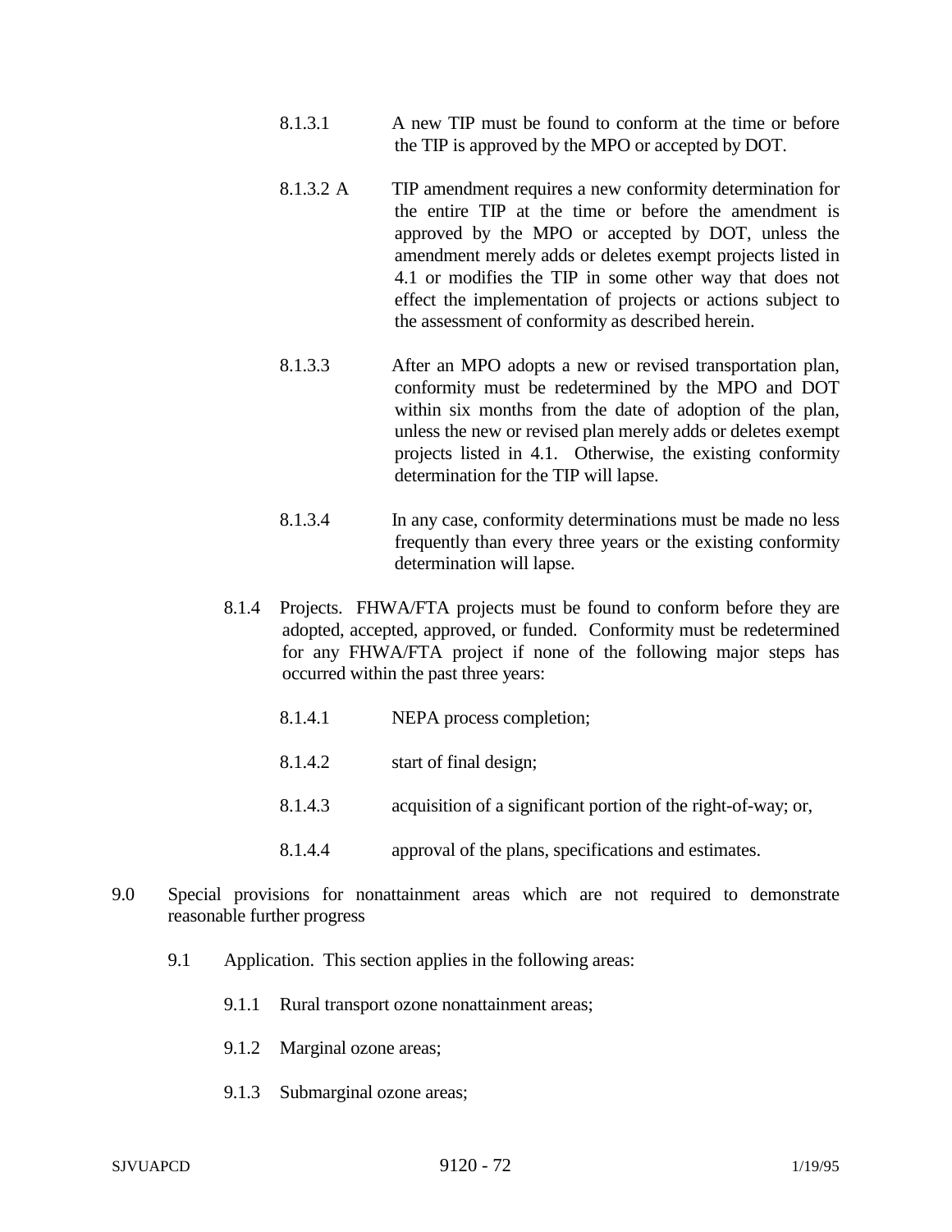8.1.3.1 A new TIP must be found to conform at the time or before the TIP is approved by the MPO or accepted by DOT.

8.1.3.2 A TIP amendment requires a new conformity determination for the entire TIP at the time or before the amendment is approved by the MPO or accepted by DOT, unless the amendment merely adds or deletes exempt projects listed in 4.1 or modifies the TIP in some other way that does not effect the implementation of projects or actions subject to the assessment of conformity as described herein.

8.1.3.3 After an MPO adopts a new or revised transportation plan, conformity must be redetermined by the MPO and DOT within six months from the date of adoption of the plan, unless the new or revised plan merely adds or deletes exempt projects listed in 4.1. Otherwise, the existing conformity determination for the TIP will lapse.

8.1.3.4 In any case, conformity determinations must be made no less frequently than every three years or the existing conformity determination will lapse.

8.1.4 Projects. FHWA/FTA projects must be found to conform before they are adopted, accepted, approved, or funded. Conformity must be redetermined for any FHWA/FTA project if none of the following major steps has occurred within the past three years:

8.1.4.1 NEPA process completion;

8.1.4.2 start of final design;

8.1.4.3 acquisition of a significant portion of the right-of-way; or,

8.1.4.4 approval of the plans, specifications and estimates.

9.0 Special provisions for nonattainment areas which are not required to demonstrate reasonable further progress

9.1 Application. This section applies in the following areas:

9.1.1 Rural transport ozone nonattainment areas;

9.1.2 Marginal ozone areas;

9.1.3 Submarginal ozone areas;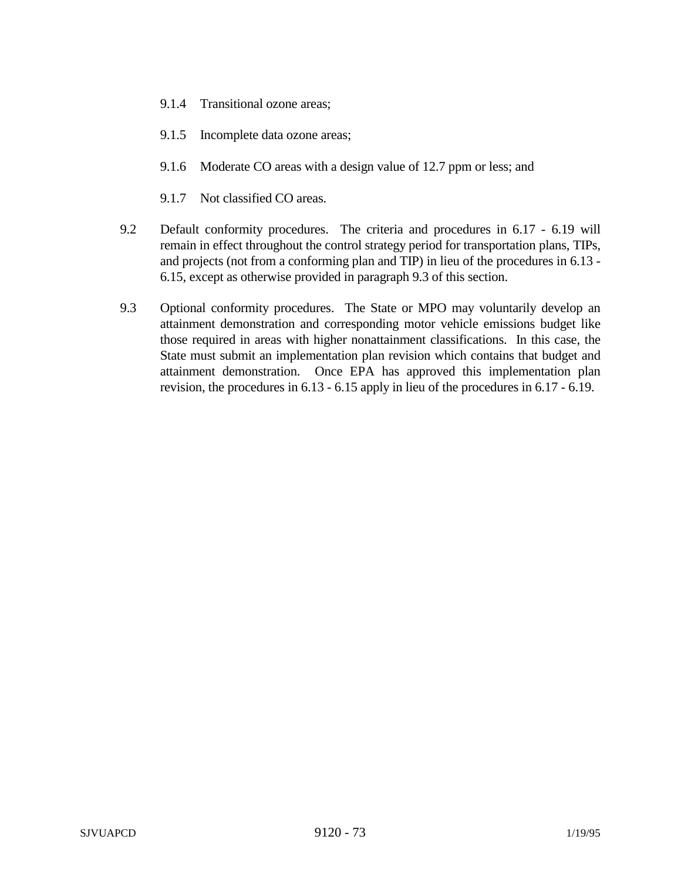9.1.4 Transitional ozone areas;

9.1.5 Incomplete data ozone areas;

9.1.6 Moderate CO areas with a design value of 12.7 ppm or less; and

9.1.7 Not classified CO areas.

9.2 Default conformity procedures. The criteria and procedures in 6.17 - 6.19 will remain in effect throughout the control strategy period for transportation plans, TIPs, and projects (not from a conforming plan and TIP) in lieu of the procedures in 6.13 - 6.15, except as otherwise provided in paragraph 9.3 of this section.

9.3 Optional conformity procedures. The State or MPO may voluntarily develop an attainment demonstration and corresponding motor vehicle emissions budget like those required in areas with higher nonattainment classifications. In this case, the State must submit an implementation plan revision which contains that budget and attainment demonstration. Once EPA has approved this implementation plan revision, the procedures in 6.13 - 6.15 apply in lieu of the procedures in 6.17 - 6.19.